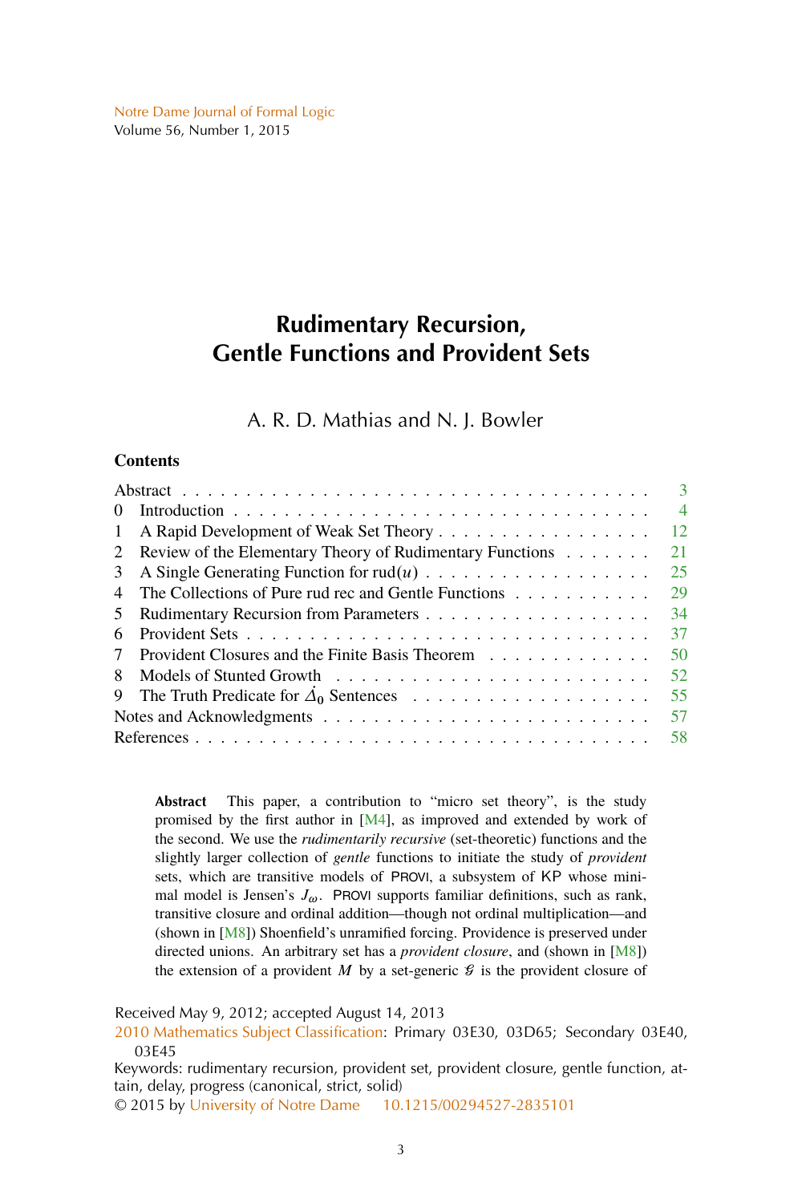Notre Dame Journal of Formal Logic
Volume 56, Number 1, 2015

# Rudimentary Recursion, Gentle Functions and Provident Sets

A. R. D. Mathias and N. J. Bowler

## Contents

| | | |
|---|---|---|
| Abstract | | 3 |
| 0 | Introduction | 4 |
| 1 | A Rapid Development of Weak Set Theory | 12 |
| 2 | Review of the Elementary Theory of Rudimentary Functions | 21 |
| 3 | A Single Generating Function for $\mathrm{rud}(u)$ | 25 |
| 4 | The Collections of Pure rud rec and Gentle Functions | 29 |
| 5 | Rudimentary Recursion from Parameters | 34 |
| 6 | Provident Sets | 37 |
| 7 | Provident Closures and the Finite Basis Theorem | 50 |
| 8 | Models of Stunted Growth | 52 |
| 9 | The Truth Predicate for $\Delta_0$ Sentences | 55 |
| Notes and Acknowledgments | | 57 |
| References | | 58 |

**Abstract** This paper, a contribution to "micro set theory", is the study promised by the first author in [M4], as improved and extended by work of the second. We use the *rudimentarily recursive* (set-theoretic) functions and the slightly larger collection of *gentle* functions to initiate the study of *provident* sets, which are transitive models of PROVI, a subsystem of KP whose minimal model is Jensen's $J_\omega$. PROVI supports familiar definitions, such as rank, transitive closure and ordinal addition—though not ordinal multiplication—and (shown in [M8]) Shoenfield's unramified forcing. Providence is preserved under directed unions. An arbitrary set has a *provident closure*, and (shown in [M8]) the extension of a provident $M$ by a set-generic $\mathcal{G}$ is the provident closure of

Received May 9, 2012; accepted August 14, 2013

2010 Mathematics Subject Classification: Primary 03E30, 03D65; Secondary 03E40, 03E45

Keywords: rudimentary recursion, provident set, provident closure, gentle function, attain, delay, progress (canonical, strict, solid)

© 2015 by University of Notre Dame 10.1215/00294527-2835101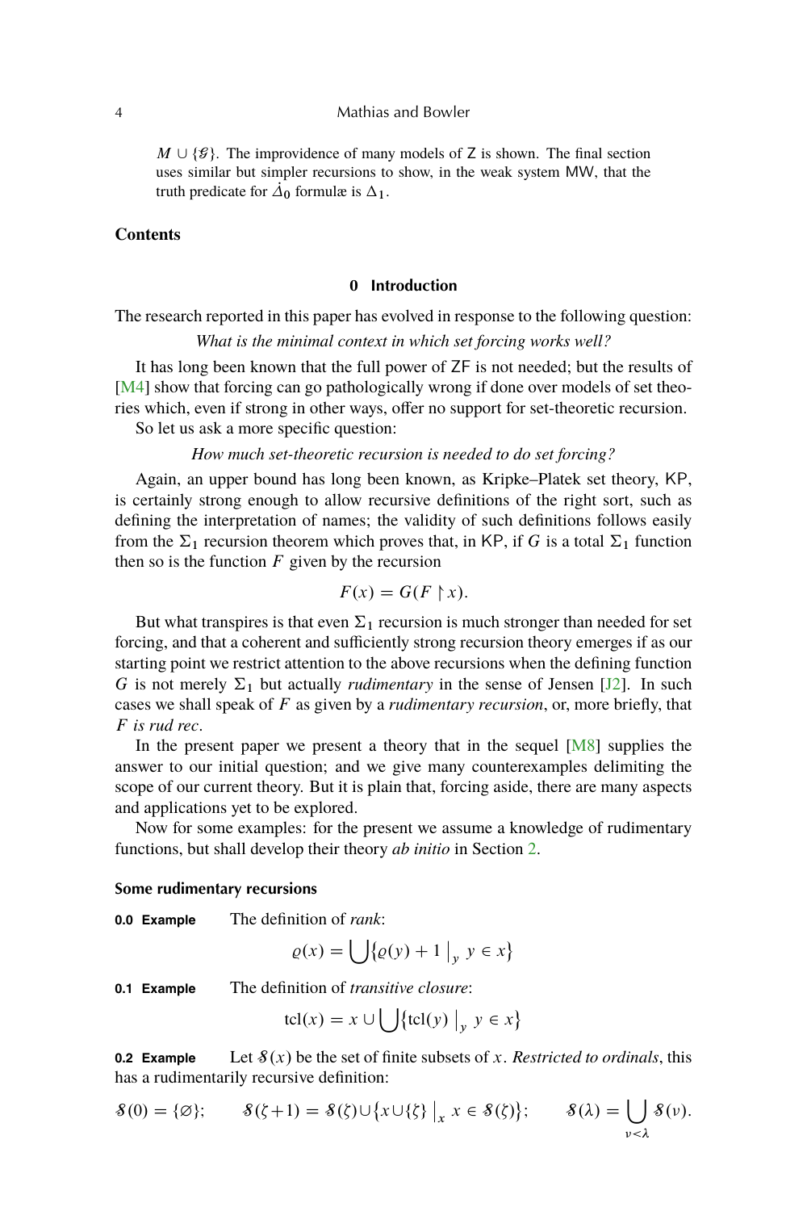$M \cup \{\mathscr{G}\}$. The improvidence of many models of Z is shown. The final section uses similar but simpler recursions to show, in the weak system MW, that the truth predicate for $\dot{\Delta}_0$ formulæ is $\Delta_1$.

**Contents**

## 0 Introduction

The research reported in this paper has evolved in response to the following question:

*What is the minimal context in which set forcing works well?*

It has long been known that the full power of ZF is not needed; but the results of [M4] show that forcing can go pathologically wrong if done over models of set theories which, even if strong in other ways, offer no support for set-theoretic recursion.

So let us ask a more specific question:

*How much set-theoretic recursion is needed to do set forcing?*

Again, an upper bound has long been known, as Kripke–Platek set theory, KP, is certainly strong enough to allow recursive definitions of the right sort, such as defining the interpretation of names; the validity of such definitions follows easily from the $\Sigma_1$ recursion theorem which proves that, in KP, if $G$ is a total $\Sigma_1$ function then so is the function $F$ given by the recursion

$$F(x) = G(F \restriction x).$$

But what transpires is that even $\Sigma_1$ recursion is much stronger than needed for set forcing, and that a coherent and sufficiently strong recursion theory emerges if as our starting point we restrict attention to the above recursions when the defining function $G$ is not merely $\Sigma_1$ but actually *rudimentary* in the sense of Jensen [J2]. In such cases we shall speak of $F$ as given by a *rudimentary recursion*, or, more briefly, that *$F$ is rud rec*.

In the present paper we present a theory that in the sequel [M8] supplies the answer to our initial question; and we give many counterexamples delimiting the scope of our current theory. But it is plain that, forcing aside, there are many aspects and applications yet to be explored.

Now for some examples: for the present we assume a knowledge of rudimentary functions, but shall develop their theory *ab initio* in Section 2.

### Some rudimentary recursions

**0.0 Example** The definition of *rank*:

$$\varrho(x) = \bigcup \{\varrho(y) + 1 \mid_y y \in x\}$$

**0.1 Example** The definition of *transitive closure*:

$$\mathrm{tcl}(x) = x \cup \bigcup \{\mathrm{tcl}(y) \mid_y y \in x\}$$

**0.2 Example** Let $\mathcal{S}(x)$ be the set of finite subsets of $x$. *Restricted to ordinals*, this has a rudimentarily recursive definition:

$$\mathcal{S}(0) = \{\varnothing\}; \qquad \mathcal{S}(\zeta+1) = \mathcal{S}(\zeta) \cup \{x \cup \{\zeta\} \mid_x x \in \mathcal{S}(\zeta)\}; \qquad \mathcal{S}(\lambda) = \bigcup_{\nu<\lambda} \mathcal{S}(\nu).$$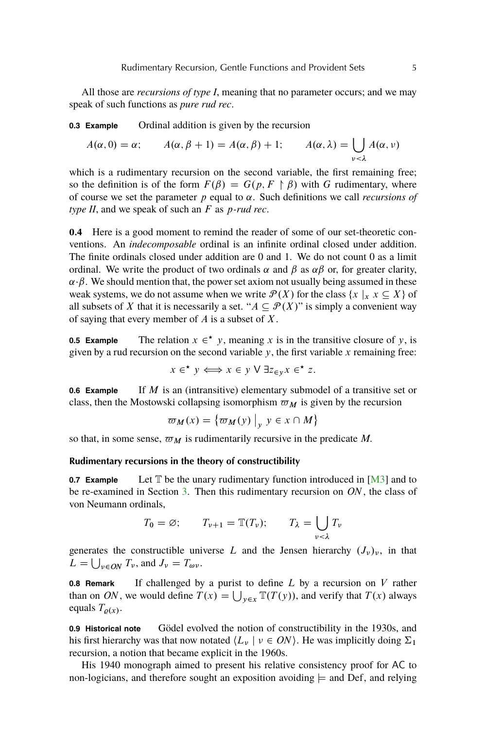All those are *recursions of type I*, meaning that no parameter occurs; and we may speak of such functions as *pure rud rec*.

**0.3 Example** Ordinal addition is given by the recursion

$$A(\alpha, 0) = \alpha; \qquad A(\alpha, \beta + 1) = A(\alpha, \beta) + 1; \qquad A(\alpha, \lambda) = \bigcup_{\nu < \lambda} A(\alpha, \nu)$$

which is a rudimentary recursion on the second variable, the first remaining free; so the definition is of the form $F(\beta) = G(p, F \restriction \beta)$ with $G$ rudimentary, where of course we set the parameter $p$ equal to $\alpha$. Such definitions we call *recursions of type II*, and we speak of such an $F$ as *p-rud rec*.

**0.4** Here is a good moment to remind the reader of some of our set-theoretic conventions. An *indecomposable* ordinal is an infinite ordinal closed under addition. The finite ordinals closed under addition are 0 and 1. We do not count 0 as a limit ordinal. We write the product of two ordinals $\alpha$ and $\beta$ as $\alpha\beta$ or, for greater clarity, $\alpha \cdot \beta$. We should mention that, the power set axiom not usually being assumed in these weak systems, we do not assume when we write $\mathcal{P}(X)$ for the class $\{x \mid_x x \subseteq X\}$ of all subsets of $X$ that it is necessarily a set. "$A \subseteq \mathcal{P}(X)$" is simply a convenient way of saying that every member of $A$ is a subset of $X$.

**0.5 Example** The relation $x \in^\star y$, meaning $x$ is in the transitive closure of $y$, is given by a rud recursion on the second variable $y$, the first variable $x$ remaining free:

$$x \in^\star y \iff x \in y \vee \exists z_{\in y} x \in^\star z.$$

**0.6 Example** If $M$ is an (intransitive) elementary submodel of a transitive set or class, then the Mostowski collapsing isomorphism $\varpi_M$ is given by the recursion

$$\varpi_M(x) = \left\{ \varpi_M(y) \,\middle|_y\, y \in x \cap M \right\}$$

so that, in some sense, $\varpi_M$ is rudimentarily recursive in the predicate $M$.

### Rudimentary recursions in the theory of constructibility

**0.7 Example** Let $\mathbb{T}$ be the unary rudimentary function introduced in [M3] and to be re-examined in Section 3. Then this rudimentary recursion on $ON$, the class of von Neumann ordinals,

$$T_0 = \varnothing; \qquad T_{\nu+1} = \mathbb{T}(T_\nu); \qquad T_\lambda = \bigcup_{\nu < \lambda} T_\nu$$

generates the constructible universe $L$ and the Jensen hierarchy $(J_\nu)_\nu$, in that $L = \bigcup_{\nu \in ON} T_\nu$, and $J_\nu = T_{\omega\nu}$.

**0.8 Remark** If challenged by a purist to define $L$ by a recursion on $V$ rather than on $ON$, we would define $T(x) = \bigcup_{y \in x} \mathbb{T}(T(y))$, and verify that $T(x)$ always equals $T_{\varrho(x)}$.

**0.9 Historical note** Gödel evolved the notion of constructibility in the 1930s, and his first hierarchy was that now notated $\langle L_\nu \mid \nu \in ON \rangle$. He was implicitly doing $\Sigma_1$ recursion, a notion that became explicit in the 1960s.

His 1940 monograph aimed to present his relative consistency proof for AC to non-logicians, and therefore sought an exposition avoiding $\models$ and Def, and relying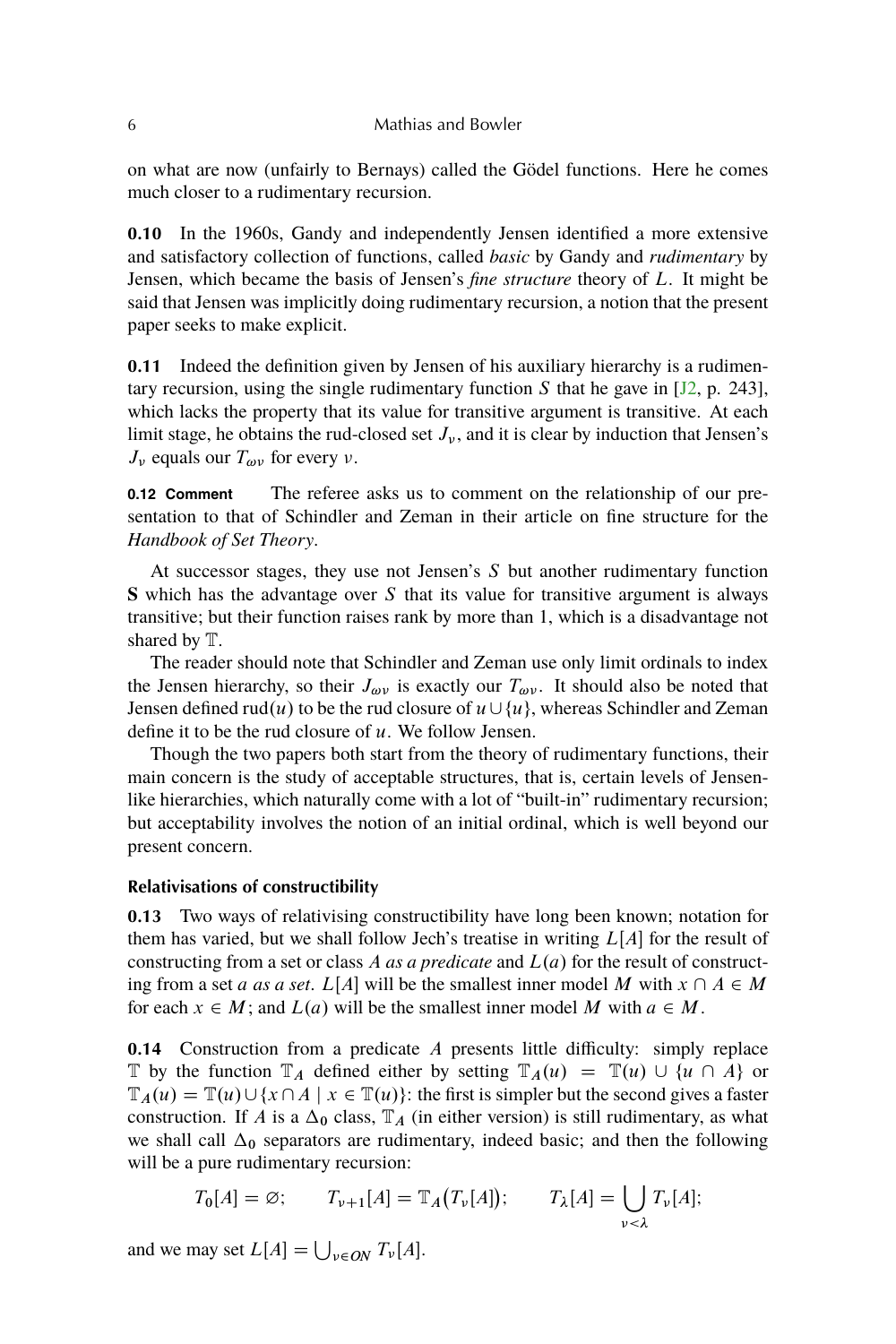on what are now (unfairly to Bernays) called the Gödel functions. Here he comes much closer to a rudimentary recursion.

**0.10** In the 1960s, Gandy and independently Jensen identified a more extensive and satisfactory collection of functions, called *basic* by Gandy and *rudimentary* by Jensen, which became the basis of Jensen's *fine structure* theory of $L$. It might be said that Jensen was implicitly doing rudimentary recursion, a notion that the present paper seeks to make explicit.

**0.11** Indeed the definition given by Jensen of his auxiliary hierarchy is a rudimentary recursion, using the single rudimentary function $S$ that he gave in [J2, p. 243], which lacks the property that its value for transitive argument is transitive. At each limit stage, he obtains the rud-closed set $J_\nu$, and it is clear by induction that Jensen's $J_\nu$ equals our $T_{\omega\nu}$ for every $\nu$.

**0.12 Comment** The referee asks us to comment on the relationship of our presentation to that of Schindler and Zeman in their article on fine structure for the *Handbook of Set Theory*.

At successor stages, they use not Jensen's $S$ but another rudimentary function $\mathbf{S}$ which has the advantage over $S$ that its value for transitive argument is always transitive; but their function raises rank by more than 1, which is a disadvantage not shared by $\mathbb{T}$.

The reader should note that Schindler and Zeman use only limit ordinals to index the Jensen hierarchy, so their $J_{\omega\nu}$ is exactly our $T_{\omega\nu}$. It should also be noted that Jensen defined $\mathrm{rud}(u)$ to be the rud closure of $u \cup \{u\}$, whereas Schindler and Zeman define it to be the rud closure of $u$. We follow Jensen.

Though the two papers both start from the theory of rudimentary functions, their main concern is the study of acceptable structures, that is, certain levels of Jensen-like hierarchies, which naturally come with a lot of "built-in" rudimentary recursion; but acceptability involves the notion of an initial ordinal, which is well beyond our present concern.

### Relativisations of constructibility

**0.13** Two ways of relativising constructibility have long been known; notation for them has varied, but we shall follow Jech's treatise in writing $L[A]$ for the result of constructing from a set or class $A$ *as a predicate* and $L(a)$ for the result of constructing from a set $a$ *as a set*. $L[A]$ will be the smallest inner model $M$ with $x \cap A \in M$ for each $x \in M$; and $L(a)$ will be the smallest inner model $M$ with $a \in M$.

**0.14** Construction from a predicate $A$ presents little difficulty: simply replace $\mathbb{T}$ by the function $\mathbb{T}_A$ defined either by setting $\mathbb{T}_A(u) = \mathbb{T}(u) \cup \{u \cap A\}$ or $\mathbb{T}_A(u) = \mathbb{T}(u) \cup \{x \cap A \mid x \in \mathbb{T}(u)\}$: the first is simpler but the second gives a faster construction. If $A$ is a $\Delta_0$ class, $\mathbb{T}_A$ (in either version) is still rudimentary, as what we shall call $\Delta_0$ separators are rudimentary, indeed basic; and then the following will be a pure rudimentary recursion:

$$T_0[A] = \varnothing; \qquad T_{\nu+1}[A] = \mathbb{T}_A\big(T_\nu[A]\big); \qquad T_\lambda[A] = \bigcup_{\nu<\lambda} T_\nu[A];$$

and we may set $L[A] = \bigcup_{\nu \in ON} T_\nu[A]$.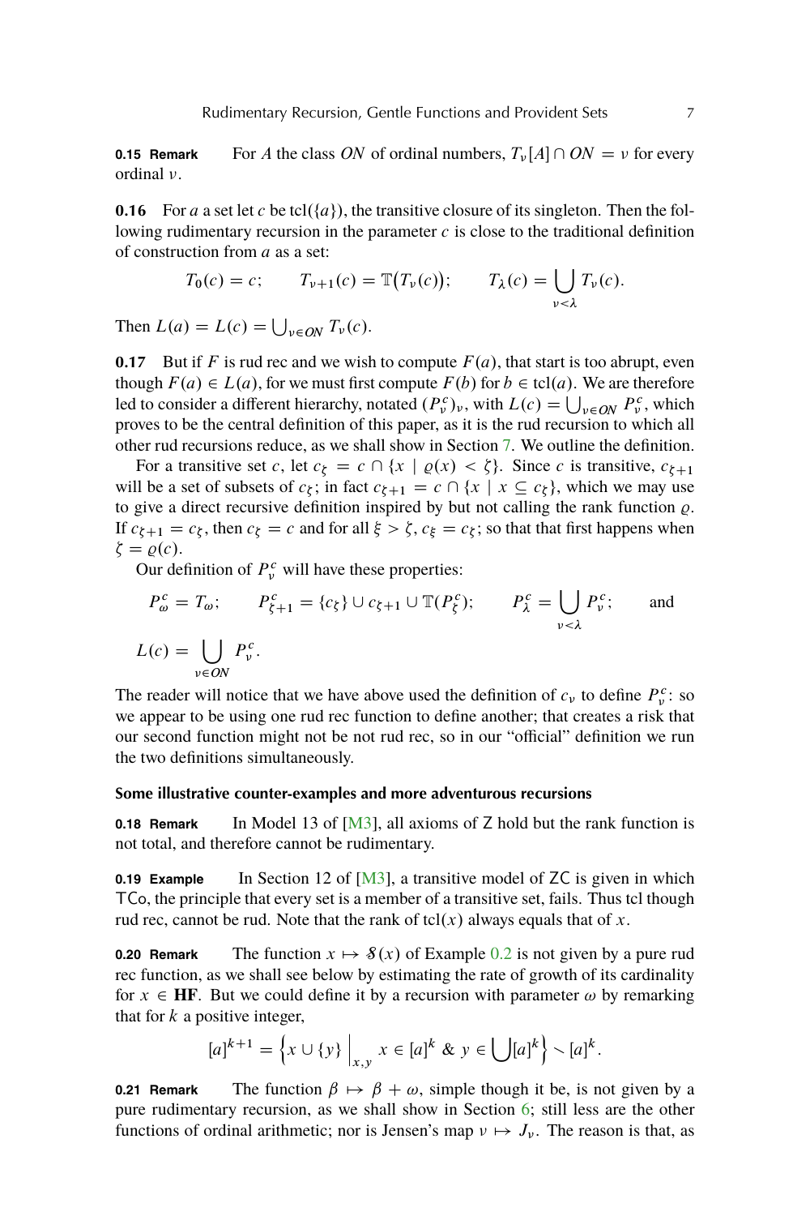**0.15 Remark** For $A$ the class $ON$ of ordinal numbers, $T_\nu[A] \cap ON = \nu$ for every ordinal $\nu$.

**0.16** For $a$ a set let $c$ be $\mathrm{tcl}(\{a\})$, the transitive closure of its singleton. Then the following rudimentary recursion in the parameter $c$ is close to the traditional definition of construction from $a$ as a set:

$$T_0(c) = c; \qquad T_{\nu+1}(c) = \mathbb{T}\big(T_\nu(c)\big); \qquad T_\lambda(c) = \bigcup_{\nu<\lambda} T_\nu(c).$$

Then $L(a) = L(c) = \bigcup_{\nu \in ON} T_\nu(c)$.

**0.17** But if $F$ is rud rec and we wish to compute $F(a)$, that start is too abrupt, even though $F(a) \in L(a)$, for we must first compute $F(b)$ for $b \in \mathrm{tcl}(a)$. We are therefore led to consider a different hierarchy, notated $(P^c_\nu)_\nu$, with $L(c) = \bigcup_{\nu \in ON} P^c_\nu$, which proves to be the central definition of this paper, as it is the rud recursion to which all other rud recursions reduce, as we shall show in Section 7. We outline the definition.

For a transitive set $c$, let $c_\zeta = c \cap \{x \mid \varrho(x) < \zeta\}$. Since $c$ is transitive, $c_{\zeta+1}$ will be a set of subsets of $c_\zeta$; in fact $c_{\zeta+1} = c \cap \{x \mid x \subseteq c_\zeta\}$, which we may use to give a direct recursive definition inspired by but not calling the rank function $\varrho$. If $c_{\zeta+1} = c_\zeta$, then $c_\zeta = c$ and for all $\xi > \zeta$, $c_\xi = c_\zeta$; so that that first happens when $\zeta = \varrho(c)$.

Our definition of $P^c_\nu$ will have these properties:

$$P^c_\omega = T_\omega; \qquad P^c_{\zeta+1} = \{c_\zeta\} \cup c_{\zeta+1} \cup \mathbb{T}(P^c_\zeta); \qquad P^c_\lambda = \bigcup_{\nu<\lambda} P^c_\nu; \qquad \text{and}$$

$$L(c) = \bigcup_{\nu \in ON} P^c_\nu.$$

The reader will notice that we have above used the definition of $c_\nu$ to define $P^c_\nu$: so we appear to be using one rud rec function to define another; that creates a risk that our second function might not be not rud rec, so in our "official" definition we run the two definitions simultaneously.

### Some illustrative counter-examples and more adventurous recursions

**0.18 Remark** In Model 13 of [M3], all axioms of Z hold but the rank function is not total, and therefore cannot be rudimentary.

**0.19 Example** In Section 12 of [M3], a transitive model of ZC is given in which TCo, the principle that every set is a member of a transitive set, fails. Thus tcl though rud rec, cannot be rud. Note that the rank of $\mathrm{tcl}(x)$ always equals that of $x$.

**0.20 Remark** The function $x \mapsto \mathcal{S}(x)$ of Example 0.2 is not given by a pure rud rec function, as we shall see below by estimating the rate of growth of its cardinality for $x \in \mathbf{HF}$. But we could define it by a recursion with parameter $\omega$ by remarking that for $k$ a positive integer,

$$[a]^{k+1} = \Big\{ x \cup \{y\} \;\Big|_{x,y}\; x \in [a]^k \;\&\; y \in \bigcup [a]^k \Big\} \smallsetminus [a]^k.$$

**0.21 Remark** The function $\beta \mapsto \beta + \omega$, simple though it be, is not given by a pure rudimentary recursion, as we shall show in Section 6; still less are the other functions of ordinal arithmetic; nor is Jensen's map $\nu \mapsto J_\nu$. The reason is that, as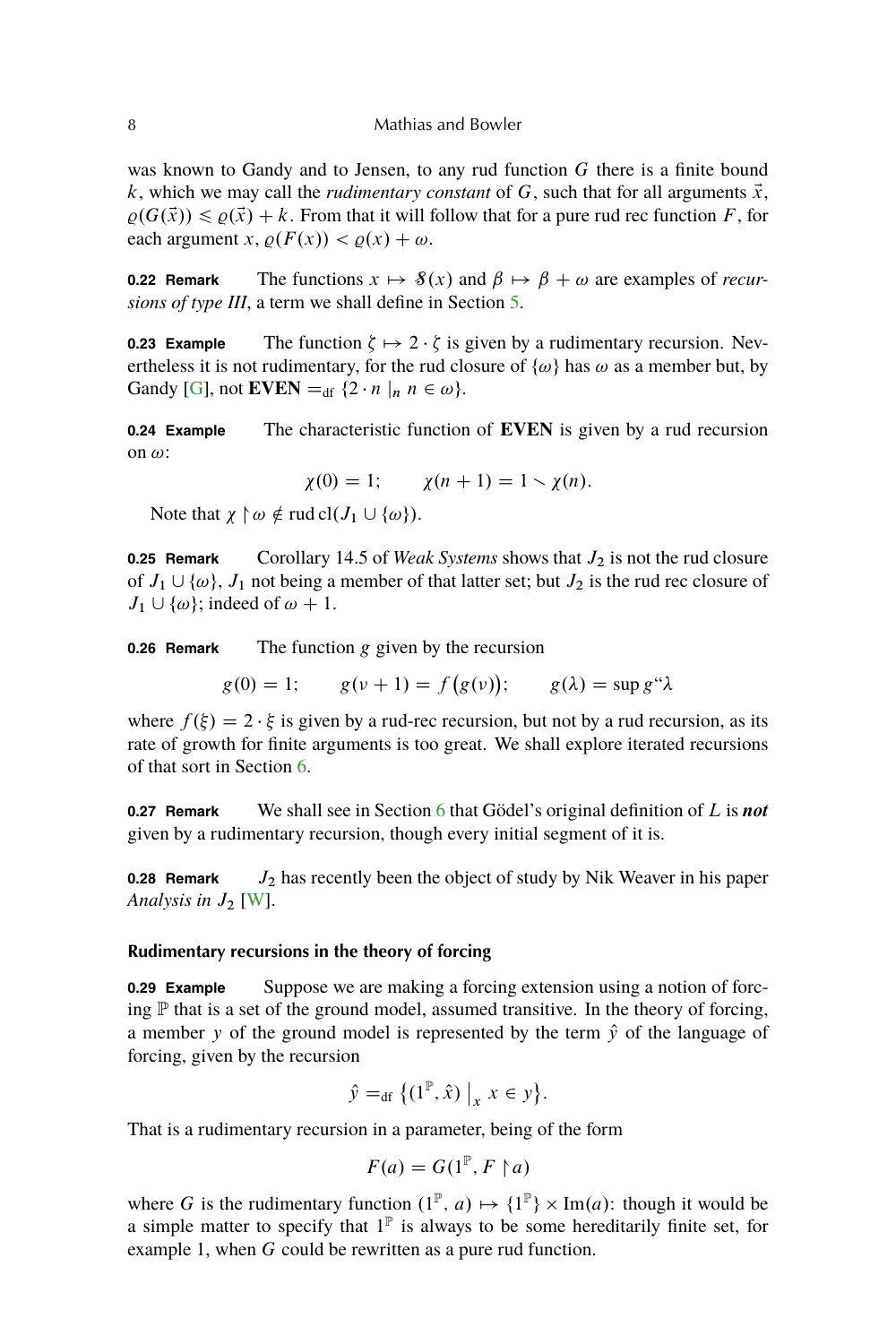was known to Gandy and to Jensen, to any rud function $G$ there is a finite bound $k$, which we may call the *rudimentary constant* of $G$, such that for all arguments $\vec{x}$, $\varrho(G(\vec{x})) \leqslant \varrho(\vec{x}) + k$. From that it will follow that for a pure rud rec function $F$, for each argument $x$, $\varrho(F(x)) < \varrho(x) + \omega$.

**0.22 Remark** The functions $x \mapsto \mathcal{S}(x)$ and $\beta \mapsto \beta + \omega$ are examples of *recursions of type III*, a term we shall define in Section 5.

**0.23 Example** The function $\zeta \mapsto 2 \cdot \zeta$ is given by a rudimentary recursion. Nevertheless it is not rudimentary, for the rud closure of $\{\omega\}$ has $\omega$ as a member but, by Gandy [G], not $\mathbf{EVEN} =_{\text{df}} \{2 \cdot n \mid_n n \in \omega\}$.

**0.24 Example** The characteristic function of **EVEN** is given by a rud recursion on $\omega$:

$$\chi(0) = 1; \qquad \chi(n+1) = 1 \smallsetminus \chi(n).$$

Note that $\chi \restriction \omega \notin \text{rud cl}(J_1 \cup \{\omega\})$.

**0.25 Remark** Corollary 14.5 of *Weak Systems* shows that $J_2$ is not the rud closure of $J_1 \cup \{\omega\}$, $J_1$ not being a member of that latter set; but $J_2$ is the rud rec closure of $J_1 \cup \{\omega\}$; indeed of $\omega + 1$.

**0.26 Remark** The function $g$ given by the recursion

$$g(0) = 1; \qquad g(\nu + 1) = f\big(g(\nu)\big); \qquad g(\lambda) = \sup g``\lambda$$

where $f(\xi) = 2 \cdot \xi$ is given by a rud-rec recursion, but not by a rud recursion, as its rate of growth for finite arguments is too great. We shall explore iterated recursions of that sort in Section 6.

**0.27 Remark** We shall see in Section 6 that Gödel's original definition of $L$ is ***not*** given by a rudimentary recursion, though every initial segment of it is.

**0.28 Remark** $J_2$ has recently been the object of study by Nik Weaver in his paper *Analysis in $J_2$* [W].

### Rudimentary recursions in the theory of forcing

**0.29 Example** Suppose we are making a forcing extension using a notion of forcing $\mathbb{P}$ that is a set of the ground model, assumed transitive. In the theory of forcing, a member $y$ of the ground model is represented by the term $\hat{y}$ of the language of forcing, given by the recursion

$$\hat{y} =_{\text{df}} \big\{(1^{\mathbb{P}}, \hat{x}) \,\big|_x\, x \in y\big\}.$$

That is a rudimentary recursion in a parameter, being of the form

$$F(a) = G(1^{\mathbb{P}}, F \restriction a)$$

where $G$ is the rudimentary function $(1^{\mathbb{P}}, a) \mapsto \{1^{\mathbb{P}}\} \times \text{Im}(a)$: though it would be a simple matter to specify that $1^{\mathbb{P}}$ is always to be some hereditarily finite set, for example 1, when $G$ could be rewritten as a pure rud function.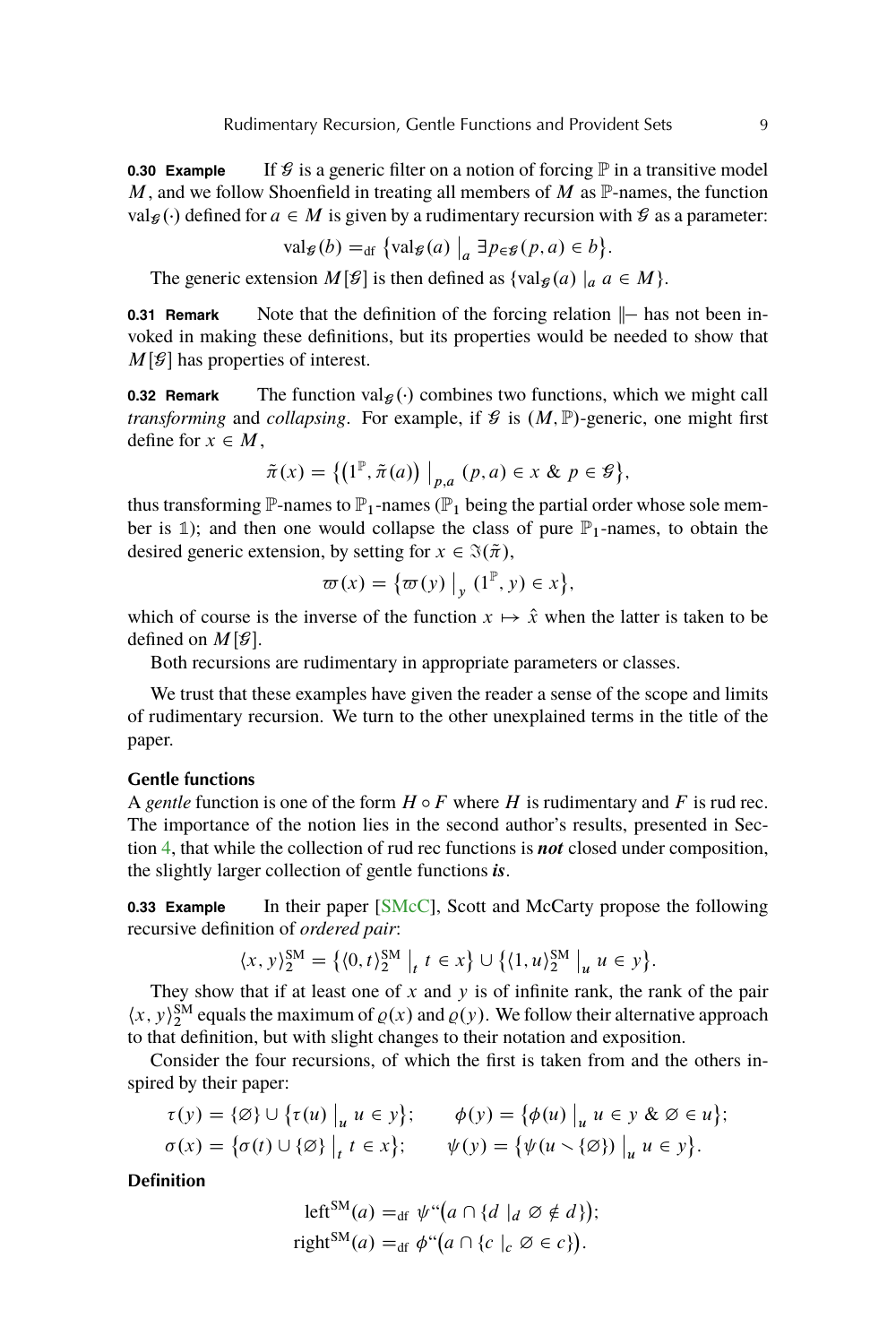**0.30 Example** If $\mathscr{G}$ is a generic filter on a notion of forcing $\mathbb{P}$ in a transitive model $M$, and we follow Shoenfield in treating all members of $M$ as $\mathbb{P}$-names, the function $\mathrm{val}_{\mathscr{G}}(\cdot)$ defined for $a \in M$ is given by a rudimentary recursion with $\mathscr{G}$ as a parameter:

$$\mathrm{val}_{\mathscr{G}}(b) =_{\mathrm{df}} \big\{\mathrm{val}_{\mathscr{G}}(a) \bigm|_a \exists p_{\in \mathscr{G}} (p, a) \in b\big\}.$$

The generic extension $M[\mathscr{G}]$ is then defined as $\{\mathrm{val}_{\mathscr{G}}(a) \mid_a a \in M\}$.

**0.31 Remark** Note that the definition of the forcing relation $\Vdash$ has not been invoked in making these definitions, but its properties would be needed to show that $M[\mathscr{G}]$ has properties of interest.

**0.32 Remark** The function $\mathrm{val}_{\mathscr{G}}(\cdot)$ combines two functions, which we might call *transforming* and *collapsing*. For example, if $\mathscr{G}$ is $(M, \mathbb{P})$-generic, one might first define for $x \in M$,

$$\tilde{\pi}(x) = \big\{\big(1^{\mathbb{P}}, \tilde{\pi}(a)\big) \bigm|_{p,a} (p, a) \in x \ \&\ p \in \mathscr{G}\big\},$$

thus transforming $\mathbb{P}$-names to $\mathbb{P}_1$-names ($\mathbb{P}_1$ being the partial order whose sole member is $\mathbb{1}$); and then one would collapse the class of pure $\mathbb{P}_1$-names, to obtain the desired generic extension, by setting for $x \in \Im(\tilde{\pi})$,

$$\varpi(x) = \big\{\varpi(y) \bigm|_y (1^{\mathbb{P}}, y) \in x\big\},$$

which of course is the inverse of the function $x \mapsto \hat{x}$ when the latter is taken to be defined on $M[\mathscr{G}]$.

Both recursions are rudimentary in appropriate parameters or classes.

We trust that these examples have given the reader a sense of the scope and limits of rudimentary recursion. We turn to the other unexplained terms in the title of the paper.

### Gentle functions

A *gentle* function is one of the form $H \circ F$ where $H$ is rudimentary and $F$ is rud rec. The importance of the notion lies in the second author's results, presented in Section 4, that while the collection of rud rec functions is ***not*** closed under composition, the slightly larger collection of gentle functions ***is***.

**0.33 Example** In their paper [SMcC], Scott and McCarty propose the following recursive definition of *ordered pair*:

$$\langle x, y\rangle_2^{\mathrm{SM}} = \big\{\langle 0, t\rangle_2^{\mathrm{SM}} \bigm|_t t \in x\big\} \cup \big\{\langle 1, u\rangle_2^{\mathrm{SM}} \bigm|_u u \in y\big\}.$$

They show that if at least one of $x$ and $y$ is of infinite rank, the rank of the pair $\langle x, y\rangle_2^{\mathrm{SM}}$ equals the maximum of $\varrho(x)$ and $\varrho(y)$. We follow their alternative approach to that definition, but with slight changes to their notation and exposition.

Consider the four recursions, of which the first is taken from and the others inspired by their paper:

$$\tau(y) = \{\varnothing\} \cup \big\{\tau(u) \bigm|_u u \in y\big\}; \qquad \phi(y) = \big\{\phi(u) \bigm|_u u \in y \ \&\ \varnothing \in u\big\};$$
$$\sigma(x) = \big\{\sigma(t) \cup \{\varnothing\} \bigm|_t t \in x\big\}; \qquad \psi(y) = \big\{\psi(u \smallsetminus \{\varnothing\}) \bigm|_u u \in y\big\}.$$

**Definition**

$$\mathrm{left}^{\mathrm{SM}}(a) =_{\mathrm{df}} \psi``\big(a \cap \{d \mid_d \varnothing \notin d\}\big);$$
$$\mathrm{right}^{\mathrm{SM}}(a) =_{\mathrm{df}} \phi``\big(a \cap \{c \mid_c \varnothing \in c\}\big).$$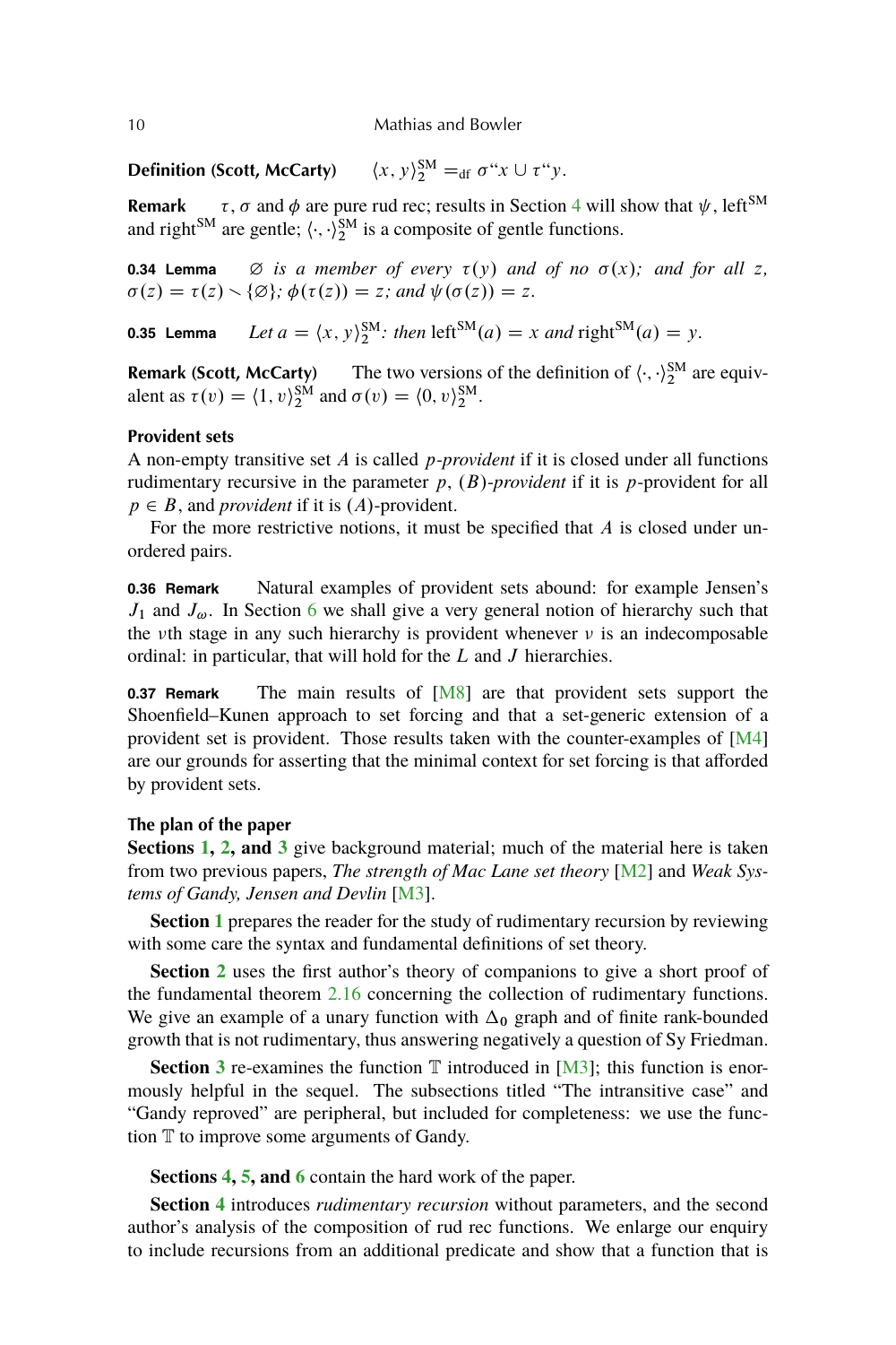**Definition (Scott, McCarty)** $\langle x, y\rangle_2^{\mathrm{SM}} =_{\mathrm{df}} \sigma``x \cup \tau``y$.

**Remark** $\tau$, $\sigma$ and $\phi$ are pure rud rec; results in Section 4 will show that $\psi$, left$^{\mathrm{SM}}$ and right$^{\mathrm{SM}}$ are gentle; $\langle\cdot,\cdot\rangle_2^{\mathrm{SM}}$ is a composite of gentle functions.

**0.34 Lemma** *$\varnothing$ is a member of every $\tau(y)$ and of no $\sigma(x)$; and for all $z$, $\sigma(z) = \tau(z) \smallsetminus \{\varnothing\}$; $\phi(\tau(z)) = z$; and $\psi(\sigma(z)) = z$.*

**0.35 Lemma** *Let $a = \langle x, y\rangle_2^{\mathrm{SM}}$: then $\mathrm{left}^{\mathrm{SM}}(a) = x$ and $\mathrm{right}^{\mathrm{SM}}(a) = y$.*

**Remark (Scott, McCarty)** The two versions of the definition of $\langle\cdot,\cdot\rangle_2^{\mathrm{SM}}$ are equivalent as $\tau(v) = \langle 1, v\rangle_2^{\mathrm{SM}}$ and $\sigma(v) = \langle 0, v\rangle_2^{\mathrm{SM}}$.

### Provident sets

A non-empty transitive set $A$ is called *$p$-provident* if it is closed under all functions rudimentary recursive in the parameter $p$, *$(B)$-provident* if it is $p$-provident for all $p \in B$, and *provident* if it is $(A)$-provident.

For the more restrictive notions, it must be specified that $A$ is closed under unordered pairs.

**0.36 Remark** Natural examples of provident sets abound: for example Jensen's $J_1$ and $J_\omega$. In Section 6 we shall give a very general notion of hierarchy such that the $\nu$th stage in any such hierarchy is provident whenever $\nu$ is an indecomposable ordinal: in particular, that will hold for the $L$ and $J$ hierarchies.

**0.37 Remark** The main results of [M8] are that provident sets support the Shoenfield–Kunen approach to set forcing and that a set-generic extension of a provident set is provident. Those results taken with the counter-examples of [M4] are our grounds for asserting that the minimal context for set forcing is that afforded by provident sets.

### The plan of the paper

**Sections 1, 2, and 3** give background material; much of the material here is taken from two previous papers, *The strength of Mac Lane set theory* [M2] and *Weak Systems of Gandy, Jensen and Devlin* [M3].

**Section 1** prepares the reader for the study of rudimentary recursion by reviewing with some care the syntax and fundamental definitions of set theory.

**Section 2** uses the first author's theory of companions to give a short proof of the fundamental theorem 2.16 concerning the collection of rudimentary functions. We give an example of a unary function with $\Delta_0$ graph and of finite rank-bounded growth that is not rudimentary, thus answering negatively a question of Sy Friedman.

**Section 3** re-examines the function $\mathbb{T}$ introduced in [M3]; this function is enormously helpful in the sequel. The subsections titled "The intransitive case" and "Gandy reproved" are peripheral, but included for completeness: we use the function $\mathbb{T}$ to improve some arguments of Gandy.

**Sections 4, 5, and 6** contain the hard work of the paper.

**Section 4** introduces *rudimentary recursion* without parameters, and the second author's analysis of the composition of rud rec functions. We enlarge our enquiry to include recursions from an additional predicate and show that a function that is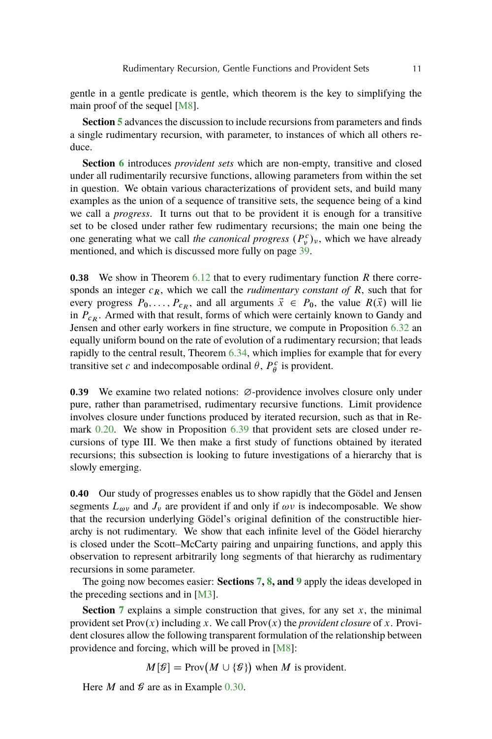gentle in a gentle predicate is gentle, which theorem is the key to simplifying the main proof of the sequel [M8].

**Section 5** advances the discussion to include recursions from parameters and finds a single rudimentary recursion, with parameter, to instances of which all others reduce.

**Section 6** introduces *provident sets* which are non-empty, transitive and closed under all rudimentarily recursive functions, allowing parameters from within the set in question. We obtain various characterizations of provident sets, and build many examples as the union of a sequence of transitive sets, the sequence being of a kind we call a *progress*. It turns out that to be provident it is enough for a transitive set to be closed under rather few rudimentary recursions; the main one being the one generating what we call *the canonical progress* $(P^c_\nu)_\nu$, which we have already mentioned, and which is discussed more fully on page 39.

**0.38** We show in Theorem 6.12 that to every rudimentary function $R$ there corresponds an integer $c_R$, which we call the *rudimentary constant of* $R$, such that for every progress $P_0, \ldots, P_{c_R}$, and all arguments $\vec{x} \in P_0$, the value $R(\vec{x})$ will lie in $P_{c_R}$. Armed with that result, forms of which were certainly known to Gandy and Jensen and other early workers in fine structure, we compute in Proposition 6.32 an equally uniform bound on the rate of evolution of a rudimentary recursion; that leads rapidly to the central result, Theorem 6.34, which implies for example that for every transitive set $c$ and indecomposable ordinal $\theta$, $P^c_\theta$ is provident.

**0.39** We examine two related notions: $\varnothing$-providence involves closure only under pure, rather than parametrised, rudimentary recursive functions. Limit providence involves closure under functions produced by iterated recursion, such as that in Remark 0.20. We show in Proposition 6.39 that provident sets are closed under recursions of type III. We then make a first study of functions obtained by iterated recursions; this subsection is looking to future investigations of a hierarchy that is slowly emerging.

**0.40** Our study of progresses enables us to show rapidly that the Gödel and Jensen segments $L_{\omega\nu}$ and $J_\nu$ are provident if and only if $\omega\nu$ is indecomposable. We show that the recursion underlying Gödel's original definition of the constructible hierarchy is not rudimentary. We show that each infinite level of the Gödel hierarchy is closed under the Scott–McCarty pairing and unpairing functions, and apply this observation to represent arbitrarily long segments of that hierarchy as rudimentary recursions in some parameter.

The going now becomes easier: **Sections 7, 8, and 9** apply the ideas developed in the preceding sections and in [M3].

**Section 7** explains a simple construction that gives, for any set $x$, the minimal provident set $\mathrm{Prov}(x)$ including $x$. We call $\mathrm{Prov}(x)$ the *provident closure* of $x$. Provident closures allow the following transparent formulation of the relationship between providence and forcing, which will be proved in [M8]:

$$M[\mathscr{G}] = \mathrm{Prov}\big(M \cup \{\mathscr{G}\}\big) \text{ when } M \text{ is provident.}$$

Here $M$ and $\mathscr{G}$ are as in Example 0.30.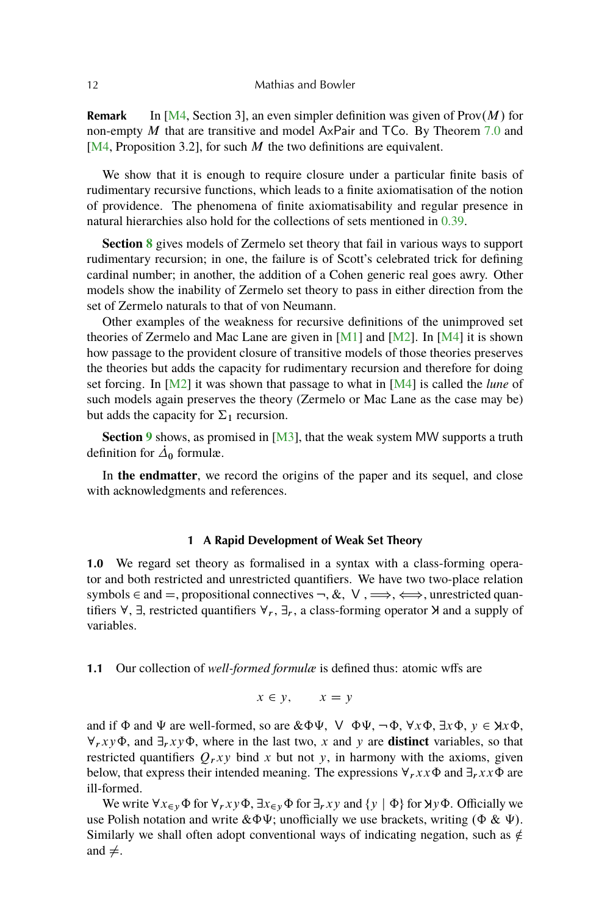**Remark** In [M4, Section 3], an even simpler definition was given of $\mathrm{Prov}(M)$ for non-empty $M$ that are transitive and model $\mathsf{AxPair}$ and $\mathsf{TCo}$. By Theorem 7.0 and [M4, Proposition 3.2], for such $M$ the two definitions are equivalent.

We show that it is enough to require closure under a particular finite basis of rudimentary recursive functions, which leads to a finite axiomatisation of the notion of providence. The phenomena of finite axiomatisability and regular presence in natural hierarchies also hold for the collections of sets mentioned in 0.39.

**Section 8** gives models of Zermelo set theory that fail in various ways to support rudimentary recursion; in one, the failure is of Scott's celebrated trick for defining cardinal number; in another, the addition of a Cohen generic real goes awry. Other models show the inability of Zermelo set theory to pass in either direction from the set of Zermelo naturals to that of von Neumann.

Other examples of the weakness for recursive definitions of the unimproved set theories of Zermelo and Mac Lane are given in [M1] and [M2]. In [M4] it is shown how passage to the provident closure of transitive models of those theories preserves the theories but adds the capacity for rudimentary recursion and therefore for doing set forcing. In [M2] it was shown that passage to what in [M4] is called the *lune* of such models again preserves the theory (Zermelo or Mac Lane as the case may be) but adds the capacity for $\Sigma_1$ recursion.

**Section 9** shows, as promised in [M3], that the weak system $\mathsf{MW}$ supports a truth definition for $\dot\Delta_0$ formulæ.

In **the endmatter**, we record the origins of the paper and its sequel, and close with acknowledgments and references.

## 1 A Rapid Development of Weak Set Theory

**1.0** We regard set theory as formalised in a syntax with a class-forming operator and both restricted and unrestricted quantifiers. We have two two-place relation symbols $\in$ and $=$, propositional connectives $\neg$, &, $\bigvee$, $\Longrightarrow$, $\Longleftrightarrow$, unrestricted quantifiers $\forall$, $\exists$, restricted quantifiers $\forall_r$, $\exists_r$, a class-forming operator $\text{Ӿ}$ and a supply of variables.

**1.1** Our collection of *well-formed formulæ* is defined thus: atomic wffs are

$$x \in y, \qquad x = y$$

and if $\Phi$ and $\Psi$ are well-formed, so are $\&\Phi\Psi$, $\bigvee\Phi\Psi$, $\neg\Phi$, $\forall x\Phi$, $\exists x\Phi$, $y \in \text{Ӿ}x\Phi$, $\forall_r xy\Phi$, and $\exists_r xy\Phi$, where in the last two, $x$ and $y$ are **distinct** variables, so that restricted quantifiers $Q_r xy$ bind $x$ but not $y$, in harmony with the axioms, given below, that express their intended meaning. The expressions $\forall_r xx\Phi$ and $\exists_r xx\Phi$ are ill-formed.

We write $\forall x_{\in y}\Phi$ for $\forall_r xy\Phi$, $\exists x_{\in y}\Phi$ for $\exists_r xy$ and $\{y \mid \Phi\}$ for $\text{Ӿ}y\Phi$. Officially we use Polish notation and write $\&\Phi\Psi$; unofficially we use brackets, writing $(\Phi \;\&\; \Psi)$. Similarly we shall often adopt conventional ways of indicating negation, such as $\notin$ and $\neq$.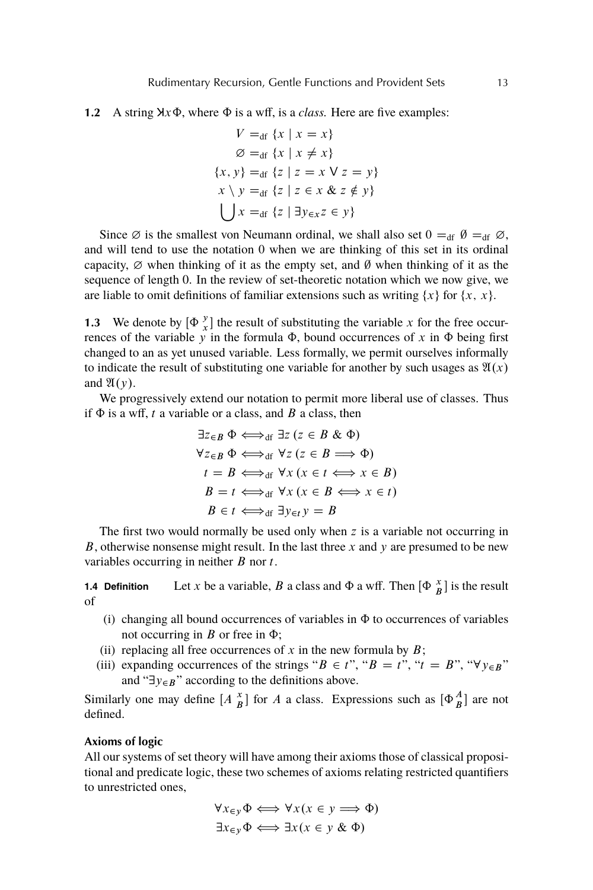**1.2** A string $\text{Ꭓ}x\,\Phi$, where $\Phi$ is a wff, is a *class.* Here are five examples:

$$V =_{\text{df}} \{x \mid x = x\}$$
$$\varnothing =_{\text{df}} \{x \mid x \neq x\}$$
$$\{x, y\} =_{\text{df}} \{z \mid z = x \vee z = y\}$$
$$x \setminus y =_{\text{df}} \{z \mid z \in x \;\&\; z \notin y\}$$
$$\bigcup x =_{\text{df}} \{z \mid \exists y_{\in x} z \in y\}$$

Since $\varnothing$ is the smallest von Neumann ordinal, we shall also set $0 =_{\text{df}} \emptyset =_{\text{df}} \varnothing$, and will tend to use the notation 0 when we are thinking of this set in its ordinal capacity, $\varnothing$ when thinking of it as the empty set, and $\emptyset$ when thinking of it as the sequence of length 0. In the review of set-theoretic notation which we now give, we are liable to omit definitions of familiar extensions such as writing $\{x\}$ for $\{x, x\}$.

**1.3** We denote by $[\Phi\,{}^{y}_{x}]$ the result of substituting the variable $x$ for the free occurrences of the variable $y$ in the formula $\Phi$, bound occurrences of $x$ in $\Phi$ being first changed to an as yet unused variable. Less formally, we permit ourselves informally to indicate the result of substituting one variable for another by such usages as $\mathfrak{A}(x)$ and $\mathfrak{A}(y)$.

We progressively extend our notation to permit more liberal use of classes. Thus if $\Phi$ is a wff, $t$ a variable or a class, and $B$ a class, then

$$\exists z_{\in B}\, \Phi \Longleftrightarrow_{\text{df}} \exists z\, (z \in B \;\&\; \Phi)$$
$$\forall z_{\in B}\, \Phi \Longleftrightarrow_{\text{df}} \forall z\, (z \in B \Longrightarrow \Phi)$$
$$t = B \Longleftrightarrow_{\text{df}} \forall x\, (x \in t \Longleftrightarrow x \in B)$$
$$B = t \Longleftrightarrow_{\text{df}} \forall x\, (x \in B \Longleftrightarrow x \in t)$$
$$B \in t \Longleftrightarrow_{\text{df}} \exists y_{\in t}\, y = B$$

The first two would normally be used only when $z$ is a variable not occurring in $B$, otherwise nonsense might result. In the last three $x$ and $y$ are presumed to be new variables occurring in neither $B$ nor $t$.

**1.4 Definition** Let $x$ be a variable, $B$ a class and $\Phi$ a wff. Then $[\Phi\,{}^{x}_{B}]$ is the result of

(i) changing all bound occurrences of variables in $\Phi$ to occurrences of variables not occurring in $B$ or free in $\Phi$;
(ii) replacing all free occurrences of $x$ in the new formula by $B$;
(iii) expanding occurrences of the strings "$B \in t$", "$B = t$", "$t = B$", "$\forall y_{\in B}$" and "$\exists y_{\in B}$" according to the definitions above.

Similarly one may define $[A\,{}^{x}_{B}]$ for $A$ a class. Expressions such as $[\Phi\,{}^{A}_{B}]$ are not defined.

**Axioms of logic**

All our systems of set theory will have among their axioms those of classical propositional and predicate logic, these two schemes of axioms relating restricted quantifiers to unrestricted ones,

$$\forall x_{\in y} \Phi \Longleftrightarrow \forall x (x \in y \Longrightarrow \Phi)$$
$$\exists x_{\in y} \Phi \Longleftrightarrow \exists x (x \in y \;\&\; \Phi)$$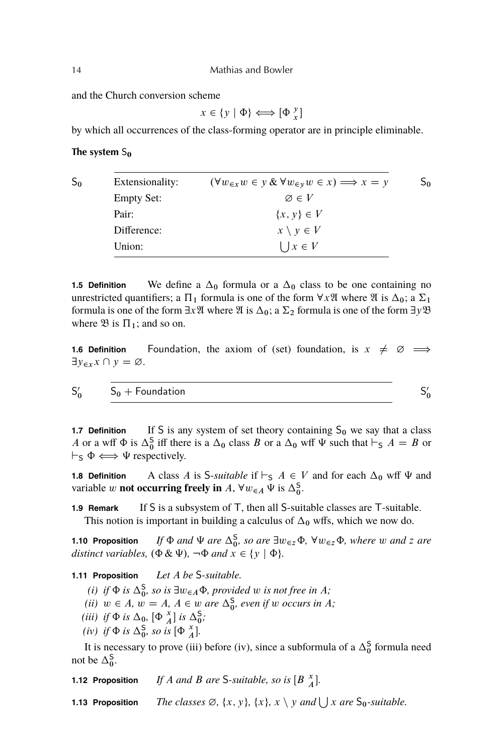and the Church conversion scheme

$$x \in \{y \mid \Phi\} \Longleftrightarrow [\Phi \, {}^{y}_{x}]$$

by which all occurrences of the class-forming operator are in principle eliminable.

**The system $\mathsf{S}_0$**

| | | | |
|---|---|---|---|
| $\mathsf{S}_0$ | Extensionality: | $(\forall w_{\in x} w \in y \,\&\, \forall w_{\in y} w \in x) \Longrightarrow x = y$ | $\mathsf{S}_0$ |
| | Empty Set: | $\varnothing \in V$ | |
| | Pair: | $\{x, y\} \in V$ | |
| | Difference: | $x \setminus y \in V$ | |
| | Union: | $\bigcup x \in V$ | |

**1.5 Definition** We define a $\Delta_0$ formula or a $\Delta_0$ class to be one containing no unrestricted quantifiers; a $\Pi_1$ formula is one of the form $\forall x \mathfrak{A}$ where $\mathfrak{A}$ is $\Delta_0$; a $\Sigma_1$ formula is one of the form $\exists x \mathfrak{A}$ where $\mathfrak{A}$ is $\Delta_0$; a $\Sigma_2$ formula is one of the form $\exists y \mathfrak{B}$ where $\mathfrak{B}$ is $\Pi_1$; and so on.

**1.6 Definition** Foundation, the axiom of (set) foundation, is $x \neq \varnothing \Longrightarrow \exists y_{\in x} x \cap y = \varnothing$.

| | | |
|---|---|---|
| $\mathsf{S}_0'$ | $\mathsf{S}_0$ + Foundation | $\mathsf{S}_0'$ |

**1.7 Definition** If $\mathsf{S}$ is any system of set theory containing $\mathsf{S}_0$ we say that a class $A$ or a wff $\Phi$ is $\Delta_0^{\mathsf{S}}$ iff there is a $\Delta_0$ class $B$ or a $\Delta_0$ wff $\Psi$ such that $\vdash_{\mathsf{S}} A = B$ or $\vdash_{\mathsf{S}} \Phi \Longleftrightarrow \Psi$ respectively.

**1.8 Definition** A class $A$ is $\mathsf{S}$-*suitable* if $\vdash_{\mathsf{S}} A \in V$ and for each $\Delta_0$ wff $\Psi$ and variable $w$ **not occurring freely in** $A$, $\forall w_{\in A} \Psi$ is $\Delta_0^{\mathsf{S}}$.

**1.9 Remark** If $\mathsf{S}$ is a subsystem of $\mathsf{T}$, then all $\mathsf{S}$-suitable classes are $\mathsf{T}$-suitable.

This notion is important in building a calculus of $\Delta_0$ wffs, which we now do.

**1.10 Proposition** *If $\Phi$ and $\Psi$ are $\Delta_0^{\mathsf{S}}$, so are $\exists w_{\in z} \Phi$, $\forall w_{\in z} \Phi$, where $w$ and $z$ are distinct variables, $(\Phi \,\&\, \Psi)$, $\neg\Phi$ and $x \in \{y \mid \Phi\}$.*

**1.11 Proposition** *Let $A$ be $\mathsf{S}$-suitable.*

*(i) if $\Phi$ is $\Delta_0^{\mathsf{S}}$, so is $\exists w_{\in A} \Phi$, provided $w$ is not free in $A$;*

*(ii) $w \in A$, $w = A$, $A \in w$ are $\Delta_0^{\mathsf{S}}$, even if $w$ occurs in $A$;*

*(iii) if $\Phi$ is $\Delta_0$, $[\Phi \, {}^{x}_{A}]$ is $\Delta_0^{\mathsf{S}}$;*

*(iv) if $\Phi$ is $\Delta_0^{\mathsf{S}}$, so is $[\Phi \, {}^{x}_{A}]$.*

It is necessary to prove (iii) before (iv), since a subformula of a $\Delta_0^{\mathsf{S}}$ formula need not be $\Delta_0^{\mathsf{S}}$.

**1.12 Proposition** *If $A$ and $B$ are $\mathsf{S}$-suitable, so is $[B \, {}^{x}_{A}]$.*

**1.13 Proposition** *The classes $\varnothing$, $\{x, y\}$, $\{x\}$, $x \setminus y$ and $\bigcup x$ are $\mathsf{S}_0$-suitable.*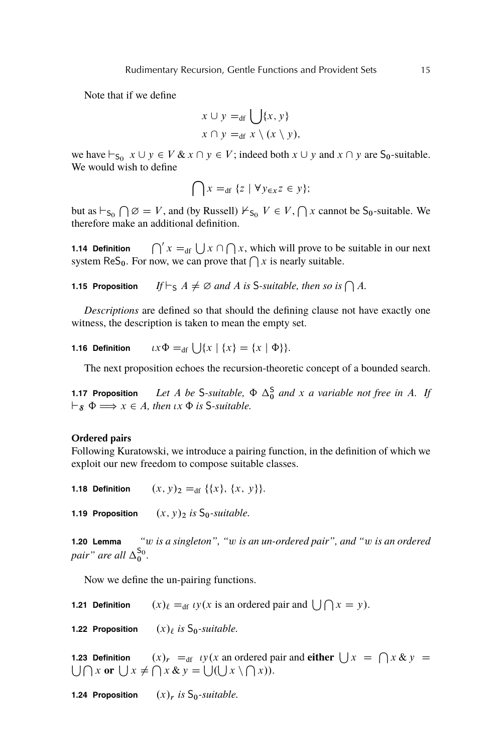Note that if we define

$$x \cup y =_{\text{df}} \bigcup\{x, y\}$$
$$x \cap y =_{\text{df}} x \setminus (x \setminus y),$$

we have $\vdash_{\mathsf{S_0}} x \cup y \in V \,\&\, x \cap y \in V$; indeed both $x \cup y$ and $x \cap y$ are $\mathsf{S_0}$-suitable. We would wish to define

$$\bigcap x =_{\text{df}} \{z \mid \forall y_{\in x} z \in y\};$$

but as $\vdash_{\mathsf{S_0}} \bigcap \varnothing = V$, and (by Russell) $\nvdash_{\mathsf{S_0}} V \in V$, $\bigcap x$ cannot be $\mathsf{S_0}$-suitable. We therefore make an additional definition.

**1.14 Definition** $\bigcap' x =_{\text{df}} \bigcup x \cap \bigcap x$, which will prove to be suitable in our next system $\mathsf{ReS_0}$. For now, we can prove that $\bigcap x$ is nearly suitable.

**1.15 Proposition** *If* $\vdash_{\mathsf{S}} A \neq \varnothing$ *and* $A$ *is* $\mathsf{S}$*-suitable, then so is* $\bigcap A$.

*Descriptions* are defined so that should the defining clause not have exactly one witness, the description is taken to mean the empty set.

**1.16 Definition** $\iota x \Phi =_{\text{df}} \bigcup\{x \mid \{x\} = \{x \mid \Phi\}\}.$

The next proposition echoes the recursion-theoretic concept of a bounded search.

**1.17 Proposition** *Let* $A$ *be* $\mathsf{S}$*-suitable,* $\Phi$ $\Delta_0^{\mathsf{S}}$ *and* $x$ *a variable not free in* $A$*. If* $\vdash_{\mathcal{S}} \Phi \Longrightarrow x \in A$*, then* $\iota x\, \Phi$ *is* $\mathsf{S}$*-suitable.*

**Ordered pairs**

Following Kuratowski, we introduce a pairing function, in the definition of which we exploit our new freedom to compose suitable classes.

**1.18 Definition** $(x, y)_2 =_{\text{df}} \{\{x\}, \{x,\ y\}\}.$

**1.19 Proposition** $(x, y)_2$ *is* $\mathsf{S_0}$*-suitable.*

**1.20 Lemma** *"$w$ is a singleton", "$w$ is an un-ordered pair", and "$w$ is an ordered pair" are all* $\Delta_0^{\mathsf{S_0}}$.

Now we define the un-pairing functions.

**1.21 Definition** $(x)_\ell =_{\text{df}} \iota y(x$ is an ordered pair and $\bigcup \bigcap x = y).$

**1.22 Proposition** $(x)_\ell$ *is* $\mathsf{S_0}$*-suitable.*

**1.23 Definition** $(x)_r =_{\text{df}} \iota y(x$ an ordered pair and **either** $\bigcup x = \bigcap x \,\&\, y = \bigcup \bigcap x$ **or** $\bigcup x \neq \bigcap x \,\&\, y = \bigcup(\bigcup x \setminus \bigcap x)).$

**1.24 Proposition** $(x)_r$ *is* $\mathsf{S_0}$*-suitable.*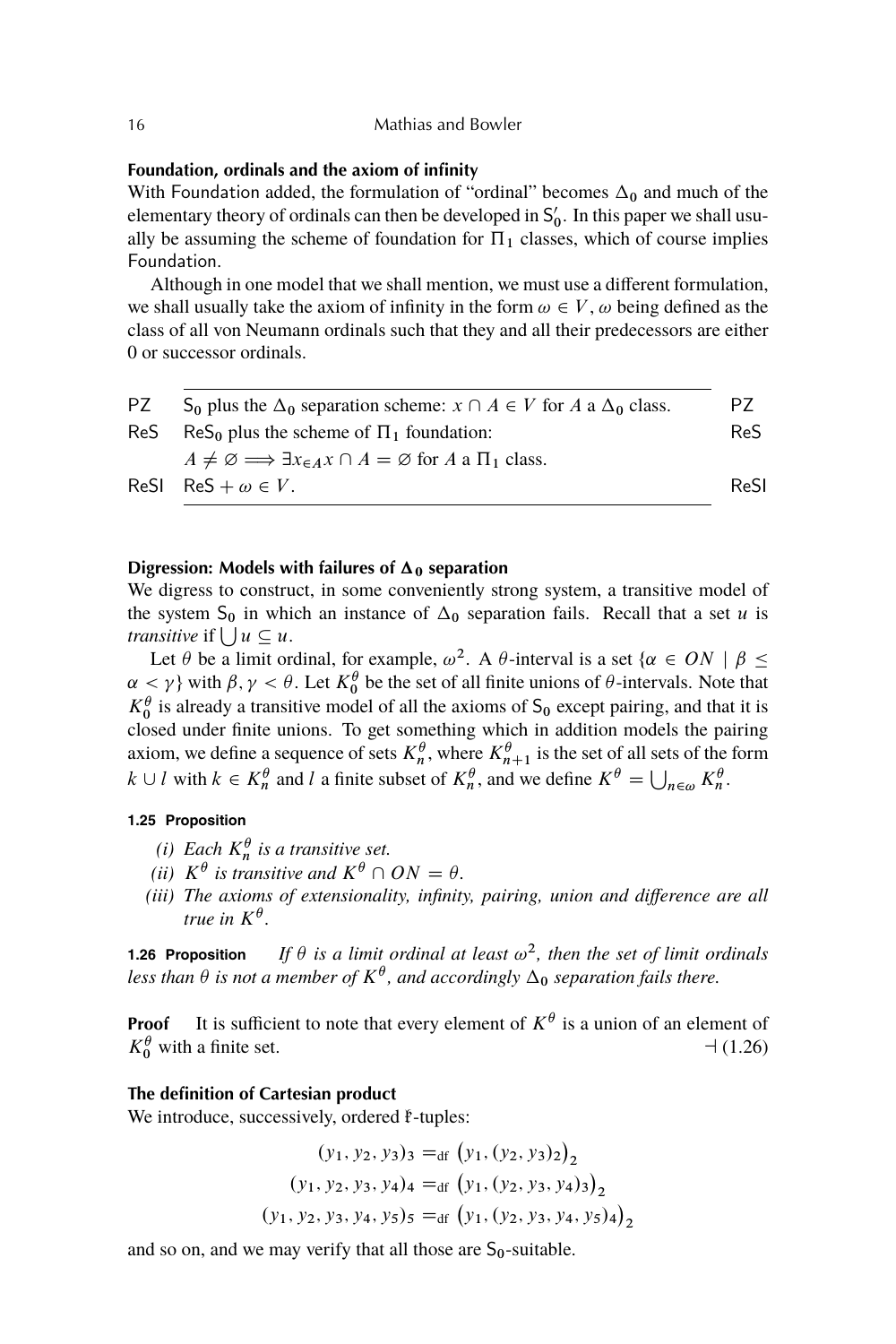**Foundation, ordinals and the axiom of infinity**

With Foundation added, the formulation of "ordinal" becomes $\Delta_0$ and much of the elementary theory of ordinals can then be developed in $\mathsf{S}_0'$. In this paper we shall usually be assuming the scheme of foundation for $\Pi_1$ classes, which of course implies Foundation.

Although in one model that we shall mention, we must use a different formulation, we shall usually take the axiom of infinity in the form $\omega \in V$, $\omega$ being defined as the class of all von Neumann ordinals such that they and all their predecessors are either 0 or successor ordinals.

| | | |
|---|---|---|
| PZ | $\mathsf{S}_0$ plus the $\Delta_0$ separation scheme: $x \cap A \in V$ for $A$ a $\Delta_0$ class. | PZ |
| ReS | $\mathsf{ReS}_0$ plus the scheme of $\Pi_1$ foundation: | ReS |
| | $A \neq \varnothing \Longrightarrow \exists x_{\in A} x \cap A = \varnothing$ for $A$ a $\Pi_1$ class. | |
| ReSI | $\mathsf{ReS} + \omega \in V$. | ReSI |

**Digression: Models with failures of $\Delta_0$ separation**

We digress to construct, in some conveniently strong system, a transitive model of the system $\mathsf{S}_0$ in which an instance of $\Delta_0$ separation fails. Recall that a set $u$ is *transitive* if $\bigcup u \subseteq u$.

Let $\theta$ be a limit ordinal, for example, $\omega^2$. A $\theta$-interval is a set $\{\alpha \in ON \mid \beta \leq \alpha < \gamma\}$ with $\beta, \gamma < \theta$. Let $K_0^\theta$ be the set of all finite unions of $\theta$-intervals. Note that $K_0^\theta$ is already a transitive model of all the axioms of $\mathsf{S}_0$ except pairing, and that it is closed under finite unions. To get something which in addition models the pairing axiom, we define a sequence of sets $K_n^\theta$, where $K_{n+1}^\theta$ is the set of all sets of the form $k \cup l$ with $k \in K_n^\theta$ and $l$ a finite subset of $K_n^\theta$, and we define $K^\theta = \bigcup_{n \in \omega} K_n^\theta$.

**1.25 Proposition**

*(i) Each $K_n^\theta$ is a transitive set.*

*(ii) $K^\theta$ is transitive and $K^\theta \cap ON = \theta$.*

*(iii) The axioms of extensionality, infinity, pairing, union and difference are all true in $K^\theta$.*

**1.26 Proposition** *If $\theta$ is a limit ordinal at least $\omega^2$, then the set of limit ordinals less than $\theta$ is not a member of $K^\theta$, and accordingly $\Delta_0$ separation fails there.*

**Proof** It is sufficient to note that every element of $K^\theta$ is a union of an element of $K_0^\theta$ with a finite set. ⊣ (1.26)

**The definition of Cartesian product**

We introduce, successively, ordered $\mathfrak{k}$-tuples:

$$(y_1, y_2, y_3)_3 =_{\mathrm{df}} \big(y_1, (y_2, y_3)_2\big)_2$$
$$(y_1, y_2, y_3, y_4)_4 =_{\mathrm{df}} \big(y_1, (y_2, y_3, y_4)_3\big)_2$$
$$(y_1, y_2, y_3, y_4, y_5)_5 =_{\mathrm{df}} \big(y_1, (y_2, y_3, y_4, y_5)_4\big)_2$$

and so on, and we may verify that all those are $\mathsf{S}_0$-suitable.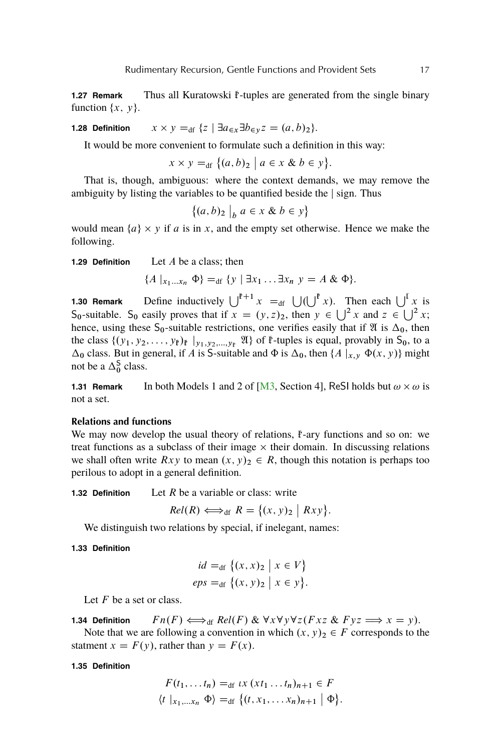**1.27 Remark** Thus all Kuratowski $\mathfrak{k}$-tuples are generated from the single binary function $\{x, y\}$.

**1.28 Definition** $x \times y =_{\mathrm{df}} \{z \mid \exists a_{\in x} \exists b_{\in y} z = (a, b)_2\}$.

It would be more convenient to formulate such a definition in this way:

$$x \times y =_{\mathrm{df}} \{(a, b)_2 \mid a \in x \;\&\; b \in y\}.$$

That is, though, ambiguous: where the context demands, we may remove the ambiguity by listing the variables to be quantified beside the | sign. Thus

$$\{(a, b)_2 \mid_b a \in x \;\&\; b \in y\}$$

would mean $\{a\} \times y$ if $a$ is in $x$, and the empty set otherwise. Hence we make the following.

**1.29 Definition** Let $A$ be a class; then

$$\{A \mid_{x_1 \ldots x_n} \Phi\} =_{\mathrm{df}} \{y \mid \exists x_1 \ldots \exists x_n \; y = A \;\&\; \Phi\}.$$

**1.30 Remark** Define inductively $\bigcup^{\mathfrak{k}+1} x =_{\mathrm{df}} \bigcup(\bigcup^{\mathfrak{k}} x)$. Then each $\bigcup^{\mathfrak{l}} x$ is $\mathsf{S}_0$-suitable. $\mathsf{S}_0$ easily proves that if $x = (y, z)_2$, then $y \in \bigcup^2 x$ and $z \in \bigcup^2 x$; hence, using these $\mathsf{S}_0$-suitable restrictions, one verifies easily that if $\mathfrak{A}$ is $\Delta_0$, then the class $\{(y_1, y_2, \ldots, y_{\mathfrak{k}})_{\mathfrak{k}} \mid_{y_1, y_2, \ldots, y_{\mathfrak{k}}} \mathfrak{A}\}$ of $\mathfrak{k}$-tuples is equal, provably in $\mathsf{S}_0$, to a $\Delta_0$ class. But in general, if $A$ is $\mathsf{S}$-suitable and $\Phi$ is $\Delta_0$, then $\{A \mid_{x,y} \Phi(x, y)\}$ might not be a $\Delta_0^{\mathsf{S}}$ class.

**1.31 Remark** In both Models 1 and 2 of [M3, Section 4], $\mathsf{ReSI}$ holds but $\omega \times \omega$ is not a set.

### Relations and functions

We may now develop the usual theory of relations, $\mathfrak{k}$-ary functions and so on: we treat functions as a subclass of their image $\times$ their domain. In discussing relations we shall often write $Rxy$ to mean $(x, y)_2 \in R$, though this notation is perhaps too perilous to adopt in a general definition.

**1.32 Definition** Let $R$ be a variable or class: write

$$Rel(R) \Longleftrightarrow_{\mathrm{df}} R = \{(x, y)_2 \mid Rxy\}.$$

We distinguish two relations by special, if inelegant, names:

**1.33 Definition**

$$id =_{\mathrm{df}} \{(x, x)_2 \mid x \in V\}$$
$$eps =_{\mathrm{df}} \{(x, y)_2 \mid x \in y\}.$$

Let $F$ be a set or class.

**1.34 Definition** $Fn(F) \Longleftrightarrow_{\mathrm{df}} Rel(F) \;\&\; \forall x \forall y \forall z (Fxz \;\&\; Fyz \Longrightarrow x = y)$.

Note that we are following a convention in which $(x, y)_2 \in F$ corresponds to the statment $x = F(y)$, rather than $y = F(x)$.

**1.35 Definition**

$$F(t_1, \ldots t_n) =_{\mathrm{df}} \iota x \, (x t_1 \ldots t_n)_{n+1} \in F$$
$$\langle t \mid_{x_1, \ldots x_n} \Phi \rangle =_{\mathrm{df}} \{(t, x_1, \ldots x_n)_{n+1} \mid \Phi\}.$$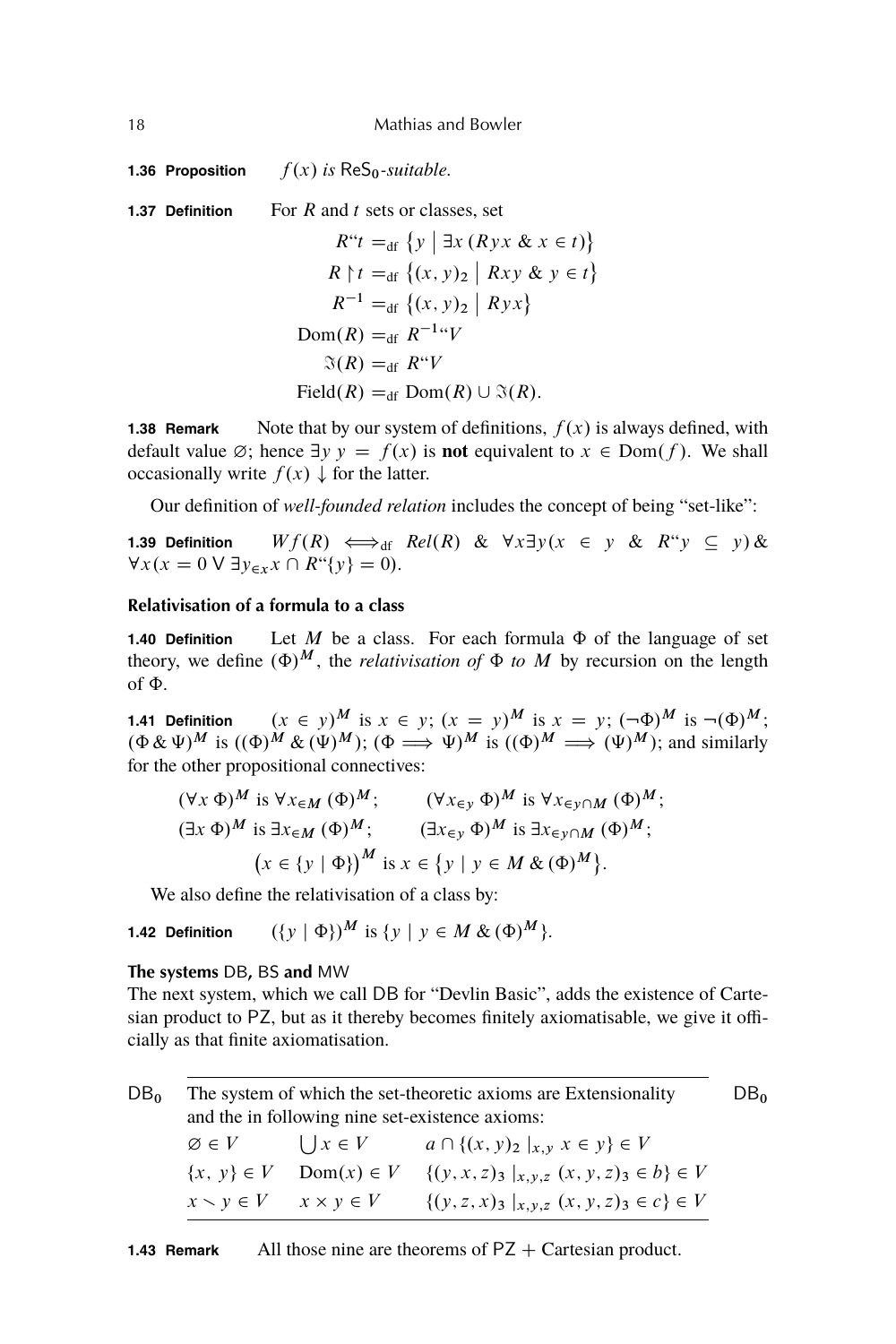**1.36 Proposition** *$f(x)$ is $\mathsf{ReS_0}$-suitable.*

**1.37 Definition** For $R$ and $t$ sets or classes, set

$$
\begin{aligned}
R``t &=_{\text{df}} \{y \mid \exists x\,(Ryx \;\&\; x \in t)\} \\
R \restriction t &=_{\text{df}} \{(x, y)_2 \mid Rxy \;\&\; y \in t\} \\
R^{-1} &=_{\text{df}} \{(x, y)_2 \mid Ryx\} \\
\mathrm{Dom}(R) &=_{\text{df}} R^{-1}``V \\
\Im(R) &=_{\text{df}} R``V \\
\mathrm{Field}(R) &=_{\text{df}} \mathrm{Dom}(R) \cup \Im(R).
\end{aligned}
$$

**1.38 Remark** Note that by our system of definitions, $f(x)$ is always defined, with default value $\varnothing$; hence $\exists y\; y = f(x)$ is **not** equivalent to $x \in \mathrm{Dom}(f)$. We shall occasionally write $f(x)\downarrow$ for the latter.

Our definition of *well-founded relation* includes the concept of being "set-like":

**1.39 Definition** $Wf(R) \iff_{\text{df}} Rel(R) \;\&\; \forall x \exists y (x \in y \;\&\; R``y \subseteq y) \;\&\; \forall x (x = 0 \vee \exists y_{\in x}\, x \cap R``\{y\} = 0)$.

### Relativisation of a formula to a class

**1.40 Definition** Let $M$ be a class. For each formula $\Phi$ of the language of set theory, we define $(\Phi)^M$, the *relativisation of* $\Phi$ *to* $M$ by recursion on the length of $\Phi$.

**1.41 Definition** $(x \in y)^M$ is $x \in y$; $(x = y)^M$ is $x = y$; $(\neg\Phi)^M$ is $\neg(\Phi)^M$; $(\Phi \,\&\, \Psi)^M$ is $((\Phi)^M \,\&\, (\Psi)^M)$; $(\Phi \implies \Psi)^M$ is $((\Phi)^M \implies (\Psi)^M)$; and similarly for the other propositional connectives:

$$
\begin{aligned}
&(\forall x\, \Phi)^M \text{ is } \forall x_{\in M}\, (\Phi)^M; \qquad (\forall x_{\in y}\, \Phi)^M \text{ is } \forall x_{\in y \cap M}\, (\Phi)^M; \\
&(\exists x\, \Phi)^M \text{ is } \exists x_{\in M}\, (\Phi)^M; \qquad (\exists x_{\in y}\, \Phi)^M \text{ is } \exists x_{\in y \cap M}\, (\Phi)^M; \\
&\big(x \in \{y \mid \Phi\}\big)^M \text{ is } x \in \big\{y \mid y \in M \,\&\, (\Phi)^M\big\}.
\end{aligned}
$$

We also define the relativisation of a class by:

**1.42 Definition** $(\{y \mid \Phi\})^M$ is $\{y \mid y \in M \,\&\, (\Phi)^M\}$.

### The systems DB, BS and MW

The next system, which we call DB for "Devlin Basic", adds the existence of Cartesian product to PZ, but as it thereby becomes finitely axiomatisable, we give it officially as that finite axiomatisation.

**$\mathsf{DB_0}$** The system of which the set-theoretic axioms are Extensionality and the in following nine set-existence axioms:

| | | |
|---|---|---|
| $\varnothing \in V$ | $\bigcup x \in V$ | $a \cap \{(x, y)_2 \mid_{x,y} x \in y\} \in V$ |
| $\{x, y\} \in V$ | $\mathrm{Dom}(x) \in V$ | $\{(y, x, z)_3 \mid_{x,y,z} (x, y, z)_3 \in b\} \in V$ |
| $x \smallsetminus y \in V$ | $x \times y \in V$ | $\{(y, z, x)_3 \mid_{x,y,z} (x, y, z)_3 \in c\} \in V$ |

**1.43 Remark** All those nine are theorems of $\mathsf{PZ}$ + Cartesian product.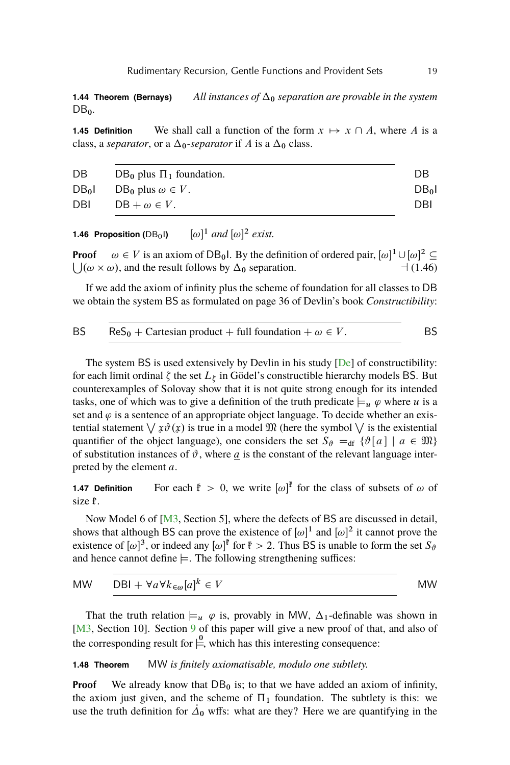**1.44 Theorem (Bernays)** *All instances of $\Delta_0$ separation are provable in the system* $\mathsf{DB_0}$.

**1.45 Definition** We shall call a function of the form $x \mapsto x \cap A$, where $A$ is a class, a *separator*, or a $\Delta_0$-*separator* if $A$ is a $\Delta_0$ class.

| | | |
|---|---|---|
| DB | $\mathsf{DB_0}$ plus $\Pi_1$ foundation. | DB |
| $\mathsf{DB_0I}$ | $\mathsf{DB_0}$ plus $\omega \in V$. | $\mathsf{DB_0I}$ |
| DBI | $\mathsf{DB} + \omega \in V$. | DBI |

**1.46 Proposition ($\mathsf{DB_0I}$)** $[\omega]^1$ *and* $[\omega]^2$ *exist.*

**Proof** $\omega \in V$ is an axiom of $\mathsf{DB_0I}$. By the definition of ordered pair, $[\omega]^1 \cup [\omega]^2 \subseteq \bigcup(\omega \times \omega)$, and the result follows by $\Delta_0$ separation. ⊣ (1.46)

If we add the axiom of infinity plus the scheme of foundation for all classes to DB we obtain the system BS as formulated on page 36 of Devlin's book *Constructibility*:

| | | |
|---|---|---|
| BS | $\mathsf{ReS_0}$ + Cartesian product + full foundation + $\omega \in V$. | BS |

The system BS is used extensively by Devlin in his study [De] of constructibility: for each limit ordinal $\zeta$ the set $L_\zeta$ in Gödel's constructible hierarchy models BS. But counterexamples of Solovay show that it is not quite strong enough for its intended tasks, one of which was to give a definition of the truth predicate $\models_u \varphi$ where $u$ is a set and $\varphi$ is a sentence of an appropriate object language. To decide whether an existential statement $\bigvee \mathfrak{x}\vartheta(\mathfrak{x})$ is true in a model $\mathfrak{M}$ (here the symbol $\bigvee$ is the existential quantifier of the object language), one considers the set $S_\vartheta =_{\text{df}} \{\vartheta[\underline{a}] \mid a \in \mathfrak{M}\}$ of substitution instances of $\vartheta$, where $\underline{a}$ is the constant of the relevant language interpreted by the element $a$.

**1.47 Definition** For each $\mathfrak{k} > 0$, we write $[\omega]^{\mathfrak{k}}$ for the class of subsets of $\omega$ of size $\mathfrak{k}$.

Now Model 6 of [M3, Section 5], where the defects of BS are discussed in detail, shows that although BS can prove the existence of $[\omega]^1$ and $[\omega]^2$ it cannot prove the existence of $[\omega]^3$, or indeed any $[\omega]^{\mathfrak{k}}$ for $\mathfrak{k} > 2$. Thus BS is unable to form the set $S_\vartheta$ and hence cannot define $\models$. The following strengthening suffices:

| | | |
|---|---|---|
| MW | $\mathsf{DBI} + \forall a \forall k_{\in\omega} [a]^k \in V$ | MW |

That the truth relation $\models_u \varphi$ is, provably in MW, $\Delta_1$-definable was shown in [M3, Section 10]. Section 9 of this paper will give a new proof of that, and also of the corresponding result for $\overset{0}{\models}$, which has this interesting consequence:

**1.48 Theorem** MW *is finitely axiomatisable, modulo one subtlety.*

**Proof** We already know that $\mathsf{DB_0}$ is; to that we have added an axiom of infinity, the axiom just given, and the scheme of $\Pi_1$ foundation. The subtlety is this: we use the truth definition for $\dot{\Delta}_0$ wffs: what are they? Here we are quantifying in the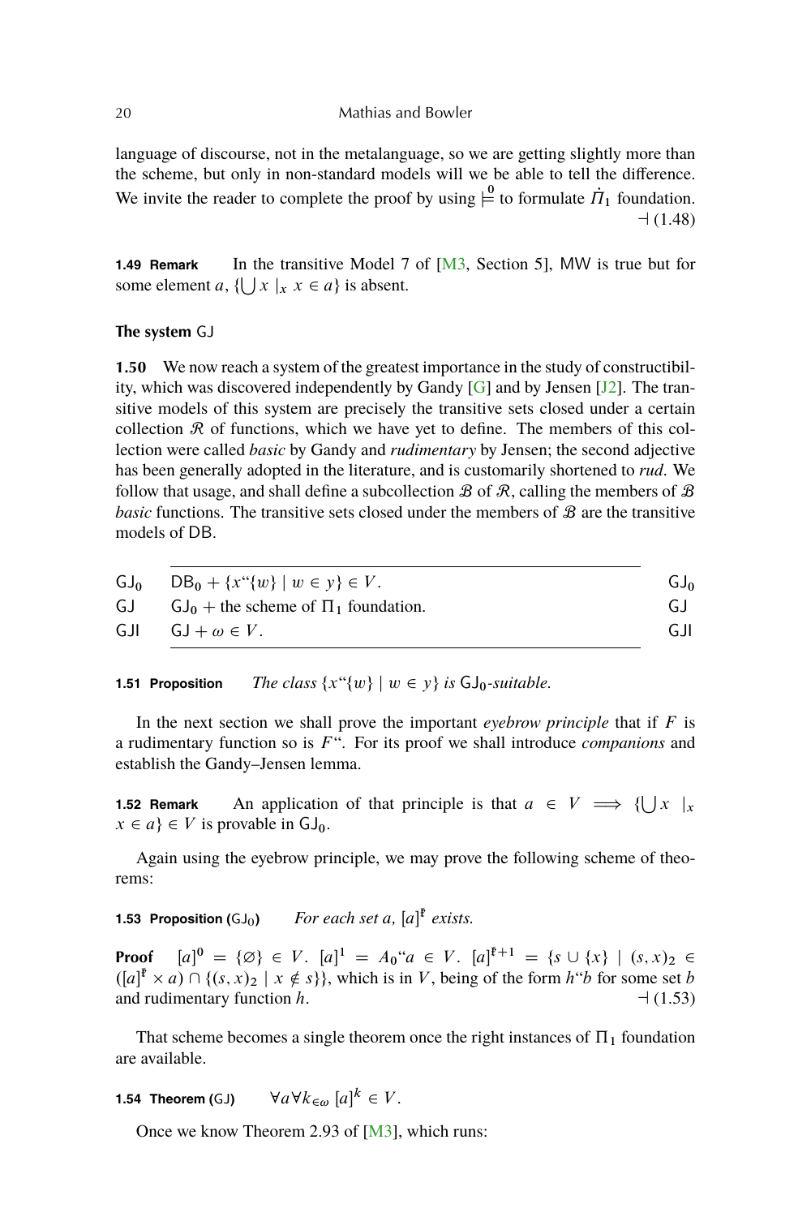language of discourse, not in the metalanguage, so we are getting slightly more than the scheme, but only in non-standard models will we be able to tell the difference. We invite the reader to complete the proof by using $\models^{\mathbf{0}}$ to formulate $\dot{\Pi}_1$ foundation. ⊣ (1.48)

**1.49 Remark** In the transitive Model 7 of [M3, Section 5], MW is true but for some element $a$, $\{\bigcup x \mid_x x \in a\}$ is absent.

### The system GJ

**1.50** We now reach a system of the greatest importance in the study of constructibility, which was discovered independently by Gandy [G] and by Jensen [J2]. The transitive models of this system are precisely the transitive sets closed under a certain collection $\mathcal{R}$ of functions, which we have yet to define. The members of this collection were called *basic* by Gandy and *rudimentary* by Jensen; the second adjective has been generally adopted in the literature, and is customarily shortened to *rud*. We follow that usage, and shall define a subcollection $\mathcal{B}$ of $\mathcal{R}$, calling the members of $\mathcal{B}$ *basic* functions. The transitive sets closed under the members of $\mathcal{B}$ are the transitive models of DB.

| | | |
|---|---|---|
| $\mathsf{GJ_0}$ | $\mathsf{DB_0} + \{x``\{w\} \mid w \in y\} \in V$. | $\mathsf{GJ_0}$ |
| GJ | $\mathsf{GJ_0}$ + the scheme of $\Pi_1$ foundation. | GJ |
| GJI | $\mathsf{GJ} + \omega \in V$. | GJI |

**1.51 Proposition** *The class $\{x``\{w\} \mid w \in y\}$ is $\mathsf{GJ_0}$-suitable.*

In the next section we shall prove the important *eyebrow principle* that if $F$ is a rudimentary function so is $F``$. For its proof we shall introduce *companions* and establish the Gandy–Jensen lemma.

**1.52 Remark** An application of that principle is that $a \in V \implies \{\bigcup x \mid_x x \in a\} \in V$ is provable in $\mathsf{GJ_0}$.

Again using the eyebrow principle, we may prove the following scheme of theorems:

**1.53 Proposition ($\mathsf{GJ_0}$)** *For each set a, $[a]^{\mathfrak{k}}$ exists.*

**Proof** $[a]^0 = \{\varnothing\} \in V$. $[a]^1 = A_{\mathbf{0}}``a \in V$. $[a]^{\mathfrak{k}+1} = \{s \cup \{x\} \mid (s,x)_2 \in ([a]^{\mathfrak{k}} \times a) \cap \{(s,x)_2 \mid x \notin s\}\}$, which is in $V$, being of the form $h``b$ for some set $b$ and rudimentary function $h$. ⊣ (1.53)

That scheme becomes a single theorem once the right instances of $\Pi_1$ foundation are available.

**1.54 Theorem (GJ)** $\forall a \forall k_{\in\omega}\, [a]^k \in V$.

Once we know Theorem 2.93 of [M3], which runs: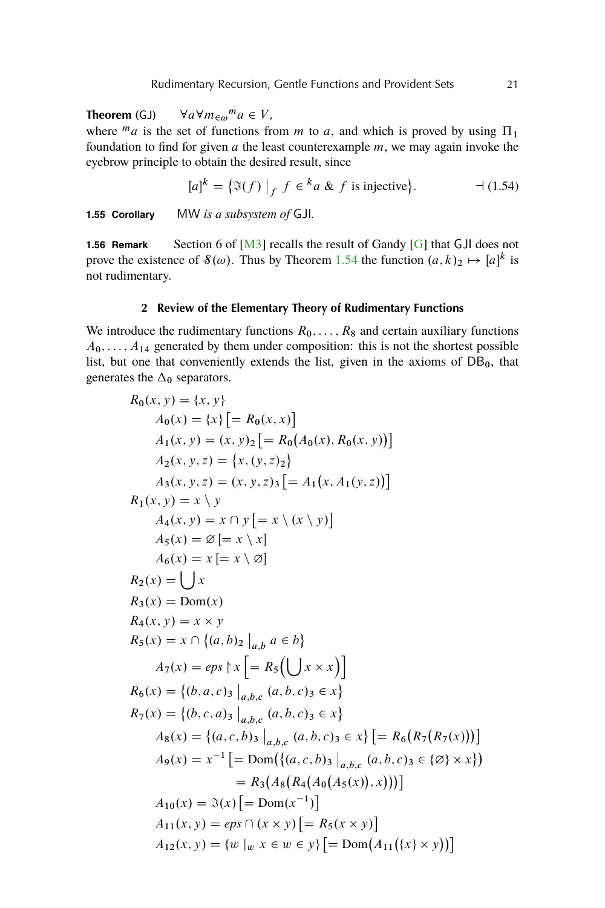**Theorem** (GJ) $\quad \forall a \forall m_{\in \omega} {}^m a \in V$,

where ${}^m a$ is the set of functions from $m$ to $a$, and which is proved by using $\Pi_1$ foundation to find for given $a$ the least counterexample $m$, we may again invoke the eyebrow principle to obtain the desired result, since

$$[a]^k = \{\Im(f) \,\big|_f\, f \in {}^k a \text{ \& } f \text{ is injective}\}. \qquad \dashv (1.54)$$

**1.55 Corollary** $\quad$ MW *is a subsystem of* GJI.

**1.56 Remark** $\quad$ Section 6 of [M3] recalls the result of Gandy [G] that GJI does not prove the existence of $\mathcal{S}(\omega)$. Thus by Theorem 1.54 the function $(a,k)_2 \mapsto [a]^k$ is not rudimentary.

## 2 Review of the Elementary Theory of Rudimentary Functions

We introduce the rudimentary functions $R_0, \ldots, R_8$ and certain auxiliary functions $A_0, \ldots, A_{14}$ generated by them under composition: this is not the shortest possible list, but one that conveniently extends the list, given in the axioms of $\mathsf{DB}_0$, that generates the $\Delta_0$ separators.

$R_0(x,y) = \{x,y\}$

$\quad A_0(x) = \{x\} \left[= R_0(x,x)\right]$

$\quad A_1(x,y) = (x,y)_2 \left[= R_0\big(A_0(x), R_0(x,y)\big)\right]$

$\quad A_2(x,y,z) = \{x, (y,z)_2\}$

$\quad A_3(x,y,z) = (x,y,z)_3 \left[= A_1\big(x, A_1(y,z)\big)\right]$

$R_1(x,y) = x \setminus y$

$\quad A_4(x,y) = x \cap y \left[= x \setminus (x \setminus y)\right]$

$\quad A_5(x) = \varnothing \left[= x \setminus x\right]$

$\quad A_6(x) = x \left[= x \setminus \varnothing\right]$

$R_2(x) = \bigcup x$

$R_3(x) = \mathrm{Dom}(x)$

$R_4(x,y) = x \times y$

$R_5(x) = x \cap \{(a,b)_2 \,\big|_{a,b}\, a \in b\}$

$\quad A_7(x) = eps \restriction x \left[= R_5\Big(\bigcup x \times x\Big)\right]$

$R_6(x) = \{(b,a,c)_3 \,\big|_{a,b,c}\, (a,b,c)_3 \in x\}$

$R_7(x) = \{(b,c,a)_3 \,\big|_{a,b,c}\, (a,b,c)_3 \in x\}$

$\quad A_8(x) = \{(a,c,b)_3 \,\big|_{a,b,c}\, (a,b,c)_3 \in x\} \left[= R_6\big(R_7\big(R_7(x)\big)\big)\right]$

$\quad A_9(x) = x^{-1} \left[= \mathrm{Dom}\big(\{(a,c,b)_3 \,\big|_{a,b,c}\, (a,b,c)_3 \in \{\varnothing\} \times x\}\big)\right.$

$\quad\quad\quad\quad \left.= R_3\big(A_8\big(R_4\big(A_0\big(A_5(x)\big), x\big)\big)\big)\right]$

$\quad A_{10}(x) = \Im(x) \left[= \mathrm{Dom}(x^{-1})\right]$

$\quad A_{11}(x,y) = eps \cap (x \times y) \left[= R_5(x \times y)\right]$

$\quad A_{12}(x,y) = \{w \,|_w\, x \in w \in y\} \left[= \mathrm{Dom}\big(A_{11}\big(\{x\} \times y\big)\big)\right]$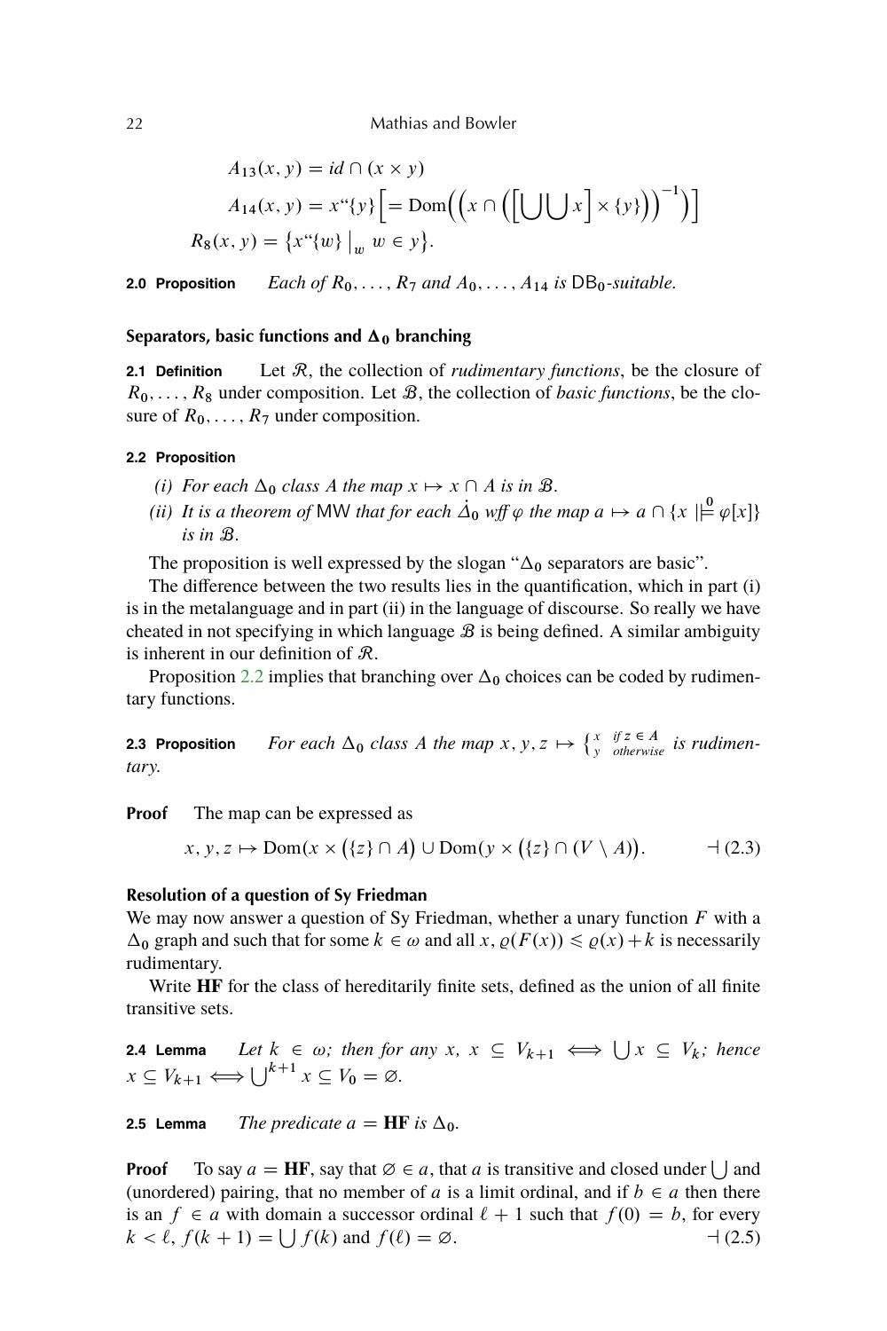$$A_{13}(x, y) = id \cap (x \times y)$$

$$A_{14}(x, y) = x``\{y\} \Big[= \mathrm{Dom}\Big(\Big(x \cap \Big(\Big[\bigcup\bigcup x\Big] \times \{y\}\Big)\Big)^{-1}\Big)\Big]$$

$$R_8(x, y) = \big\{x``\{w\} \,\big|_w\, w \in y\big\}.$$

**2.0 Proposition** *Each of $R_0, \ldots, R_7$ and $A_0, \ldots, A_{14}$ is $\mathsf{DB_0}$-suitable.*

### Separators, basic functions and $\Delta_0$ branching

**2.1 Definition** Let $\mathcal{R}$, the collection of *rudimentary functions*, be the closure of $R_0, \ldots, R_8$ under composition. Let $\mathcal{B}$, the collection of *basic functions*, be the closure of $R_0, \ldots, R_7$ under composition.

**2.2 Proposition**

*(i) For each $\Delta_0$ class $A$ the map $x \mapsto x \cap A$ is in $\mathcal{B}$.*

*(ii) It is a theorem of* MW *that for each $\dot{\Delta}_0$ wff $\varphi$ the map $a \mapsto a \cap \{x \mid\!\stackrel{0}{\models} \varphi[x]\}$ is in $\mathcal{B}$.*

The proposition is well expressed by the slogan "$\Delta_0$ separators are basic".

The difference between the two results lies in the quantification, which in part (i) is in the metalanguage and in part (ii) in the language of discourse. So really we have cheated in not specifying in which language $\mathcal{B}$ is being defined. A similar ambiguity is inherent in our definition of $\mathcal{R}$.

Proposition 2.2 implies that branching over $\Delta_0$ choices can be coded by rudimentary functions.

**2.3 Proposition** *For each $\Delta_0$ class $A$ the map $x, y, z \mapsto \begin{cases} x & \text{if } z \in A \\ y & \text{otherwise} \end{cases}$ is rudimentary.*

**Proof** The map can be expressed as

$$x, y, z \mapsto \mathrm{Dom}(x \times (\{z\} \cap A)) \cup \mathrm{Dom}(y \times (\{z\} \cap (V \setminus A))). \qquad \dashv (2.3)$$

### Resolution of a question of Sy Friedman

We may now answer a question of Sy Friedman, whether a unary function $F$ with a $\Delta_0$ graph and such that for some $k \in \omega$ and all $x$, $\varrho(F(x)) \leqslant \varrho(x) + k$ is necessarily rudimentary.

Write **HF** for the class of hereditarily finite sets, defined as the union of all finite transitive sets.

**2.4 Lemma** *Let $k \in \omega$; then for any $x$, $x \subseteq V_{k+1} \iff \bigcup x \subseteq V_k$; hence $x \subseteq V_{k+1} \iff \bigcup^{k+1} x \subseteq V_0 = \varnothing$.*

**2.5 Lemma** *The predicate $a = \mathbf{HF}$ is $\Delta_0$.*

**Proof** To say $a = \mathbf{HF}$, say that $\varnothing \in a$, that $a$ is transitive and closed under $\bigcup$ and (unordered) pairing, that no member of $a$ is a limit ordinal, and if $b \in a$ then there is an $f \in a$ with domain a successor ordinal $\ell + 1$ such that $f(0) = b$, for every $k < \ell$, $f(k+1) = \bigcup f(k)$ and $f(\ell) = \varnothing$. $\dashv$ (2.5)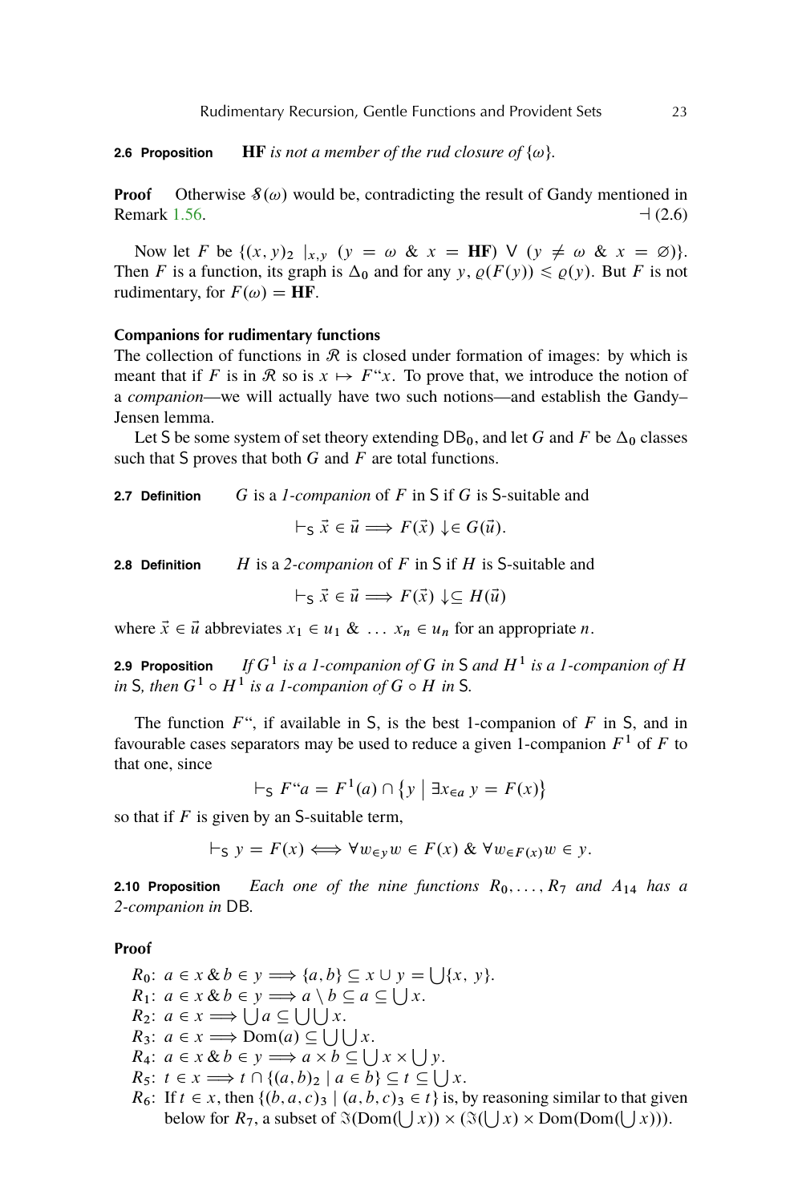**2.6 Proposition** **HF** *is not a member of the rud closure of* $\{\omega\}$.

**Proof** Otherwise $\mathcal{S}(\omega)$ would be, contradicting the result of Gandy mentioned in Remark 1.56. ⊣ (2.6)

Now let $F$ be $\{(x,y)_2 \mid_{x,y} (y = \omega \;\&\; x = \mathbf{HF}) \vee (y \neq \omega \;\&\; x = \varnothing)\}$. Then $F$ is a function, its graph is $\Delta_0$ and for any $y$, $\varrho(F(y)) \leqslant \varrho(y)$. But $F$ is not rudimentary, for $F(\omega) = \mathbf{HF}$.

### Companions for rudimentary functions

The collection of functions in $\mathcal{R}$ is closed under formation of images: by which is meant that if $F$ is in $\mathcal{R}$ so is $x \mapsto F``x$. To prove that, we introduce the notion of a *companion*—we will actually have two such notions—and establish the Gandy–Jensen lemma.

Let S be some system of set theory extending $\mathsf{DB}_0$, and let $G$ and $F$ be $\Delta_0$ classes such that S proves that both $G$ and $F$ are total functions.

**2.7 Definition** $G$ is a *1-companion* of $F$ in S if $G$ is S-suitable and

$$\vdash_{\mathsf{S}} \vec{x} \in \vec{u} \Longrightarrow F(\vec{x}) \downarrow \in G(\vec{u}).$$

**2.8 Definition** $H$ is a *2-companion* of $F$ in S if $H$ is S-suitable and

$$\vdash_{\mathsf{S}} \vec{x} \in \vec{u} \Longrightarrow F(\vec{x}) \downarrow \subseteq H(\vec{u})$$

where $\vec{x} \in \vec{u}$ abbreviates $x_1 \in u_1 \;\&\; \ldots\; x_n \in u_n$ for an appropriate $n$.

**2.9 Proposition** *If $G^1$ is a 1-companion of $G$ in* S *and $H^1$ is a 1-companion of $H$ in* S*, then $G^1 \circ H^1$ is a 1-companion of $G \circ H$ in* S*.*

The function $F``$, if available in S, is the best 1-companion of $F$ in S, and in favourable cases separators may be used to reduce a given 1-companion $F^1$ of $F$ to that one, since

$$\vdash_{\mathsf{S}} F``a = F^1(a) \cap \{y \mid \exists x_{\in a}\, y = F(x)\}$$

so that if $F$ is given by an S-suitable term,

$$\vdash_{\mathsf{S}} y = F(x) \Longleftrightarrow \forall w_{\in y} w \in F(x) \;\&\; \forall w_{\in F(x)} w \in y.$$

**2.10 Proposition** *Each one of the nine functions $R_0, \ldots, R_7$ and $A_{14}$ has a 2-companion in* DB*.*

**Proof**

- $R_0$: $a \in x \,\&\, b \in y \Longrightarrow \{a, b\} \subseteq x \cup y = \bigcup\{x,\ y\}$.
- $R_1$: $a \in x \,\&\, b \in y \Longrightarrow a \setminus b \subseteq a \subseteq \bigcup x$.
- $R_2$: $a \in x \Longrightarrow \bigcup a \subseteq \bigcup\bigcup x$.
- $R_3$: $a \in x \Longrightarrow \mathrm{Dom}(a) \subseteq \bigcup\bigcup\bigcup x$.
- $R_4$: $a \in x \,\&\, b \in y \Longrightarrow a \times b \subseteq \bigcup x \times \bigcup y$.
- $R_5$: $t \in x \Longrightarrow t \cap \{(a,b)_2 \mid a \in b\} \subseteq t \subseteq \bigcup x$.
- $R_6$: If $t \in x$, then $\{(b,a,c)_3 \mid (a,b,c)_3 \in t\}$ is, by reasoning similar to that given below for $R_7$, a subset of $\Im(\mathrm{Dom}(\bigcup x)) \times (\Im(\bigcup x) \times \mathrm{Dom}(\mathrm{Dom}(\bigcup x)))$.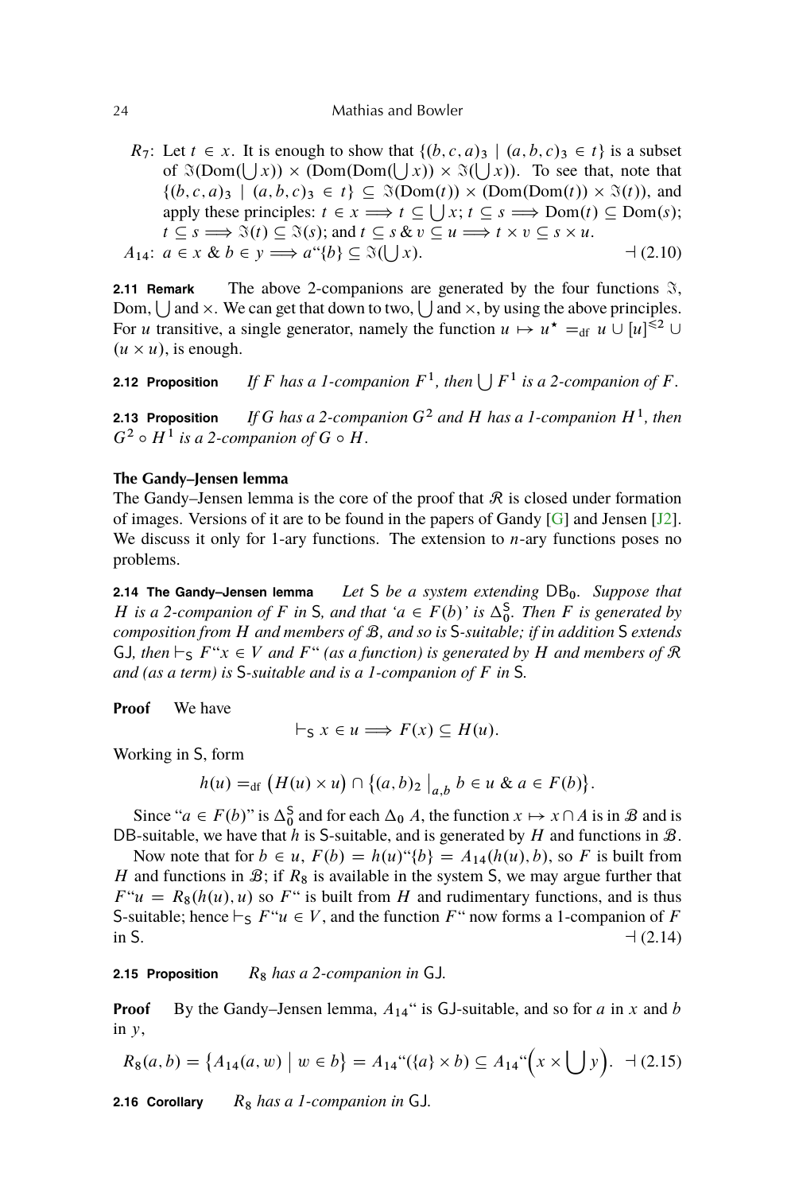$R_7$: Let $t \in x$. It is enough to show that $\{(b,c,a)_3 \mid (a,b,c)_3 \in t\}$ is a subset of $\Im(\mathrm{Dom}(\bigcup x)) \times (\mathrm{Dom}(\mathrm{Dom}(\bigcup x)) \times \Im(\bigcup x))$. To see that, note that $\{(b,c,a)_3 \mid (a,b,c)_3 \in t\} \subseteq \Im(\mathrm{Dom}(t)) \times (\mathrm{Dom}(\mathrm{Dom}(t)) \times \Im(t))$, and apply these principles: $t \in x \Longrightarrow t \subseteq \bigcup x$; $t \subseteq s \Longrightarrow \mathrm{Dom}(t) \subseteq \mathrm{Dom}(s)$; $t \subseteq s \Longrightarrow \Im(t) \subseteq \Im(s)$; and $t \subseteq s \;\&\; v \subseteq u \Longrightarrow t \times v \subseteq s \times u$.

$A_{14}$: $a \in x \;\&\; b \in y \Longrightarrow a``\{b\} \subseteq \Im(\bigcup x)$. ⊣ (2.10)

**2.11 Remark** The above 2-companions are generated by the four functions $\Im$, Dom, $\bigcup$ and $\times$. We can get that down to two, $\bigcup$ and $\times$, by using the above principles. For $u$ transitive, a single generator, namely the function $u \mapsto u^\star =_{\mathrm{df}} u \cup [u]^{\leqslant 2} \cup (u \times u)$, is enough.

**2.12 Proposition** *If $F$ has a 1-companion $F^1$, then $\bigcup F^1$ is a 2-companion of $F$.*

**2.13 Proposition** *If $G$ has a 2-companion $G^2$ and $H$ has a 1-companion $H^1$, then $G^2 \circ H^1$ is a 2-companion of $G \circ H$.*

### The Gandy–Jensen lemma

The Gandy–Jensen lemma is the core of the proof that $\mathcal{R}$ is closed under formation of images. Versions of it are to be found in the papers of Gandy [G] and Jensen [J2]. We discuss it only for 1-ary functions. The extension to $n$-ary functions poses no problems.

**2.14 The Gandy–Jensen lemma** *Let $\mathsf{S}$ be a system extending $\mathsf{DB_0}$. Suppose that $H$ is a 2-companion of $F$ in $\mathsf{S}$, and that '$a \in F(b)$' is $\Delta_0^{\mathsf{S}}$. Then $F$ is generated by composition from $H$ and members of $\mathcal{B}$, and so is $\mathsf{S}$-suitable; if in addition $\mathsf{S}$ extends $\mathsf{GJ}$, then $\vdash_{\mathsf{S}} F``x \in V$ and $F``$ (as a function) is generated by $H$ and members of $\mathcal{R}$ and (as a term) is $\mathsf{S}$-suitable and is a 1-companion of $F$ in $\mathsf{S}$.*

**Proof** We have

$$\vdash_{\mathsf{S}} x \in u \Longrightarrow F(x) \subseteq H(u).$$

Working in $\mathsf{S}$, form

$$h(u) =_{\mathrm{df}} \big(H(u) \times u\big) \cap \big\{(a,b)_2 \,\big|_{a,b}\, b \in u \;\&\; a \in F(b)\big\}.$$

Since "$a \in F(b)$" is $\Delta_0^{\mathsf{S}}$ and for each $\Delta_0$ $A$, the function $x \mapsto x \cap A$ is in $\mathcal{B}$ and is $\mathsf{DB}$-suitable, we have that $h$ is $\mathsf{S}$-suitable, and is generated by $H$ and functions in $\mathcal{B}$.

Now note that for $b \in u$, $F(b) = h(u)``\{b\} = A_{14}(h(u), b)$, so $F$ is built from $H$ and functions in $\mathcal{B}$; if $R_8$ is available in the system $\mathsf{S}$, we may argue further that $F``u = R_8(h(u), u)$ so $F``$ is built from $H$ and rudimentary functions, and is thus $\mathsf{S}$-suitable; hence $\vdash_{\mathsf{S}} F``u \in V$, and the function $F``$ now forms a 1-companion of $F$ in $\mathsf{S}$. ⊣ (2.14)

**2.15 Proposition** *$R_8$ has a 2-companion in $\mathsf{GJ}$.*

**Proof** By the Gandy–Jensen lemma, $A_{14}``$ is $\mathsf{GJ}$-suitable, and so for $a$ in $x$ and $b$ in $y$,

$$R_8(a,b) = \big\{A_{14}(a,w) \;\big|\; w \in b\big\} = A_{14}``(\{a\} \times b) \subseteq A_{14}``\Big(x \times \bigcup y\Big). \quad ⊣ (2.15)$$

**2.16 Corollary** *$R_8$ has a 1-companion in $\mathsf{GJ}$.*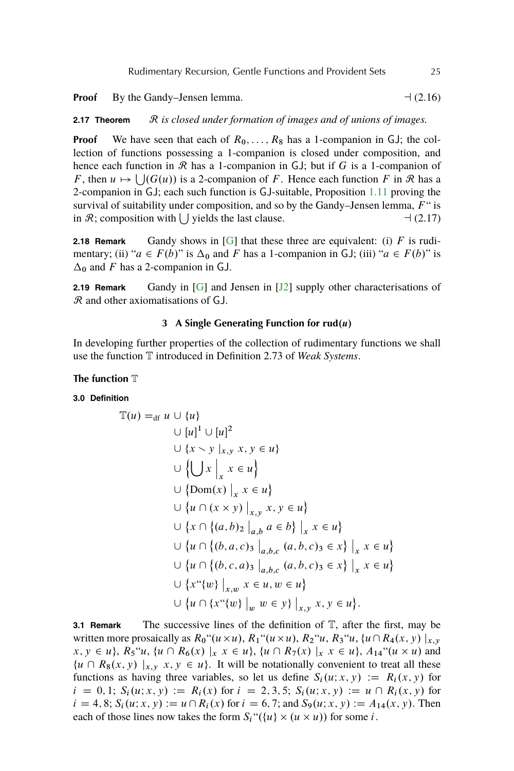**Proof** By the Gandy–Jensen lemma. ⊣ (2.16)

**2.17 Theorem** *$\mathcal{R}$ is closed under formation of images and of unions of images.*

**Proof** We have seen that each of $R_0, \ldots, R_8$ has a 1-companion in GJ; the collection of functions possessing a 1-companion is closed under composition, and hence each function in $\mathcal{R}$ has a 1-companion in GJ; but if $G$ is a 1-companion of $F$, then $u \mapsto \bigcup(G(u))$ is a 2-companion of $F$. Hence each function $F$ in $\mathcal{R}$ has a 2-companion in GJ; each such function is GJ-suitable, Proposition 1.11 proving the survival of suitability under composition, and so by the Gandy–Jensen lemma, $F$“ is in $\mathcal{R}$; composition with $\bigcup$ yields the last clause. ⊣ (2.17)

**2.18 Remark** Gandy shows in [G] that these three are equivalent: (i) $F$ is rudimentary; (ii) “$a \in F(b)$” is $\Delta_0$ and $F$ has a 1-companion in GJ; (iii) “$a \in F(b)$” is $\Delta_0$ and $F$ has a 2-companion in GJ.

**2.19 Remark** Gandy in [G] and Jensen in [J2] supply other characterisations of $\mathcal{R}$ and other axiomatisations of GJ.

## 3 A Single Generating Function for rud($u$)

In developing further properties of the collection of rudimentary functions we shall use the function $\mathbb{T}$ introduced in Definition 2.73 of *Weak Systems*.

### The function $\mathbb{T}$

**3.0 Definition**

$$
\begin{aligned}
\mathbb{T}(u) =_{\text{df}}\ & u \cup \{u\} \\
& \cup [u]^1 \cup [u]^2 \\
& \cup \{x \smallsetminus y \mid_{x,y} x, y \in u\} \\
& \cup \Big\{\bigcup x \,\Big|_x\, x \in u\Big\} \\
& \cup \big\{\text{Dom}(x) \,\big|_x\, x \in u\big\} \\
& \cup \big\{u \cap (x \times y) \,\big|_{x,y}\, x, y \in u\big\} \\
& \cup \big\{x \cap \big\{(a,b)_2 \,\big|_{a,b}\, a \in b\big\} \,\big|_x\, x \in u\big\} \\
& \cup \big\{u \cap \big\{(b,a,c)_3 \,\big|_{a,b,c}\, (a,b,c)_3 \in x\big\} \,\big|_x\, x \in u\big\} \\
& \cup \big\{u \cap \big\{(b,c,a)_3 \,\big|_{a,b,c}\, (a,b,c)_3 \in x\big\} \,\big|_x\, x \in u\big\} \\
& \cup \big\{x``\{w\} \,\big|_{x,w}\, x \in u, w \in u\big\} \\
& \cup \big\{u \cap \{x``\{w\} \,\big|_w\, w \in y\} \,\big|_{x,y}\, x, y \in u\big\}.
\end{aligned}
$$

**3.1 Remark** The successive lines of the definition of $\mathbb{T}$, after the first, may be written more prosaically as $R_0$“$(u \times u)$, $R_1$“$(u \times u)$, $R_2$“$u$, $R_3$“$u$, $\{u \cap R_4(x, y) \mid_{x,y} x, y \in u\}$, $R_5$“$u$, $\{u \cap R_6(x) \mid_x x \in u\}$, $\{u \cap R_7(x) \mid_x x \in u\}$, $A_{14}$“$(u \times u)$ and $\{u \cap R_8(x, y) \mid_{x,y} x, y \in u\}$. It will be notationally convenient to treat all these functions as having three variables, so let us define $S_i(u; x, y) := R_i(x, y)$ for $i = 0, 1$; $S_i(u; x, y) := R_i(x)$ for $i = 2, 3, 5$; $S_i(u; x, y) := u \cap R_i(x, y)$ for $i = 4, 8$; $S_i(u; x, y) := u \cap R_i(x)$ for $i = 6, 7$; and $S_9(u; x, y) := A_{14}(x, y)$. Then each of those lines now takes the form $S_i$“$(\{u\} \times (u \times u))$ for some $i$.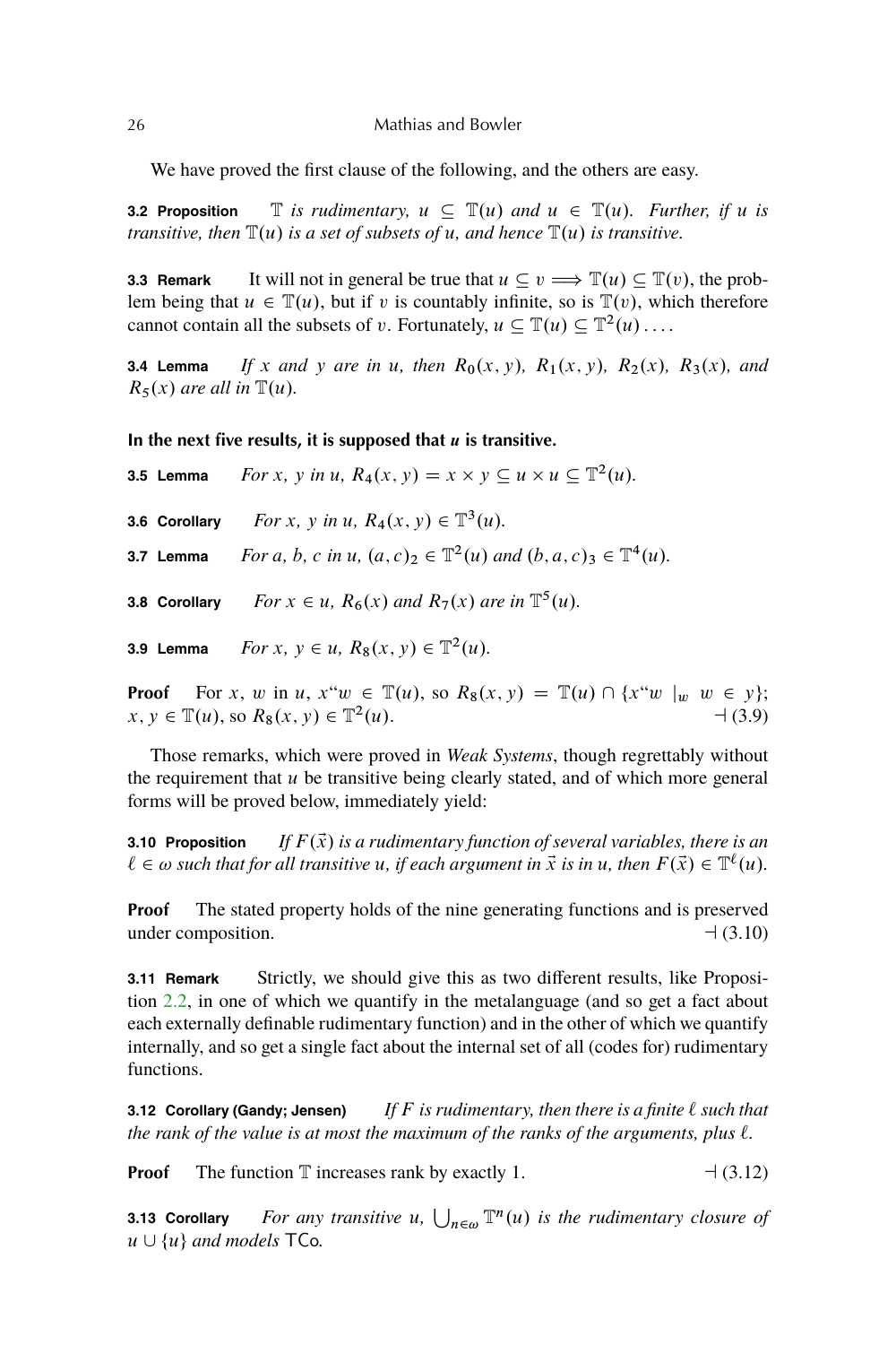We have proved the first clause of the following, and the others are easy.

**3.2 Proposition** *$\mathbb{T}$ is rudimentary, $u \subseteq \mathbb{T}(u)$ and $u \in \mathbb{T}(u)$. Further, if $u$ is transitive, then $\mathbb{T}(u)$ is a set of subsets of $u$, and hence $\mathbb{T}(u)$ is transitive.*

**3.3 Remark** It will not in general be true that $u \subseteq v \Longrightarrow \mathbb{T}(u) \subseteq \mathbb{T}(v)$, the problem being that $u \in \mathbb{T}(u)$, but if $v$ is countably infinite, so is $\mathbb{T}(v)$, which therefore cannot contain all the subsets of $v$. Fortunately, $u \subseteq \mathbb{T}(u) \subseteq \mathbb{T}^2(u) \ldots$.

**3.4 Lemma** *If $x$ and $y$ are in $u$, then $R_0(x, y)$, $R_1(x, y)$, $R_2(x)$, $R_3(x)$, and $R_5(x)$ are all in $\mathbb{T}(u)$.*

**In the next five results, it is supposed that *u* is transitive.**

**3.5 Lemma** *For $x$, $y$ in $u$, $R_4(x, y) = x \times y \subseteq u \times u \subseteq \mathbb{T}^2(u)$.*

**3.6 Corollary** *For $x$, $y$ in $u$, $R_4(x, y) \in \mathbb{T}^3(u)$.*

**3.7 Lemma** *For $a$, $b$, $c$ in $u$, $(a, c)_2 \in \mathbb{T}^2(u)$ and $(b, a, c)_3 \in \mathbb{T}^4(u)$.*

**3.8 Corollary** *For $x \in u$, $R_6(x)$ and $R_7(x)$ are in $\mathbb{T}^5(u)$.*

**3.9 Lemma** *For $x$, $y \in u$, $R_8(x, y) \in \mathbb{T}^2(u)$.*

**Proof** For $x$, $w$ in $u$, $x``w \in \mathbb{T}(u)$, so $R_8(x, y) = \mathbb{T}(u) \cap \{x``w \mid_w w \in y\}$; $x, y \in \mathbb{T}(u)$, so $R_8(x, y) \in \mathbb{T}^2(u)$. ⊣ (3.9)

Those remarks, which were proved in *Weak Systems*, though regrettably without the requirement that $u$ be transitive being clearly stated, and of which more general forms will be proved below, immediately yield:

**3.10 Proposition** *If $F(\vec{x})$ is a rudimentary function of several variables, there is an $\ell \in \omega$ such that for all transitive $u$, if each argument in $\vec{x}$ is in $u$, then $F(\vec{x}) \in \mathbb{T}^{\ell}(u)$.*

**Proof** The stated property holds of the nine generating functions and is preserved under composition. ⊣ (3.10)

**3.11 Remark** Strictly, we should give this as two different results, like Proposition 2.2, in one of which we quantify in the metalanguage (and so get a fact about each externally definable rudimentary function) and in the other of which we quantify internally, and so get a single fact about the internal set of all (codes for) rudimentary functions.

**3.12 Corollary (Gandy; Jensen)** *If $F$ is rudimentary, then there is a finite $\ell$ such that the rank of the value is at most the maximum of the ranks of the arguments, plus $\ell$.*

**Proof** The function $\mathbb{T}$ increases rank by exactly 1. ⊣ (3.12)

**3.13 Corollary** *For any transitive $u$, $\bigcup_{n \in \omega} \mathbb{T}^n(u)$ is the rudimentary closure of $u \cup \{u\}$ and models* TCo.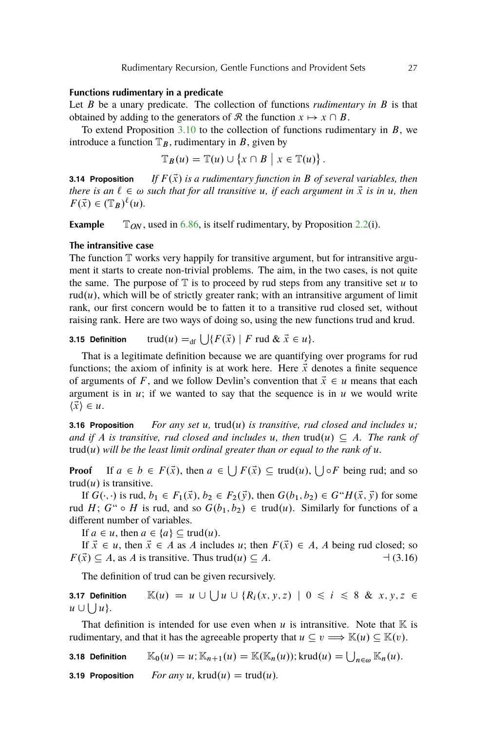### Functions rudimentary in a predicate

Let $B$ be a unary predicate. The collection of functions *rudimentary in* $B$ is that obtained by adding to the generators of $\mathcal{R}$ the function $x \mapsto x \cap B$.

To extend Proposition 3.10 to the collection of functions rudimentary in $B$, we introduce a function $\mathbb{T}_B$, rudimentary in $B$, given by

$$\mathbb{T}_B(u) = \mathbb{T}(u) \cup \{x \cap B \mid x \in \mathbb{T}(u)\}.$$

**3.14 Proposition** *If $F(\vec{x})$ is a rudimentary function in $B$ of several variables, then there is an $\ell \in \omega$ such that for all transitive $u$, if each argument in $\vec{x}$ is in $u$, then $F(\vec{x}) \in (\mathbb{T}_B)^\ell(u)$.*

**Example** $\mathbb{T}_{ON}$, used in 6.86, is itself rudimentary, by Proposition 2.2(i).

### The intransitive case

The function $\mathbb{T}$ works very happily for transitive argument, but for intransitive argument it starts to create non-trivial problems. The aim, in the two cases, is not quite the same. The purpose of $\mathbb{T}$ is to proceed by rud steps from any transitive set $u$ to $\mathrm{rud}(u)$, which will be of strictly greater rank; with an intransitive argument of limit rank, our first concern would be to fatten it to a transitive rud closed set, without raising rank. Here are two ways of doing so, using the new functions trud and krud.

**3.15 Definition** $\mathrm{trud}(u) =_{\mathrm{df}} \bigcup\{F(\vec{x}) \mid F \text{ rud } \& \ \vec{x} \in u\}$.

That is a legitimate definition because we are quantifying over programs for rud functions; the axiom of infinity is at work here. Here $\vec{x}$ denotes a finite sequence of arguments of $F$, and we follow Devlin's convention that $\vec{x} \in u$ means that each argument is in $u$; if we wanted to say that the sequence is in $u$ we would write $\langle\vec{x}\rangle \in u$.

**3.16 Proposition** *For any set $u$, $\mathrm{trud}(u)$ is transitive, rud closed and includes $u$; and if $A$ is transitive, rud closed and includes $u$, then $\mathrm{trud}(u) \subseteq A$. The rank of $\mathrm{trud}(u)$ will be the least limit ordinal greater than or equal to the rank of $u$.*

**Proof** If $a \in b \in F(\vec{x})$, then $a \in \bigcup F(\vec{x}) \subseteq \mathrm{trud}(u)$, $\bigcup \circ F$ being rud; and so $\mathrm{trud}(u)$ is transitive.

If $G(\cdot,\cdot)$ is rud, $b_1 \in F_1(\vec{x})$, $b_2 \in F_2(\vec{y})$, then $G(b_1, b_2) \in G``H(\vec{x}, \vec{y})$ for some rud $H$; $G`` \circ H$ is rud, and so $G(b_1, b_2) \in \mathrm{trud}(u)$. Similarly for functions of a different number of variables.

If $a \in u$, then $a \in \{a\} \subseteq \mathrm{trud}(u)$.

If $\vec{x} \in u$, then $\vec{x} \in A$ as $A$ includes $u$; then $F(\vec{x}) \in A$, $A$ being rud closed; so $F(\vec{x}) \subseteq A$, as $A$ is transitive. Thus $\mathrm{trud}(u) \subseteq A$. ⊣ (3.16)

The definition of trud can be given recursively.

**3.17 Definition** $\mathbb{K}(u) = u \cup \bigcup u \cup \{R_i(x, y, z) \mid 0 \leqslant i \leqslant 8 \ \& \ x, y, z \in u \cup \bigcup u\}$.

That definition is intended for use even when $u$ is intransitive. Note that $\mathbb{K}$ is rudimentary, and that it has the agreeable property that $u \subseteq v \Longrightarrow \mathbb{K}(u) \subseteq \mathbb{K}(v)$.

**3.18 Definition** $\mathbb{K}_0(u) = u; \mathbb{K}_{n+1}(u) = \mathbb{K}(\mathbb{K}_n(u)); \mathrm{krud}(u) = \bigcup_{n\in\omega} \mathbb{K}_n(u)$.

**3.19 Proposition** *For any $u$, $\mathrm{krud}(u) = \mathrm{trud}(u)$.*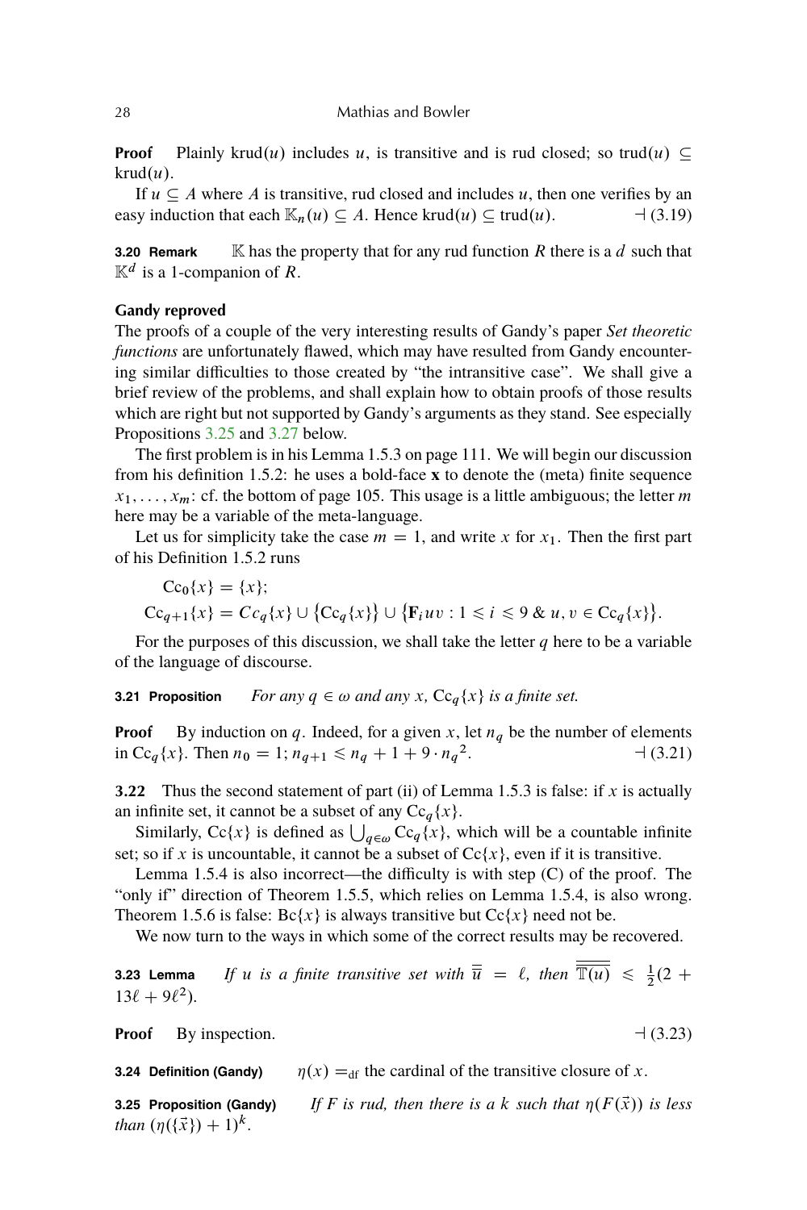**Proof** Plainly $\mathrm{krud}(u)$ includes $u$, is transitive and is rud closed; so $\mathrm{trud}(u) \subseteq \mathrm{krud}(u)$.

If $u \subseteq A$ where $A$ is transitive, rud closed and includes $u$, then one verifies by an easy induction that each $\mathbb{K}_n(u) \subseteq A$. Hence $\mathrm{krud}(u) \subseteq \mathrm{trud}(u)$. ⊣ (3.19)

**3.20 Remark** $\mathbb{K}$ has the property that for any rud function $R$ there is a $d$ such that $\mathbb{K}^d$ is a 1-companion of $R$.

### Gandy reproved

The proofs of a couple of the very interesting results of Gandy's paper *Set theoretic functions* are unfortunately flawed, which may have resulted from Gandy encountering similar difficulties to those created by "the intransitive case". We shall give a brief review of the problems, and shall explain how to obtain proofs of those results which are right but not supported by Gandy's arguments as they stand. See especially Propositions 3.25 and 3.27 below.

The first problem is in his Lemma 1.5.3 on page 111. We will begin our discussion from his definition 1.5.2: he uses a bold-face $\mathbf{x}$ to denote the (meta) finite sequence $x_1, \ldots, x_m$: cf. the bottom of page 105. This usage is a little ambiguous; the letter $m$ here may be a variable of the meta-language.

Let us for simplicity take the case $m = 1$, and write $x$ for $x_1$. Then the first part of his Definition 1.5.2 runs

$$\mathrm{Cc}_0\{x\} = \{x\};$$
$$\mathrm{Cc}_{q+1}\{x\} = Cc_q\{x\} \cup \{\mathrm{Cc}_q\{x\}\} \cup \{\mathbf{F}_i uv : 1 \leqslant i \leqslant 9 \;\&\; u, v \in \mathrm{Cc}_q\{x\}\}.$$

For the purposes of this discussion, we shall take the letter $q$ here to be a variable of the language of discourse.

**3.21 Proposition** *For any $q \in \omega$ and any $x$, $\mathrm{Cc}_q\{x\}$ is a finite set.*

**Proof** By induction on $q$. Indeed, for a given $x$, let $n_q$ be the number of elements in $\mathrm{Cc}_q\{x\}$. Then $n_0 = 1$; $n_{q+1} \leqslant n_q + 1 + 9 \cdot {n_q}^2$. ⊣ (3.21)

**3.22** Thus the second statement of part (ii) of Lemma 1.5.3 is false: if $x$ is actually an infinite set, it cannot be a subset of any $\mathrm{Cc}_q\{x\}$.

Similarly, $\mathrm{Cc}\{x\}$ is defined as $\bigcup_{q\in\omega} \mathrm{Cc}_q\{x\}$, which will be a countable infinite set; so if $x$ is uncountable, it cannot be a subset of $\mathrm{Cc}\{x\}$, even if it is transitive.

Lemma 1.5.4 is also incorrect—the difficulty is with step (C) of the proof. The "only if" direction of Theorem 1.5.5, which relies on Lemma 1.5.4, is also wrong. Theorem 1.5.6 is false: $\mathrm{Bc}\{x\}$ is always transitive but $\mathrm{Cc}\{x\}$ need not be.

We now turn to the ways in which some of the correct results may be recovered.

**3.23 Lemma** *If $u$ is a finite transitive set with $\overline{\overline{u}} = \ell$, then $\overline{\overline{\mathbb{T}(u)}} \leqslant \frac{1}{2}(2 + 13\ell + 9\ell^2)$.*

**Proof** By inspection. ⊣ (3.23)

**3.24 Definition (Gandy)** $\eta(x) =_{\mathrm{df}}$ the cardinal of the transitive closure of $x$.

**3.25 Proposition (Gandy)** *If $F$ is rud, then there is a $k$ such that $\eta(F(\vec{x}))$ is less than $(\eta(\{\vec{x}\}) + 1)^k$.*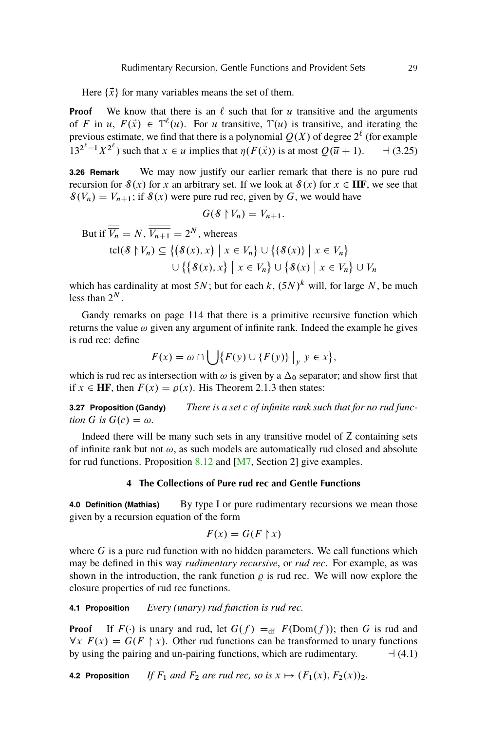Here $\{\vec{x}\}$ for many variables means the set of them.

**Proof** We know that there is an $\ell$ such that for $u$ transitive and the arguments of $F$ in $u$, $F(\vec{x}) \in \mathbb{T}^\ell(u)$. For $u$ transitive, $\mathbb{T}(u)$ is transitive, and iterating the previous estimate, we find that there is a polynomial $Q(X)$ of degree $2^\ell$ (for example $13^{2^\ell-1}X^{2^\ell}$) such that $x \in u$ implies that $\eta(F(\vec{x}))$ is at most $Q(\overline{\overline{u}}+1)$. ⊣ (3.25)

**3.26 Remark** We may now justify our earlier remark that there is no pure rud recursion for $\mathcal{S}(x)$ for $x$ an arbitrary set. If we look at $\mathcal{S}(x)$ for $x \in \mathbf{HF}$, we see that $\mathcal{S}(V_n) = V_{n+1}$; if $\mathcal{S}(x)$ were pure rud rec, given by $G$, we would have

$$G(\mathcal{S} \restriction V_n) = V_{n+1}.$$

But if $\overline{\overline{V_n}} = N$, $\overline{\overline{V_{n+1}}} = 2^N$, whereas

$$\begin{aligned}\mathrm{tcl}(\mathcal{S} \restriction V_n) \subseteq \big\{\big(\mathcal{S}(x), x\big) \;\big|\; x \in V_n\big\} \cup \big\{\{\mathcal{S}(x)\} \;\big|\; x \in V_n\big\} \\ \cup \big\{\{\mathcal{S}(x), x\} \;\big|\; x \in V_n\big\} \cup \big\{\mathcal{S}(x) \;\big|\; x \in V_n\big\} \cup V_n\end{aligned}$$

which has cardinality at most $5N$; but for each $k$, $(5N)^k$ will, for large $N$, be much less than $2^N$.

Gandy remarks on page 114 that there is a primitive recursive function which returns the value $\omega$ given any argument of infinite rank. Indeed the example he gives is rud rec: define

$$F(x) = \omega \cap \bigcup\big\{F(y) \cup \{F(y)\} \;\big|_y\; y \in x\big\},$$

which is rud rec as intersection with $\omega$ is given by a $\Delta_0$ separator; and show first that if $x \in \mathbf{HF}$, then $F(x) = \varrho(x)$. His Theorem 2.1.3 then states:

**3.27 Proposition (Gandy)** *There is a set $c$ of infinite rank such that for no rud function $G$ is $G(c) = \omega$.*

Indeed there will be many such sets in any transitive model of Z containing sets of infinite rank but not $\omega$, as such models are automatically rud closed and absolute for rud functions. Proposition 8.12 and [M7, Section 2] give examples.

## 4 The Collections of Pure rud rec and Gentle Functions

**4.0 Definition (Mathias)** By type I or pure rudimentary recursions we mean those given by a recursion equation of the form

$$F(x) = G(F \restriction x)$$

where $G$ is a pure rud function with no hidden parameters. We call functions which may be defined in this way *rudimentary recursive*, or *rud rec*. For example, as was shown in the introduction, the rank function $\varrho$ is rud rec. We will now explore the closure properties of rud rec functions.

**4.1 Proposition** *Every (unary) rud function is rud rec.*

**Proof** If $F(\cdot)$ is unary and rud, let $G(f) =_{\mathrm{df}} F(\mathrm{Dom}(f))$; then $G$ is rud and $\forall x\; F(x) = G(F \restriction x)$. Other rud functions can be transformed to unary functions by using the pairing and un-pairing functions, which are rudimentary. ⊣ (4.1)

**4.2 Proposition** *If $F_1$ and $F_2$ are rud rec, so is $x \mapsto (F_1(x), F_2(x))_2$.*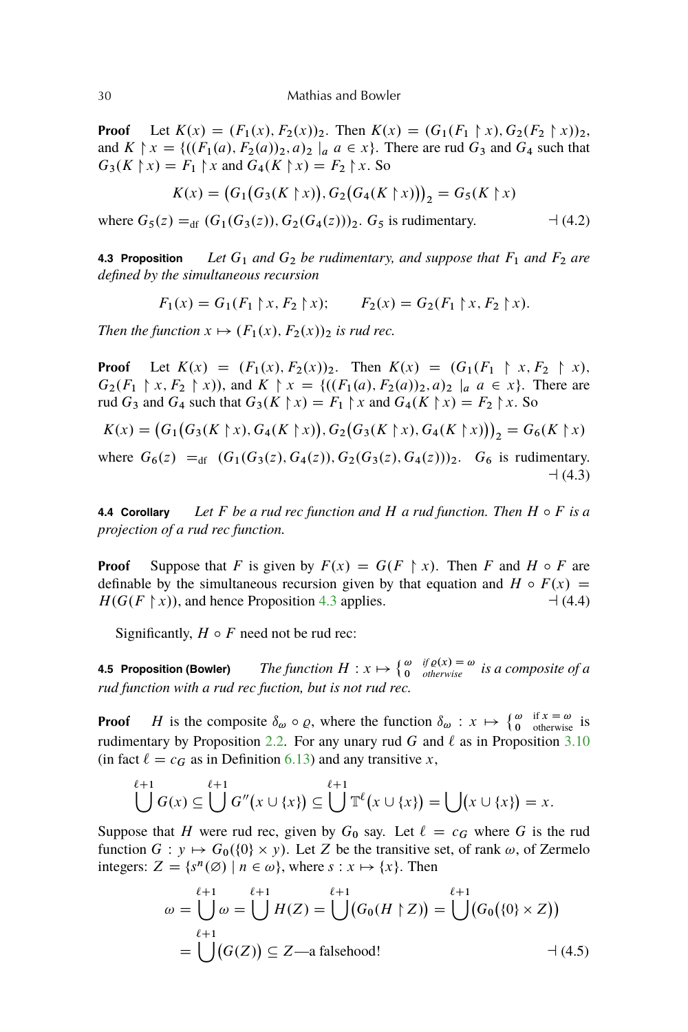**Proof** Let $K(x) = (F_1(x), F_2(x))_2$. Then $K(x) = (G_1(F_1 \restriction x), G_2(F_2 \restriction x))_2$, and $K \restriction x = \{((F_1(a), F_2(a))_2, a)_2 \mid_a a \in x\}$. There are rud $G_3$ and $G_4$ such that $G_3(K \restriction x) = F_1 \restriction x$ and $G_4(K \restriction x) = F_2 \restriction x$. So

$$K(x) = \big(G_1\big(G_3(K \restriction x)\big), G_2\big(G_4(K \restriction x)\big)\big)_2 = G_5(K \restriction x)$$

where $G_5(z) =_{\text{df}} (G_1(G_3(z)), G_2(G_4(z)))_2$. $G_5$ is rudimentary. ⊣ (4.2)

**4.3 Proposition** *Let $G_1$ and $G_2$ be rudimentary, and suppose that $F_1$ and $F_2$ are defined by the simultaneous recursion*

$$F_1(x) = G_1(F_1 \restriction x, F_2 \restriction x); \qquad F_2(x) = G_2(F_1 \restriction x, F_2 \restriction x).$$

*Then the function $x \mapsto (F_1(x), F_2(x))_2$ is rud rec.*

**Proof** Let $K(x) = (F_1(x), F_2(x))_2$. Then $K(x) = (G_1(F_1 \restriction x, F_2 \restriction x), G_2(F_1 \restriction x, F_2 \restriction x))$, and $K \restriction x = \{((F_1(a), F_2(a))_2, a)_2 \mid_a a \in x\}$. There are rud $G_3$ and $G_4$ such that $G_3(K \restriction x) = F_1 \restriction x$ and $G_4(K \restriction x) = F_2 \restriction x$. So

$$K(x) = \big(G_1\big(G_3(K \restriction x), G_4(K \restriction x)\big), G_2\big(G_3(K \restriction x), G_4(K \restriction x)\big)\big)_2 = G_6(K \restriction x)$$

where $G_6(z) =_{\text{df}} (G_1(G_3(z), G_4(z)), G_2(G_3(z), G_4(z)))_2$. $G_6$ is rudimentary. ⊣ (4.3)

**4.4 Corollary** *Let $F$ be a rud rec function and $H$ a rud function. Then $H \circ F$ is a projection of a rud rec function.*

**Proof** Suppose that $F$ is given by $F(x) = G(F \restriction x)$. Then $F$ and $H \circ F$ are definable by the simultaneous recursion given by that equation and $H \circ F(x) = H(G(F \restriction x))$, and hence Proposition 4.3 applies. ⊣ (4.4)

Significantly, $H \circ F$ need not be rud rec:

**4.5 Proposition (Bowler)** *The function $H : x \mapsto \begin{cases} \omega & \text{if } \varrho(x) = \omega \\ 0 & \text{otherwise} \end{cases}$ is a composite of a rud function with a rud rec fuction, but is not rud rec.*

**Proof** $H$ is the composite $\delta_\omega \circ \varrho$, where the function $\delta_\omega : x \mapsto \begin{cases} \omega & \text{if } x = \omega \\ 0 & \text{otherwise} \end{cases}$ is rudimentary by Proposition 2.2. For any unary rud $G$ and $\ell$ as in Proposition 3.10 (in fact $\ell = c_G$ as in Definition 6.13) and any transitive $x$,

$$\bigcup^{\ell+1} G(x) \subseteq \bigcup^{\ell+1} G''\big(x \cup \{x\}\big) \subseteq \bigcup^{\ell+1} \mathbb{T}^{\ell}\big(x \cup \{x\}\big) = \bigcup\big(x \cup \{x\}\big) = x.$$

Suppose that $H$ were rud rec, given by $G_0$ say. Let $\ell = c_G$ where $G$ is the rud function $G : y \mapsto G_0(\{0\} \times y)$. Let $Z$ be the transitive set, of rank $\omega$, of Zermelo integers: $Z = \{s^n(\varnothing) \mid n \in \omega\}$, where $s : x \mapsto \{x\}$. Then

$$\begin{aligned}
\omega = \bigcup^{\ell+1} \omega = \bigcup^{\ell+1} H(Z) = \bigcup^{\ell+1}\big(G_0(H \restriction Z)\big) = \bigcup^{\ell+1}\big(G_0\big(\{0\} \times Z\big)\big) \\
= \bigcup^{\ell+1}\big(G(Z)\big) \subseteq Z\text{—a falsehood!}
\end{aligned}$$

⊣ (4.5)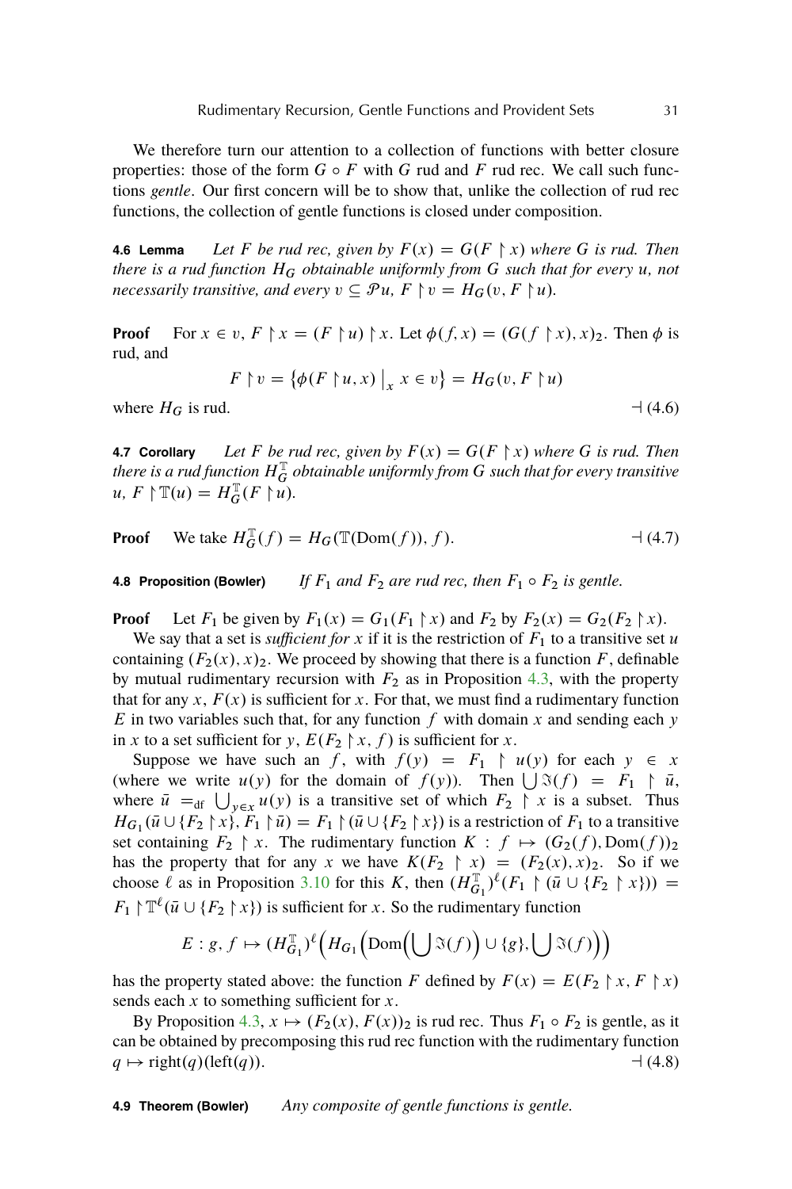We therefore turn our attention to a collection of functions with better closure properties: those of the form $G \circ F$ with $G$ rud and $F$ rud rec. We call such functions *gentle*. Our first concern will be to show that, unlike the collection of rud rec functions, the collection of gentle functions is closed under composition.

**4.6 Lemma** *Let $F$ be rud rec, given by $F(x) = G(F \restriction x)$ where $G$ is rud. Then there is a rud function $H_G$ obtainable uniformly from $G$ such that for every $u$, not necessarily transitive, and every $v \subseteq \mathcal{P}u$, $F \restriction v = H_G(v, F \restriction u)$.*

**Proof** For $x \in v$, $F \restriction x = (F \restriction u) \restriction x$. Let $\phi(f, x) = (G(f \restriction x), x)_2$. Then $\phi$ is rud, and

$$F \restriction v = \left\{ \phi(F \restriction u, x) \,\big|_x\, x \in v \right\} = H_G(v, F \restriction u)$$

where $H_G$ is rud. ⊣ (4.6)

**4.7 Corollary** *Let $F$ be rud rec, given by $F(x) = G(F \restriction x)$ where $G$ is rud. Then there is a rud function $H_G^{\mathbb{T}}$ obtainable uniformly from $G$ such that for every transitive $u$, $F \restriction \mathbb{T}(u) = H_G^{\mathbb{T}}(F \restriction u)$.*

**Proof** We take $H_G^{\mathbb{T}}(f) = H_G(\mathbb{T}(\mathrm{Dom}(f)), f)$. ⊣ (4.7)

**4.8 Proposition (Bowler)** *If $F_1$ and $F_2$ are rud rec, then $F_1 \circ F_2$ is gentle.*

**Proof** Let $F_1$ be given by $F_1(x) = G_1(F_1 \restriction x)$ and $F_2$ by $F_2(x) = G_2(F_2 \restriction x)$.

We say that a set is *sufficient for* $x$ if it is the restriction of $F_1$ to a transitive set $u$ containing $(F_2(x), x)_2$. We proceed by showing that there is a function $F$, definable by mutual rudimentary recursion with $F_2$ as in Proposition 4.3, with the property that for any $x$, $F(x)$ is sufficient for $x$. For that, we must find a rudimentary function $E$ in two variables such that, for any function $f$ with domain $x$ and sending each $y$ in $x$ to a set sufficient for $y$, $E(F_2 \restriction x, f)$ is sufficient for $x$.

Suppose we have such an $f$, with $f(y) = F_1 \restriction u(y)$ for each $y \in x$ (where we write $u(y)$ for the domain of $f(y)$). Then $\bigcup \Im(f) = F_1 \restriction \bar{u}$, where $\bar{u} =_{\mathrm{df}} \bigcup_{y \in x} u(y)$ is a transitive set of which $F_2 \restriction x$ is a subset. Thus $H_{G_1}(\bar{u} \cup \{F_2 \restriction x\}, F_1 \restriction \bar{u}) = F_1 \restriction (\bar{u} \cup \{F_2 \restriction x\})$ is a restriction of $F_1$ to a transitive set containing $F_2 \restriction x$. The rudimentary function $K : f \mapsto (G_2(f), \mathrm{Dom}(f))_2$ has the property that for any $x$ we have $K(F_2 \restriction x) = (F_2(x), x)_2$. So if we choose $\ell$ as in Proposition 3.10 for this $K$, then $(H_{G_1}^{\mathbb{T}})^\ell(F_1 \restriction (\bar{u} \cup \{F_2 \restriction x\})) = F_1 \restriction \mathbb{T}^\ell(\bar{u} \cup \{F_2 \restriction x\})$ is sufficient for $x$. So the rudimentary function

$$E : g, f \mapsto (H_{G_1}^{\mathbb{T}})^\ell \Big( H_{G_1} \Big( \mathrm{Dom}\Big( \bigcup \Im(f) \Big) \cup \{g\}, \bigcup \Im(f) \Big) \Big)$$

has the property stated above: the function $F$ defined by $F(x) = E(F_2 \restriction x, F \restriction x)$ sends each $x$ to something sufficient for $x$.

By Proposition 4.3, $x \mapsto (F_2(x), F(x))_2$ is rud rec. Thus $F_1 \circ F_2$ is gentle, as it can be obtained by precomposing this rud rec function with the rudimentary function $q \mapsto \mathrm{right}(q)(\mathrm{left}(q))$. ⊣ (4.8)

**4.9 Theorem (Bowler)** *Any composite of gentle functions is gentle.*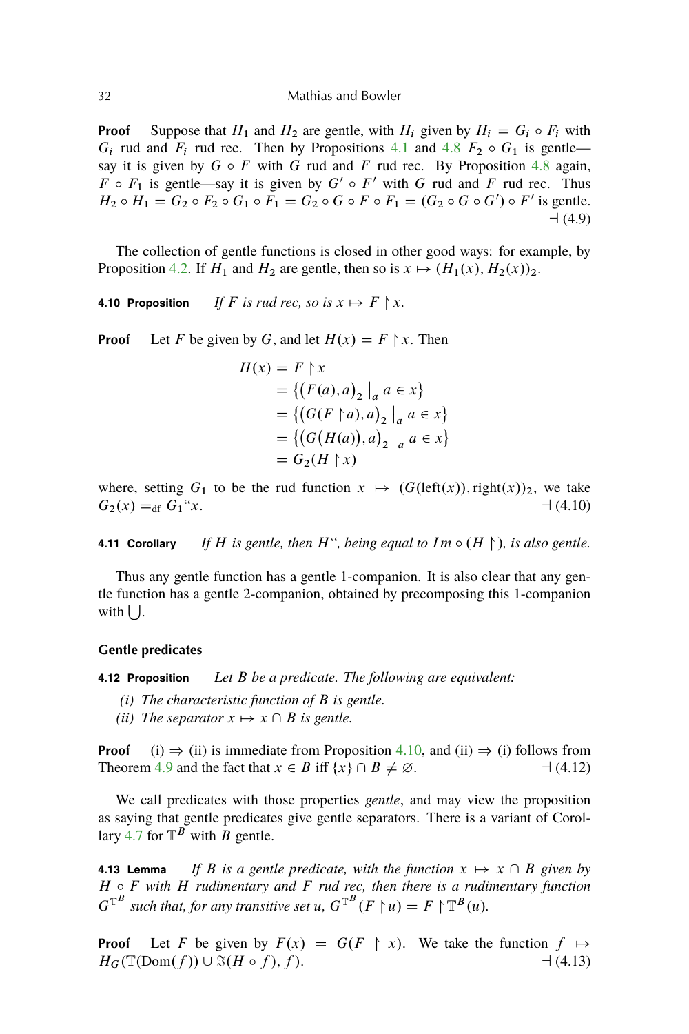**Proof** Suppose that $H_1$ and $H_2$ are gentle, with $H_i$ given by $H_i = G_i \circ F_i$ with $G_i$ rud and $F_i$ rud rec. Then by Propositions 4.1 and 4.8 $F_2 \circ G_1$ is gentle—say it is given by $G \circ F$ with $G$ rud and $F$ rud rec. By Proposition 4.8 again, $F \circ F_1$ is gentle—say it is given by $G' \circ F'$ with $G$ rud and $F$ rud rec. Thus $H_2 \circ H_1 = G_2 \circ F_2 \circ G_1 \circ F_1 = G_2 \circ G \circ F \circ F_1 = (G_2 \circ G \circ G') \circ F'$ is gentle. ⊣ (4.9)

The collection of gentle functions is closed in other good ways: for example, by Proposition 4.2. If $H_1$ and $H_2$ are gentle, then so is $x \mapsto (H_1(x), H_2(x))_2$.

**4.10 Proposition** *If $F$ is rud rec, so is $x \mapsto F \restriction x$.*

**Proof** Let $F$ be given by $G$, and let $H(x) = F \restriction x$. Then

$$
\begin{aligned}
H(x) &= F \restriction x \\
&= \{(F(a), a)_2 \mid_a a \in x\} \\
&= \{(G(F \restriction a), a)_2 \mid_a a \in x\} \\
&= \{(G(H(a)), a)_2 \mid_a a \in x\} \\
&= G_2(H \restriction x)
\end{aligned}
$$

where, setting $G_1$ to be the rud function $x \mapsto (G(\text{left}(x)), \text{right}(x))_2$, we take $G_2(x) =_{\text{df}} G_1``x$. ⊣ (4.10)

**4.11 Corollary** *If $H$ is gentle, then $H``$, being equal to $Im \circ (H \restriction)$, is also gentle.*

Thus any gentle function has a gentle 1-companion. It is also clear that any gentle function has a gentle 2-companion, obtained by precomposing this 1-companion with $\bigcup$.

### Gentle predicates

**4.12 Proposition** *Let $B$ be a predicate. The following are equivalent:*

*(i) The characteristic function of $B$ is gentle.*
*(ii) The separator $x \mapsto x \cap B$ is gentle.*

**Proof** (i) ⇒ (ii) is immediate from Proposition 4.10, and (ii) ⇒ (i) follows from Theorem 4.9 and the fact that $x \in B$ iff $\{x\} \cap B \neq \varnothing$. ⊣ (4.12)

We call predicates with those properties *gentle*, and may view the proposition as saying that gentle predicates give gentle separators. There is a variant of Corollary 4.7 for $\mathbb{T}^B$ with $B$ gentle.

**4.13 Lemma** *If $B$ is a gentle predicate, with the function $x \mapsto x \cap B$ given by $H \circ F$ with $H$ rudimentary and $F$ rud rec, then there is a rudimentary function $G^{\mathbb{T}^B}$ such that, for any transitive set $u$, $G^{\mathbb{T}^B}(F \restriction u) = F \restriction \mathbb{T}^B(u)$.*

**Proof** Let $F$ be given by $F(x) = G(F \restriction x)$. We take the function $f \mapsto H_G(\mathbb{T}(\text{Dom}(f)) \cup \Im(H \circ f), f)$. ⊣ (4.13)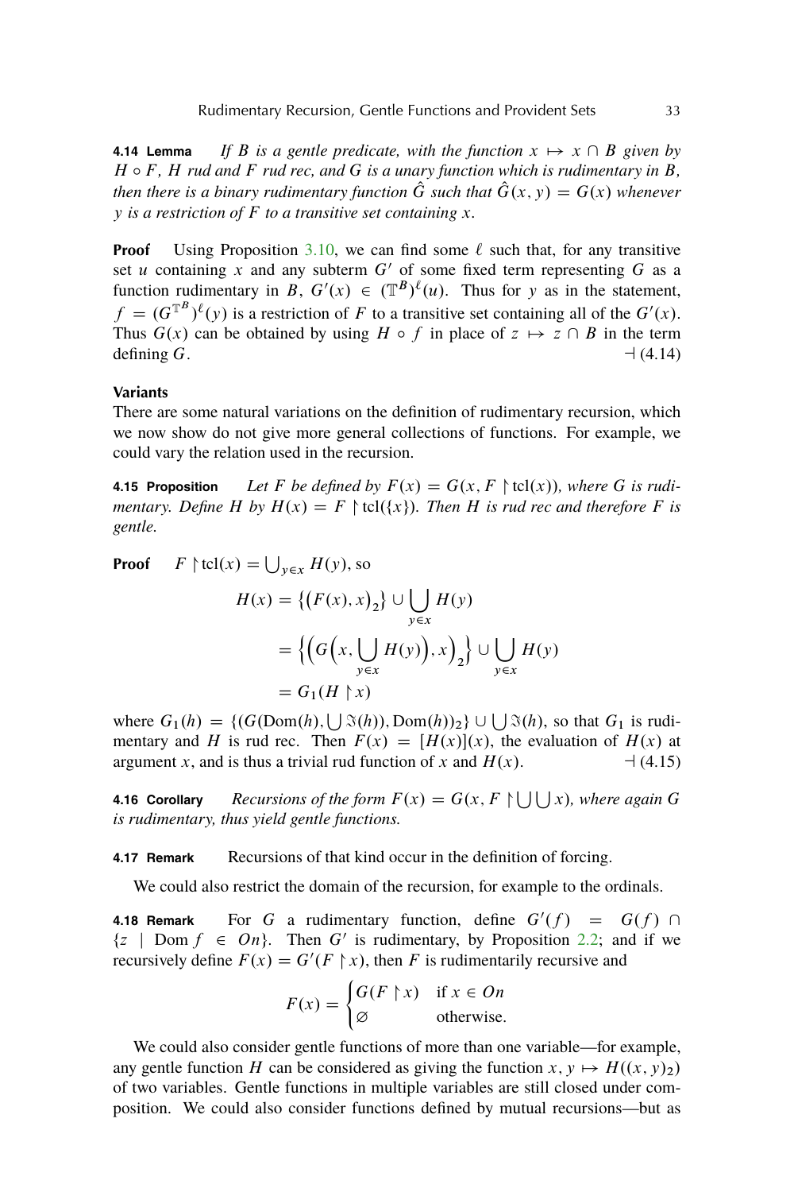**4.14 Lemma** *If $B$ is a gentle predicate, with the function $x \mapsto x \cap B$ given by $H \circ F$, $H$ rud and $F$ rud rec, and $G$ is a unary function which is rudimentary in $B$, then there is a binary rudimentary function $\hat{G}$ such that $\hat{G}(x, y) = G(x)$ whenever $y$ is a restriction of $F$ to a transitive set containing $x$.*

**Proof** Using Proposition 3.10, we can find some $\ell$ such that, for any transitive set $u$ containing $x$ and any subterm $G'$ of some fixed term representing $G$ as a function rudimentary in $B$, $G'(x) \in (\mathbb{T}^B)^\ell(u)$. Thus for $y$ as in the statement, $f = (G^{\mathbb{T}^B})^\ell(y)$ is a restriction of $F$ to a transitive set containing all of the $G'(x)$. Thus $G(x)$ can be obtained by using $H \circ f$ in place of $z \mapsto z \cap B$ in the term defining $G$. ⊣ (4.14)

**Variants**

There are some natural variations on the definition of rudimentary recursion, which we now show do not give more general collections of functions. For example, we could vary the relation used in the recursion.

**4.15 Proposition** *Let $F$ be defined by $F(x) = G(x, F \restriction \mathrm{tcl}(x))$, where $G$ is rudimentary. Define $H$ by $H(x) = F \restriction \mathrm{tcl}(\{x\})$. Then $H$ is rud rec and therefore $F$ is gentle.*

**Proof** $F \restriction \mathrm{tcl}(x) = \bigcup_{y \in x} H(y)$, so

$$
\begin{aligned}
H(x) &= \{(F(x), x)_2\} \cup \bigcup_{y \in x} H(y) \\
&= \Big\{\Big(G\Big(x, \bigcup_{y \in x} H(y)\Big), x\Big)_2\Big\} \cup \bigcup_{y \in x} H(y) \\
&= G_1(H \restriction x)
\end{aligned}
$$

where $G_1(h) = \{(G(\mathrm{Dom}(h), \bigcup \Im(h)), \mathrm{Dom}(h))_2\} \cup \bigcup \Im(h)$, so that $G_1$ is rudimentary and $H$ is rud rec. Then $F(x) = [H(x)](x)$, the evaluation of $H(x)$ at argument $x$, and is thus a trivial rud function of $x$ and $H(x)$. ⊣ (4.15)

**4.16 Corollary** *Recursions of the form $F(x) = G(x, F \restriction \bigcup \bigcup x)$, where again $G$ is rudimentary, thus yield gentle functions.*

**4.17 Remark** Recursions of that kind occur in the definition of forcing.

We could also restrict the domain of the recursion, for example to the ordinals.

**4.18 Remark** For $G$ a rudimentary function, define $G'(f) = G(f) \cap \{z \mid \mathrm{Dom}\, f \in On\}$. Then $G'$ is rudimentary, by Proposition 2.2; and if we recursively define $F(x) = G'(F \restriction x)$, then $F$ is rudimentarily recursive and

$$
F(x) = \begin{cases} G(F \restriction x) & \text{if } x \in On \\ \varnothing & \text{otherwise.} \end{cases}
$$

We could also consider gentle functions of more than one variable—for example, any gentle function $H$ can be considered as giving the function $x, y \mapsto H((x, y)_2)$ of two variables. Gentle functions in multiple variables are still closed under composition. We could also consider functions defined by mutual recursions—but as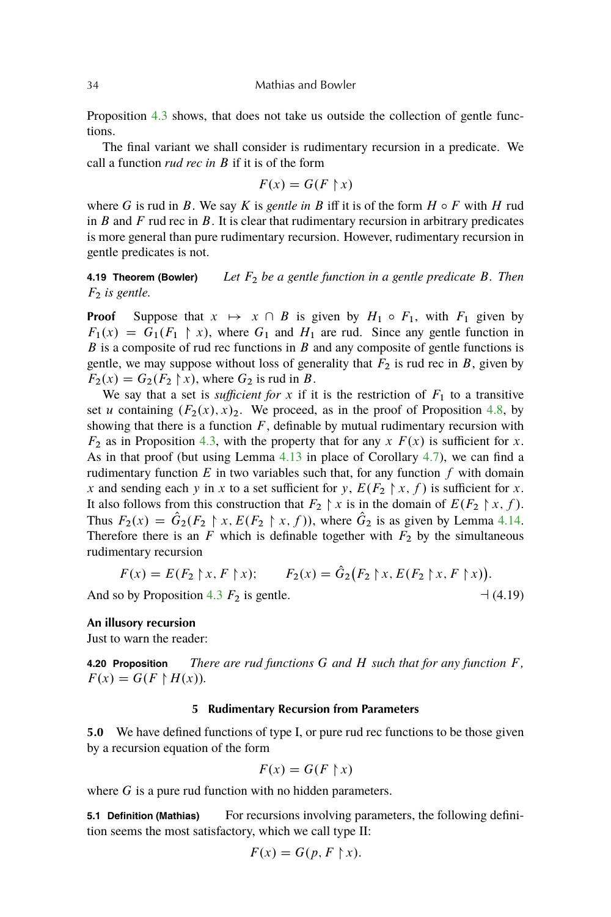Proposition 4.3 shows, that does not take us outside the collection of gentle functions.

The final variant we shall consider is rudimentary recursion in a predicate. We call a function *rud rec in B* if it is of the form

$$F(x) = G(F \restriction x)$$

where $G$ is rud in $B$. We say $K$ is *gentle in B* iff it is of the form $H \circ F$ with $H$ rud in $B$ and $F$ rud rec in $B$. It is clear that rudimentary recursion in arbitrary predicates is more general than pure rudimentary recursion. However, rudimentary recursion in gentle predicates is not.

**4.19 Theorem (Bowler)** *Let $F_2$ be a gentle function in a gentle predicate $B$. Then $F_2$ is gentle.*

**Proof** Suppose that $x \mapsto x \cap B$ is given by $H_1 \circ F_1$, with $F_1$ given by $F_1(x) = G_1(F_1 \restriction x)$, where $G_1$ and $H_1$ are rud. Since any gentle function in $B$ is a composite of rud rec functions in $B$ and any composite of gentle functions is gentle, we may suppose without loss of generality that $F_2$ is rud rec in $B$, given by $F_2(x) = G_2(F_2 \restriction x)$, where $G_2$ is rud in $B$.

We say that a set is *sufficient for x* if it is the restriction of $F_1$ to a transitive set $u$ containing $(F_2(x), x)_2$. We proceed, as in the proof of Proposition 4.8, by showing that there is a function $F$, definable by mutual rudimentary recursion with $F_2$ as in Proposition 4.3, with the property that for any $x$ $F(x)$ is sufficient for $x$. As in that proof (but using Lemma 4.13 in place of Corollary 4.7), we can find a rudimentary function $E$ in two variables such that, for any function $f$ with domain $x$ and sending each $y$ in $x$ to a set sufficient for $y$, $E(F_2 \restriction x, f)$ is sufficient for $x$. It also follows from this construction that $F_2 \restriction x$ is in the domain of $E(F_2 \restriction x, f)$. Thus $F_2(x) = \hat{G}_2(F_2 \restriction x, E(F_2 \restriction x, f))$, where $\hat{G}_2$ is as given by Lemma 4.14. Therefore there is an $F$ which is definable together with $F_2$ by the simultaneous rudimentary recursion

$$F(x) = E(F_2 \restriction x, F \restriction x); \qquad F_2(x) = \hat{G}_2\big(F_2 \restriction x, E(F_2 \restriction x, F \restriction x)\big).$$

And so by Proposition 4.3 $F_2$ is gentle. ⊣ (4.19)

**An illusory recursion**

Just to warn the reader:

**4.20 Proposition** *There are rud functions $G$ and $H$ such that for any function $F$, $F(x) = G(F \restriction H(x))$.*

## 5 Rudimentary Recursion from Parameters

**5.0** We have defined functions of type I, or pure rud rec functions to be those given by a recursion equation of the form

$$F(x) = G(F \restriction x)$$

where $G$ is a pure rud function with no hidden parameters.

**5.1 Definition (Mathias)** For recursions involving parameters, the following definition seems the most satisfactory, which we call type II:

$$F(x) = G(p, F \restriction x).$$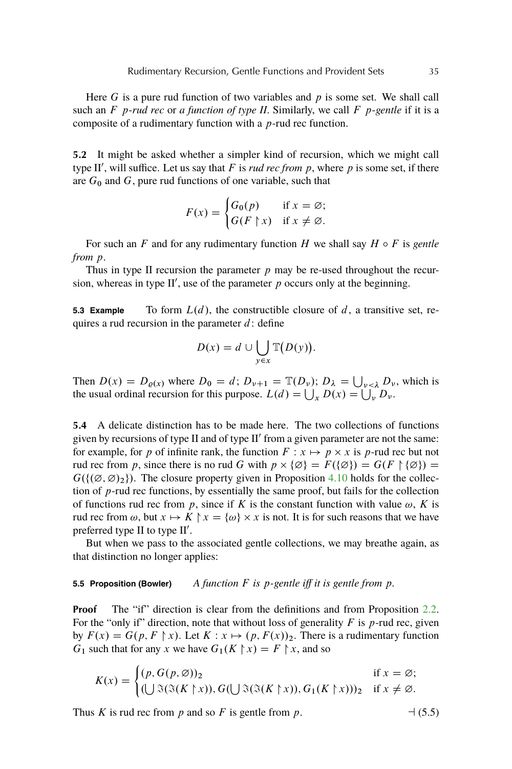Here $G$ is a pure rud function of two variables and $p$ is some set. We shall call such an $F$ *$p$-rud rec* or *a function of type II*. Similarly, we call $F$ *$p$-gentle* if it is a composite of a rudimentary function with a $p$-rud rec function.

**5.2** It might be asked whether a simpler kind of recursion, which we might call type II$'$, will suffice. Let us say that $F$ is *rud rec from $p$*, where $p$ is some set, if there are $G_0$ and $G$, pure rud functions of one variable, such that

$$F(x) = \begin{cases} G_0(p) & \text{if } x = \varnothing; \\ G(F \restriction x) & \text{if } x \neq \varnothing. \end{cases}$$

For such an $F$ and for any rudimentary function $H$ we shall say $H \circ F$ is *gentle from $p$*.

Thus in type II recursion the parameter $p$ may be re-used throughout the recursion, whereas in type II$'$, use of the parameter $p$ occurs only at the beginning.

**5.3 Example** To form $L(d)$, the constructible closure of $d$, a transitive set, requires a rud recursion in the parameter $d$: define

$$D(x) = d \cup \bigcup_{y \in x} \mathbb{T}\big(D(y)\big).$$

Then $D(x) = D_{\varrho(x)}$ where $D_0 = d$; $D_{\nu+1} = \mathbb{T}(D_\nu)$; $D_\lambda = \bigcup_{\nu<\lambda} D_\nu$, which is the usual ordinal recursion for this purpose. $L(d) = \bigcup_x D(x) = \bigcup_\nu D_\nu$.

**5.4** A delicate distinction has to be made here. The two collections of functions given by recursions of type II and of type II$'$ from a given parameter are not the same: for example, for $p$ of infinite rank, the function $F : x \mapsto p \times x$ is $p$-rud rec but not rud rec from $p$, since there is no rud $G$ with $p \times \{\varnothing\} = F(\{\varnothing\}) = G(F \restriction \{\varnothing\}) = G(\{(\varnothing, \varnothing)_2\})$. The closure property given in Proposition 4.10 holds for the collection of $p$-rud rec functions, by essentially the same proof, but fails for the collection of functions rud rec from $p$, since if $K$ is the constant function with value $\omega$, $K$ is rud rec from $\omega$, but $x \mapsto K \restriction x = \{\omega\} \times x$ is not. It is for such reasons that we have preferred type II to type II$'$.

But when we pass to the associated gentle collections, we may breathe again, as that distinction no longer applies:

**5.5 Proposition (Bowler)** *A function $F$ is $p$-gentle iff it is gentle from $p$.*

**Proof** The "if" direction is clear from the definitions and from Proposition 2.2. For the "only if" direction, note that without loss of generality $F$ is $p$-rud rec, given by $F(x) = G(p, F \restriction x)$. Let $K : x \mapsto (p, F(x))_2$. There is a rudimentary function $G_1$ such that for any $x$ we have $G_1(K \restriction x) = F \restriction x$, and so

$$K(x) = \begin{cases} (p, G(p, \varnothing))_2 & \text{if } x = \varnothing; \\ (\bigcup \Im(\Im(K \restriction x)), G(\bigcup \Im(\Im(K \restriction x)), G_1(K \restriction x)))_2 & \text{if } x \neq \varnothing. \end{cases}$$

Thus $K$ is rud rec from $p$ and so $F$ is gentle from $p$. $\dashv$ (5.5)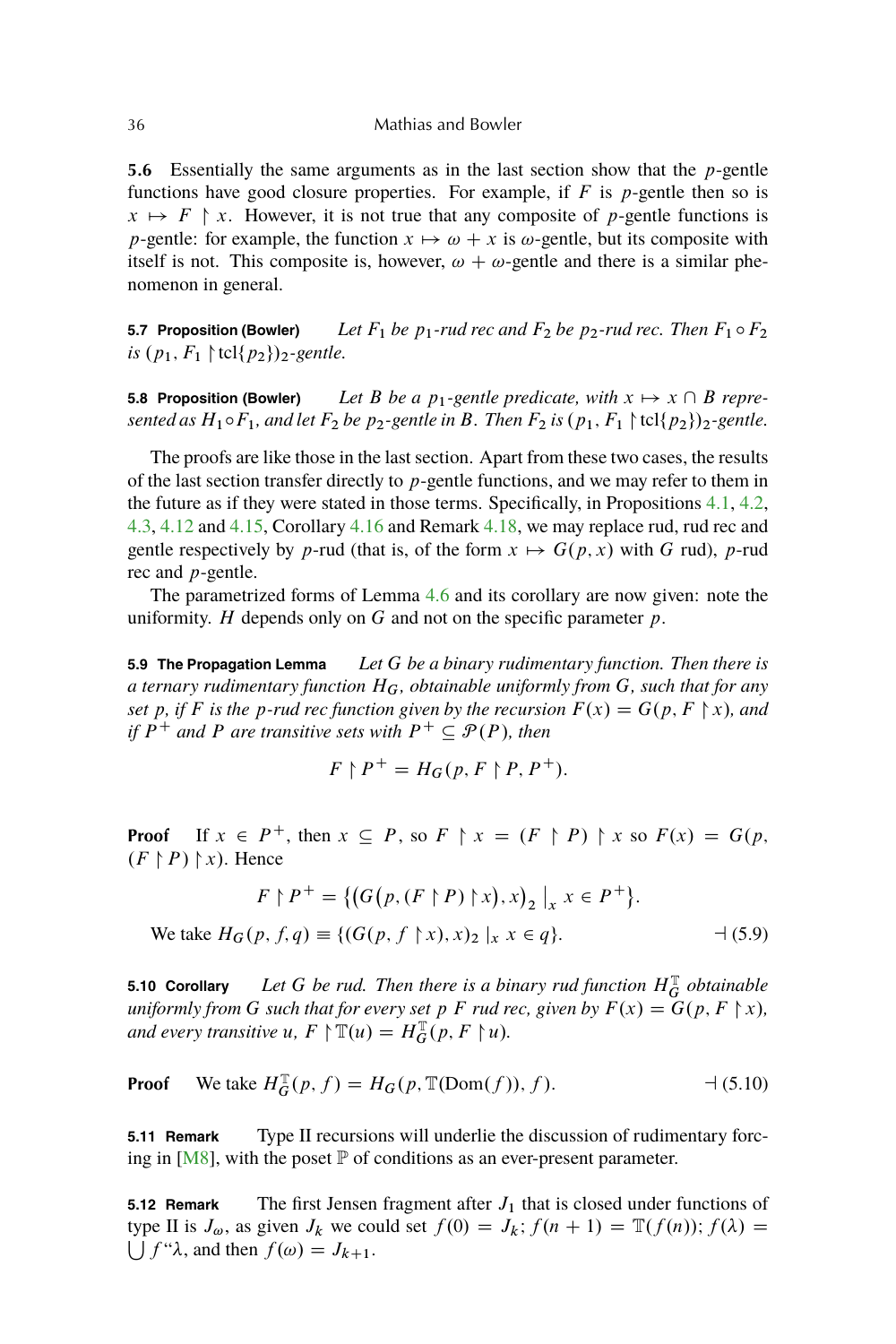**5.6** Essentially the same arguments as in the last section show that the $p$-gentle functions have good closure properties. For example, if $F$ is $p$-gentle then so is $x \mapsto F \restriction x$. However, it is not true that any composite of $p$-gentle functions is $p$-gentle: for example, the function $x \mapsto \omega + x$ is $\omega$-gentle, but its composite with itself is not. This composite is, however, $\omega + \omega$-gentle and there is a similar phenomenon in general.

**5.7 Proposition (Bowler)** *Let $F_1$ be $p_1$-rud rec and $F_2$ be $p_2$-rud rec. Then $F_1 \circ F_2$ is $(p_1, F_1 \restriction \mathrm{tcl}\{p_2\})_2$-gentle.*

**5.8 Proposition (Bowler)** *Let $B$ be a $p_1$-gentle predicate, with $x \mapsto x \cap B$ represented as $H_1 \circ F_1$, and let $F_2$ be $p_2$-gentle in $B$. Then $F_2$ is $(p_1, F_1 \restriction \mathrm{tcl}\{p_2\})_2$-gentle.*

The proofs are like those in the last section. Apart from these two cases, the results of the last section transfer directly to $p$-gentle functions, and we may refer to them in the future as if they were stated in those terms. Specifically, in Propositions 4.1, 4.2, 4.3, 4.12 and 4.15, Corollary 4.16 and Remark 4.18, we may replace rud, rud rec and gentle respectively by $p$-rud (that is, of the form $x \mapsto G(p, x)$ with $G$ rud), $p$-rud rec and $p$-gentle.

The parametrized forms of Lemma 4.6 and its corollary are now given: note the uniformity. $H$ depends only on $G$ and not on the specific parameter $p$.

**5.9 The Propagation Lemma** *Let $G$ be a binary rudimentary function. Then there is a ternary rudimentary function $H_G$, obtainable uniformly from $G$, such that for any set $p$, if $F$ is the $p$-rud rec function given by the recursion $F(x) = G(p, F \restriction x)$, and if $P^+$ and $P$ are transitive sets with $P^+ \subseteq \mathcal{P}(P)$, then*

$$F \restriction P^+ = H_G(p, F \restriction P, P^+).$$

**Proof** If $x \in P^+$, then $x \subseteq P$, so $F \restriction x = (F \restriction P) \restriction x$ so $F(x) = G(p, (F \restriction P) \restriction x)$. Hence

$$F \restriction P^+ = \big\{ \big( G\big(p, (F \restriction P) \restriction x\big), x \big)_2 \,\big|_x\, x \in P^+ \big\}.$$

We take $H_G(p, f, q) \equiv \{(G(p, f \restriction x), x)_2 \mid_x x \in q\}$. ⊣ (5.9)

**5.10 Corollary** *Let $G$ be rud. Then there is a binary rud function $H_G^{\mathbb{T}}$ obtainable uniformly from $G$ such that for every set $p$ $F$ rud rec, given by $F(x) = G(p, F \restriction x)$, and every transitive $u$, $F \restriction \mathbb{T}(u) = H_G^{\mathbb{T}}(p, F \restriction u)$.*

**Proof** We take $H_G^{\mathbb{T}}(p, f) = H_G(p, \mathbb{T}(\mathrm{Dom}(f)), f)$. ⊣ (5.10)

**5.11 Remark** Type II recursions will underlie the discussion of rudimentary forcing in [M8], with the poset $\mathbb{P}$ of conditions as an ever-present parameter.

**5.12 Remark** The first Jensen fragment after $J_1$ that is closed under functions of type II is $J_\omega$, as given $J_k$ we could set $f(0) = J_k$; $f(n+1) = \mathbb{T}(f(n))$; $f(\lambda) = \bigcup f``\lambda$, and then $f(\omega) = J_{k+1}$.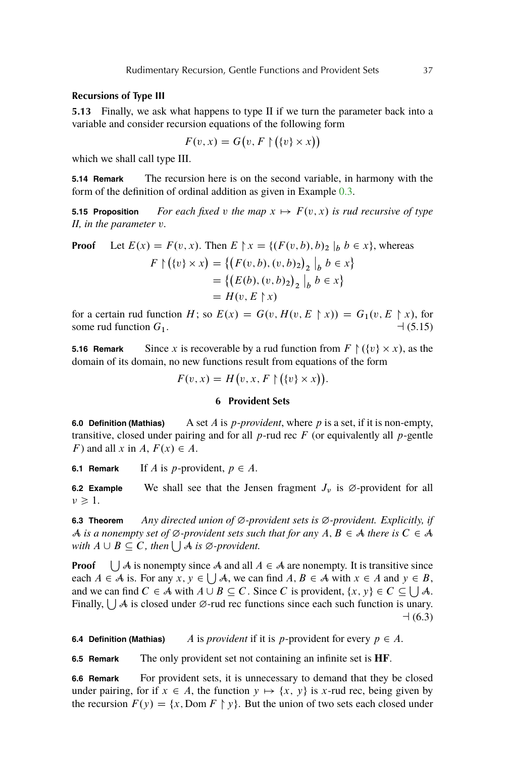### Recursions of Type III

**5.13** Finally, we ask what happens to type II if we turn the parameter back into a variable and consider recursion equations of the following form

$$F(v, x) = G\big(v, F \restriction (\{v\} \times x)\big)$$

which we shall call type III.

**5.14 Remark** The recursion here is on the second variable, in harmony with the form of the definition of ordinal addition as given in Example 0.3.

**5.15 Proposition** *For each fixed $v$ the map $x \mapsto F(v, x)$ is rud recursive of type II, in the parameter $v$.*

**Proof** Let $E(x) = F(v, x)$. Then $E \restriction x = \{(F(v, b), b)_2 \mid_b b \in x\}$, whereas

$$\begin{aligned} F \restriction \big(\{v\} \times x\big) &= \big\{\big(F(v, b), (v, b)_2\big)_2 \;\big|_b\; b \in x\big\} \\ &= \big\{\big(E(b), (v, b)_2\big)_2 \;\big|_b\; b \in x\big\} \\ &= H(v, E \restriction x) \end{aligned}$$

for a certain rud function $H$; so $E(x) = G(v, H(v, E \restriction x)) = G_1(v, E \restriction x)$, for some rud function $G_1$. ⊣ (5.15)

**5.16 Remark** Since $x$ is recoverable by a rud function from $F \restriction (\{v\} \times x)$, as the domain of its domain, no new functions result from equations of the form

$$F(v, x) = H\big(v, x, F \restriction \big(\{v\} \times x\big)\big).$$

## 6 Provident Sets

**6.0 Definition (Mathias)** A set $A$ is *$p$-provident*, where $p$ is a set, if it is non-empty, transitive, closed under pairing and for all $p$-rud rec $F$ (or equivalently all $p$-gentle $F$) and all $x$ in $A$, $F(x) \in A$.

**6.1 Remark** If $A$ is $p$-provident, $p \in A$.

**6.2 Example** We shall see that the Jensen fragment $J_\nu$ is $\varnothing$-provident for all $\nu \geqslant 1$.

**6.3 Theorem** *Any directed union of $\varnothing$-provident sets is $\varnothing$-provident. Explicitly, if $\mathcal{A}$ is a nonempty set of $\varnothing$-provident sets such that for any $A, B \in \mathcal{A}$ there is $C \in \mathcal{A}$ with $A \cup B \subseteq C$, then $\bigcup \mathcal{A}$ is $\varnothing$-provident.*

**Proof** $\bigcup \mathcal{A}$ is nonempty since $\mathcal{A}$ and all $A \in \mathcal{A}$ are nonempty. It is transitive since each $A \in \mathcal{A}$ is. For any $x, y \in \bigcup \mathcal{A}$, we can find $A, B \in \mathcal{A}$ with $x \in A$ and $y \in B$, and we can find $C \in \mathcal{A}$ with $A \cup B \subseteq C$. Since $C$ is provident, $\{x, y\} \in C \subseteq \bigcup \mathcal{A}$. Finally, $\bigcup \mathcal{A}$ is closed under $\varnothing$-rud rec functions since each such function is unary. ⊣ (6.3)

**6.4 Definition (Mathias)** $A$ is *provident* if it is $p$-provident for every $p \in A$.

**6.5 Remark** The only provident set not containing an infinite set is **HF**.

**6.6 Remark** For provident sets, it is unnecessary to demand that they be closed under pairing, for if $x \in A$, the function $y \mapsto \{x, y\}$ is $x$-rud rec, being given by the recursion $F(y) = \{x, \operatorname{Dom} F \restriction y\}$. But the union of two sets each closed under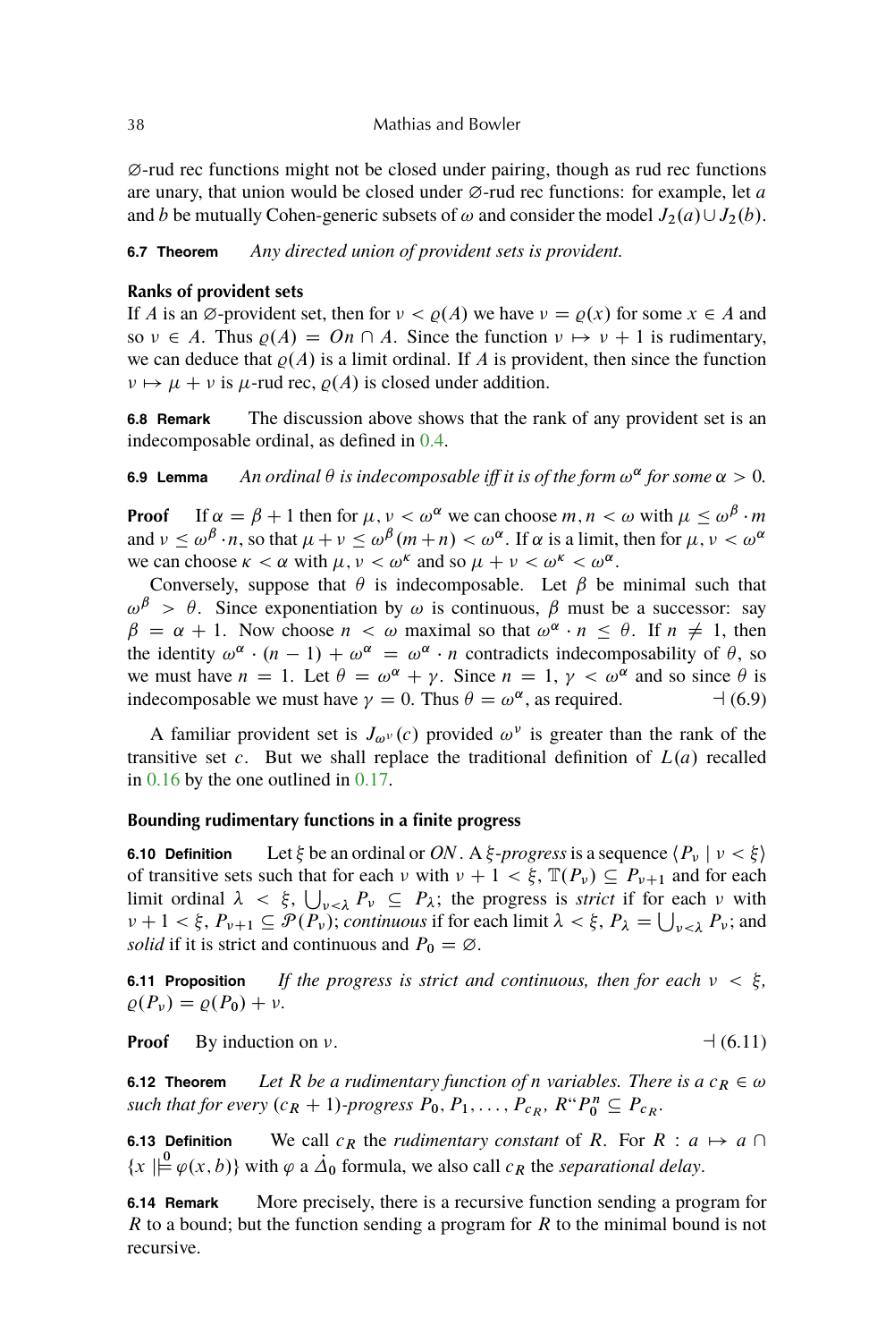$\varnothing$-rud rec functions might not be closed under pairing, though as rud rec functions are unary, that union would be closed under $\varnothing$-rud rec functions: for example, let $a$ and $b$ be mutually Cohen-generic subsets of $\omega$ and consider the model $J_2(a) \cup J_2(b)$.

**6.7 Theorem** *Any directed union of provident sets is provident.*

### Ranks of provident sets

If $A$ is an $\varnothing$-provident set, then for $\nu < \varrho(A)$ we have $\nu = \varrho(x)$ for some $x \in A$ and so $\nu \in A$. Thus $\varrho(A) = On \cap A$. Since the function $\nu \mapsto \nu + 1$ is rudimentary, we can deduce that $\varrho(A)$ is a limit ordinal. If $A$ is provident, then since the function $\nu \mapsto \mu + \nu$ is $\mu$-rud rec, $\varrho(A)$ is closed under addition.

**6.8 Remark** The discussion above shows that the rank of any provident set is an indecomposable ordinal, as defined in 0.4.

**6.9 Lemma** *An ordinal $\theta$ is indecomposable iff it is of the form $\omega^\alpha$ for some $\alpha > 0$.*

**Proof** If $\alpha = \beta + 1$ then for $\mu, \nu < \omega^\alpha$ we can choose $m, n < \omega$ with $\mu \leq \omega^\beta \cdot m$ and $\nu \leq \omega^\beta \cdot n$, so that $\mu + \nu \leq \omega^\beta (m + n) < \omega^\alpha$. If $\alpha$ is a limit, then for $\mu, \nu < \omega^\alpha$ we can choose $\kappa < \alpha$ with $\mu, \nu < \omega^\kappa$ and so $\mu + \nu < \omega^\kappa < \omega^\alpha$.

Conversely, suppose that $\theta$ is indecomposable. Let $\beta$ be minimal such that $\omega^\beta > \theta$. Since exponentiation by $\omega$ is continuous, $\beta$ must be a successor: say $\beta = \alpha + 1$. Now choose $n < \omega$ maximal so that $\omega^\alpha \cdot n \leq \theta$. If $n \neq 1$, then the identity $\omega^\alpha \cdot (n - 1) + \omega^\alpha = \omega^\alpha \cdot n$ contradicts indecomposability of $\theta$, so we must have $n = 1$. Let $\theta = \omega^\alpha + \gamma$. Since $n = 1$, $\gamma < \omega^\alpha$ and so since $\theta$ is indecomposable we must have $\gamma = 0$. Thus $\theta = \omega^\alpha$, as required. $\dashv$ (6.9)

A familiar provident set is $J_{\omega^\nu}(c)$ provided $\omega^\nu$ is greater than the rank of the transitive set $c$. But we shall replace the traditional definition of $L(a)$ recalled in 0.16 by the one outlined in 0.17.

### Bounding rudimentary functions in a finite progress

**6.10 Definition** Let $\xi$ be an ordinal or $ON$. A *$\xi$-progress* is a sequence $\langle P_\nu \mid \nu < \xi \rangle$ of transitive sets such that for each $\nu$ with $\nu + 1 < \xi$, $\mathbb{T}(P_\nu) \subseteq P_{\nu+1}$ and for each limit ordinal $\lambda < \xi$, $\bigcup_{\nu<\lambda} P_\nu \subseteq P_\lambda$; the progress is *strict* if for each $\nu$ with $\nu + 1 < \xi$, $P_{\nu+1} \subseteq \mathcal{P}(P_\nu)$; *continuous* if for each limit $\lambda < \xi$, $P_\lambda = \bigcup_{\nu<\lambda} P_\nu$; and *solid* if it is strict and continuous and $P_0 = \varnothing$.

**6.11 Proposition** *If the progress is strict and continuous, then for each $\nu < \xi$, $\varrho(P_\nu) = \varrho(P_0) + \nu$.*

**Proof** By induction on $\nu$. $\dashv$ (6.11)

**6.12 Theorem** *Let $R$ be a rudimentary function of $n$ variables. There is a $c_R \in \omega$ such that for every $(c_R + 1)$-progress $P_0, P_1, \ldots, P_{c_R}$, $R``P_0^n \subseteq P_{c_R}$.*

**6.13 Definition** We call $c_R$ the *rudimentary constant* of $R$. For $R : a \mapsto a \cap \{x \mid \overset{0}{\models} \varphi(x, b)\}$ with $\varphi$ a $\dot{\Delta}_0$ formula, we also call $c_R$ the *separational delay*.

**6.14 Remark** More precisely, there is a recursive function sending a program for $R$ to a bound; but the function sending a program for $R$ to the minimal bound is not recursive.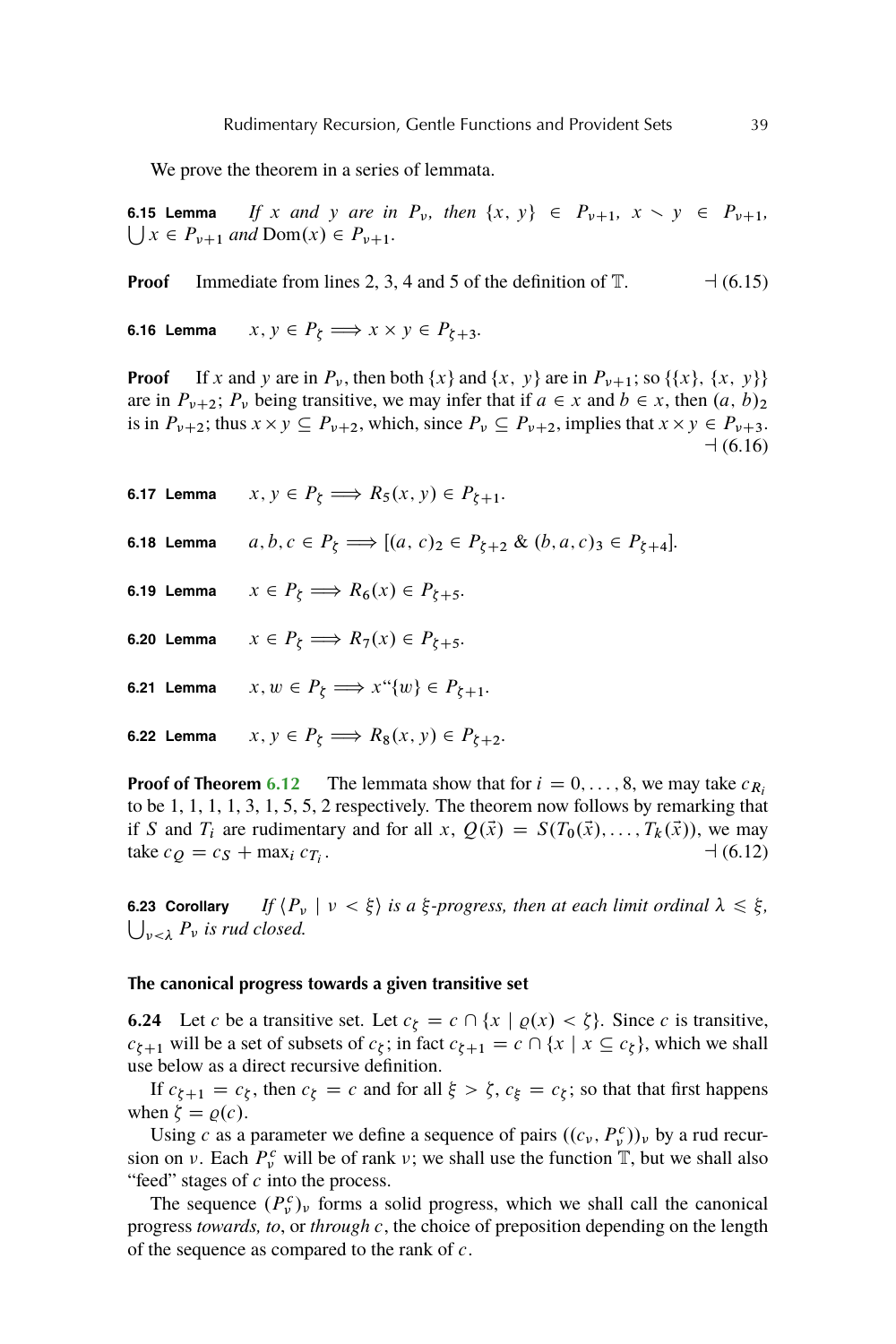We prove the theorem in a series of lemmata.

**6.15 Lemma** *If $x$ and $y$ are in $P_\nu$, then $\{x, y\} \in P_{\nu+1}$, $x \smallsetminus y \in P_{\nu+1}$, $\bigcup x \in P_{\nu+1}$ and $\mathrm{Dom}(x) \in P_{\nu+1}$.*

**Proof** Immediate from lines 2, 3, 4 and 5 of the definition of $\mathbb{T}$. ⊣ (6.15)

**6.16 Lemma** $x, y \in P_\zeta \implies x \times y \in P_{\zeta+3}$.

**Proof** If $x$ and $y$ are in $P_\nu$, then both $\{x\}$ and $\{x, y\}$ are in $P_{\nu+1}$; so $\{\{x\}, \{x, y\}\}$ are in $P_{\nu+2}$; $P_\nu$ being transitive, we may infer that if $a \in x$ and $b \in x$, then $(a, b)_2$ is in $P_{\nu+2}$; thus $x \times y \subseteq P_{\nu+2}$, which, since $P_\nu \subseteq P_{\nu+2}$, implies that $x \times y \in P_{\nu+3}$. ⊣ (6.16)

**6.17 Lemma** $x, y \in P_\zeta \implies R_5(x, y) \in P_{\zeta+1}$.

**6.18 Lemma** $a, b, c \in P_\zeta \implies [(a, c)_2 \in P_{\zeta+2}\ \&\ (b, a, c)_3 \in P_{\zeta+4}]$.

**6.19 Lemma** $x \in P_\zeta \implies R_6(x) \in P_{\zeta+5}$.

**6.20 Lemma** $x \in P_\zeta \implies R_7(x) \in P_{\zeta+5}$.

**6.21 Lemma** $x, w \in P_\zeta \implies x``\{w\} \in P_{\zeta+1}$.

**6.22 Lemma** $x, y \in P_\zeta \implies R_8(x, y) \in P_{\zeta+2}$.

**Proof of Theorem 6.12** The lemmata show that for $i = 0, \dots, 8$, we may take $c_{R_i}$ to be 1, 1, 1, 1, 3, 1, 5, 5, 2 respectively. The theorem now follows by remarking that if $S$ and $T_i$ are rudimentary and for all $x$, $Q(\vec{x}) = S(T_0(\vec{x}), \dots, T_k(\vec{x}))$, we may take $c_Q = c_S + \max_i c_{T_i}$. ⊣ (6.12)

**6.23 Corollary** *If $\langle P_\nu \mid \nu < \xi \rangle$ is a $\xi$-progress, then at each limit ordinal $\lambda \leqslant \xi$, $\bigcup_{\nu<\lambda} P_\nu$ is rud closed.*

### The canonical progress towards a given transitive set

**6.24** Let $c$ be a transitive set. Let $c_\zeta = c \cap \{x \mid \varrho(x) < \zeta\}$. Since $c$ is transitive, $c_{\zeta+1}$ will be a set of subsets of $c_\zeta$; in fact $c_{\zeta+1} = c \cap \{x \mid x \subseteq c_\zeta\}$, which we shall use below as a direct recursive definition.

If $c_{\zeta+1} = c_\zeta$, then $c_\zeta = c$ and for all $\xi > \zeta$, $c_\xi = c_\zeta$; so that that first happens when $\zeta = \varrho(c)$.

Using $c$ as a parameter we define a sequence of pairs $((c_\nu, P^c_\nu))_\nu$ by a rud recursion on $\nu$. Each $P^c_\nu$ will be of rank $\nu$; we shall use the function $\mathbb{T}$, but we shall also "feed" stages of $c$ into the process.

The sequence $(P^c_\nu)_\nu$ forms a solid progress, which we shall call the canonical progress *towards, to*, or *through* $c$, the choice of preposition depending on the length of the sequence as compared to the rank of $c$.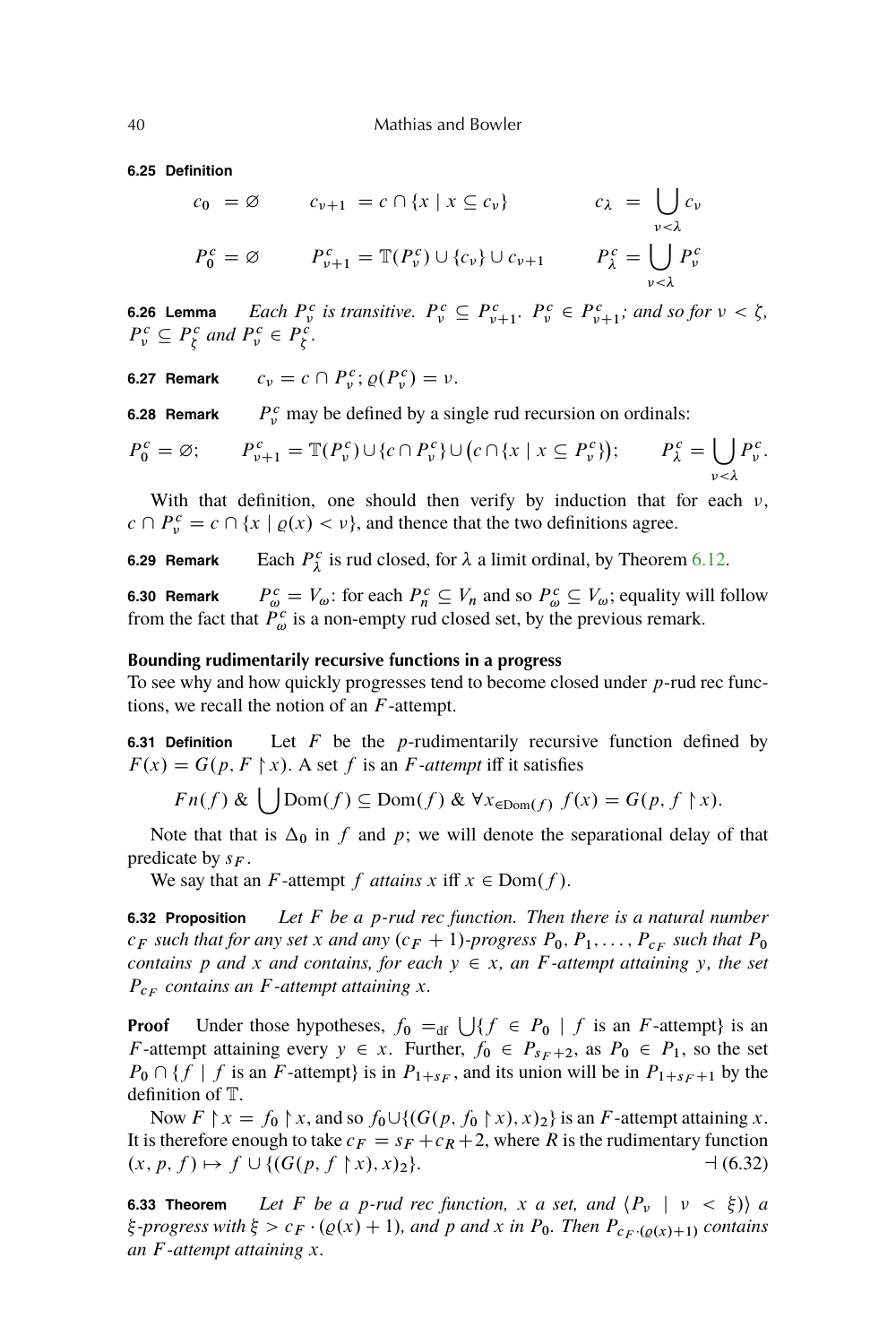**6.25 Definition**

$$c_0 = \varnothing \qquad c_{\nu+1} = c \cap \{x \mid x \subseteq c_\nu\} \qquad c_\lambda = \bigcup_{\nu<\lambda} c_\nu$$

$$P_0^c = \varnothing \qquad P_{\nu+1}^c = \mathbb{T}(P_\nu^c) \cup \{c_\nu\} \cup c_{\nu+1} \qquad P_\lambda^c = \bigcup_{\nu<\lambda} P_\nu^c$$

**6.26 Lemma** *Each $P_\nu^c$ is transitive. $P_\nu^c \subseteq P_{\nu+1}^c$. $P_\nu^c \in P_{\nu+1}^c$; and so for $\nu < \zeta$, $P_\nu^c \subseteq P_\zeta^c$ and $P_\nu^c \in P_\zeta^c$.*

**6.27 Remark** $c_\nu = c \cap P_\nu^c$; $\varrho(P_\nu^c) = \nu$.

**6.28 Remark** $P_\nu^c$ may be defined by a single rud recursion on ordinals:

$$P_0^c = \varnothing; \qquad P_{\nu+1}^c = \mathbb{T}(P_\nu^c) \cup \{c \cap P_\nu^c\} \cup \big(c \cap \{x \mid x \subseteq P_\nu^c\}\big); \qquad P_\lambda^c = \bigcup_{\nu<\lambda} P_\nu^c.$$

With that definition, one should then verify by induction that for each $\nu$, $c \cap P_\nu^c = c \cap \{x \mid \varrho(x) < \nu\}$, and thence that the two definitions agree.

**6.29 Remark** Each $P_\lambda^c$ is rud closed, for $\lambda$ a limit ordinal, by Theorem 6.12.

**6.30 Remark** $P_\omega^c = V_\omega$: for each $P_n^c \subseteq V_n$ and so $P_\omega^c \subseteq V_\omega$; equality will follow from the fact that $P_\omega^c$ is a non-empty rud closed set, by the previous remark.

### Bounding rudimentarily recursive functions in a progress

To see why and how quickly progresses tend to become closed under $p$-rud rec functions, we recall the notion of an $F$-attempt.

**6.31 Definition** Let $F$ be the $p$-rudimentarily recursive function defined by $F(x) = G(p, F \restriction x)$. A set $f$ is an *$F$-attempt* iff it satisfies

$$Fn(f) \;\&\; \bigcup \mathrm{Dom}(f) \subseteq \mathrm{Dom}(f) \;\&\; \forall x_{\in \mathrm{Dom}(f)}\; f(x) = G(p, f \restriction x).$$

Note that that is $\Delta_0$ in $f$ and $p$; we will denote the separational delay of that predicate by $s_F$.

We say that an $F$-attempt $f$ *attains* $x$ iff $x \in \mathrm{Dom}(f)$.

**6.32 Proposition** *Let $F$ be a $p$-rud rec function. Then there is a natural number $c_F$ such that for any set $x$ and any $(c_F + 1)$-progress $P_0, P_1, \ldots, P_{c_F}$ such that $P_0$ contains $p$ and $x$ and contains, for each $y \in x$, an $F$-attempt attaining $y$, the set $P_{c_F}$ contains an $F$-attempt attaining $x$.*

**Proof** Under those hypotheses, $f_0 =_{\mathrm{df}} \bigcup\{f \in P_0 \mid f \text{ is an } F\text{-attempt}\}$ is an $F$-attempt attaining every $y \in x$. Further, $f_0 \in P_{s_F+2}$, as $P_0 \in P_1$, so the set $P_0 \cap \{f \mid f \text{ is an } F\text{-attempt}\}$ is in $P_{1+s_F}$, and its union will be in $P_{1+s_F+1}$ by the definition of $\mathbb{T}$.

Now $F \restriction x = f_0 \restriction x$, and so $f_0 \cup \{(G(p, f_0 \restriction x), x)_2\}$ is an $F$-attempt attaining $x$. It is therefore enough to take $c_F = s_F + c_R + 2$, where $R$ is the rudimentary function $(x, p, f) \mapsto f \cup \{(G(p, f \restriction x), x)_2\}$. ⊣ (6.32)

**6.33 Theorem** *Let $F$ be a $p$-rud rec function, $x$ a set, and $\langle P_\nu \mid \nu < \xi\rangle$ a $\xi$-progress with $\xi > c_F \cdot (\varrho(x) + 1)$, and $p$ and $x$ in $P_0$. Then $P_{c_F \cdot (\varrho(x)+1)}$ contains an $F$-attempt attaining $x$.*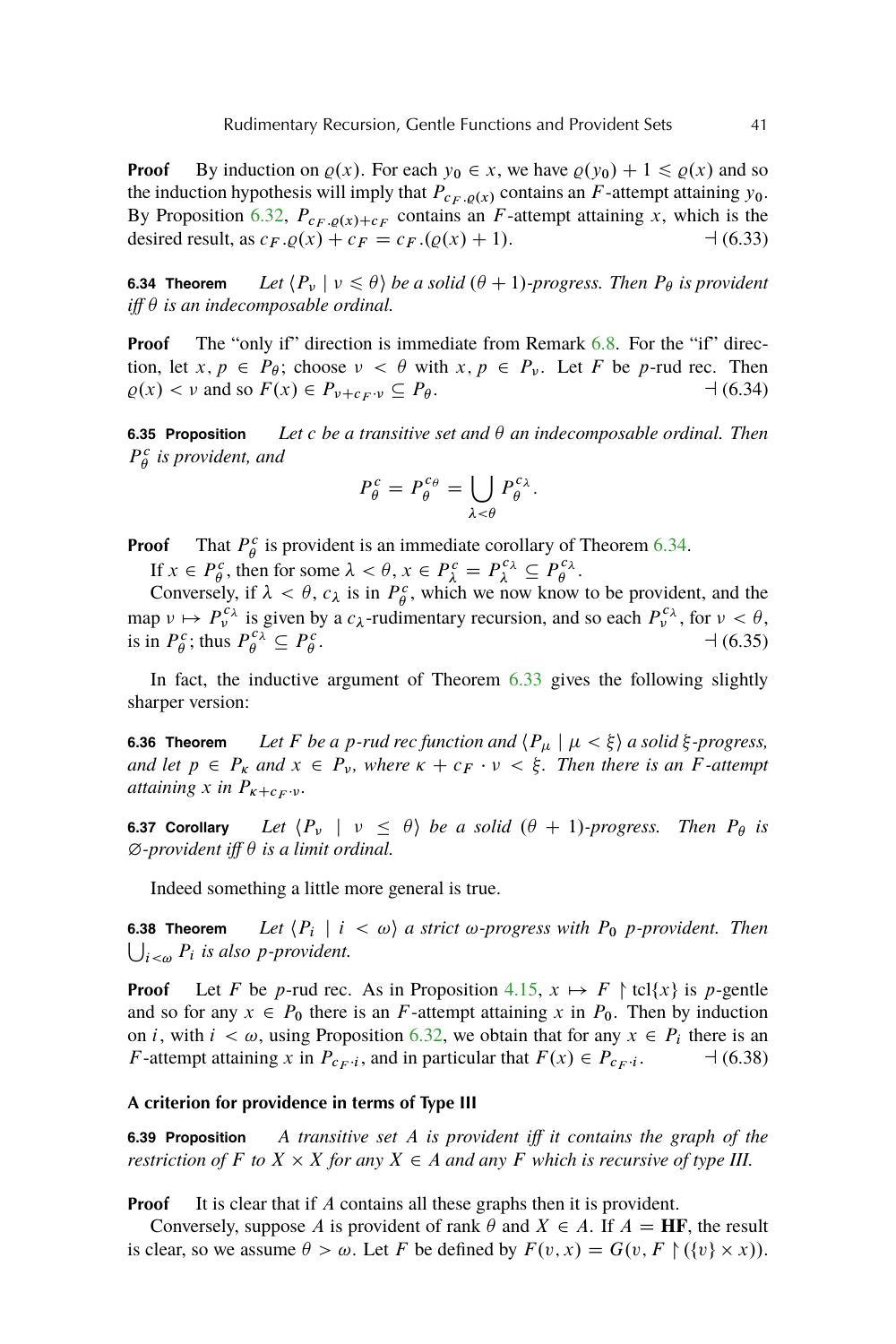**Proof** By induction on $\varrho(x)$. For each $y_0 \in x$, we have $\varrho(y_0) + 1 \leqslant \varrho(x)$ and so the induction hypothesis will imply that $P_{c_F.\varrho(x)}$ contains an $F$-attempt attaining $y_0$. By Proposition 6.32, $P_{c_F.\varrho(x)+c_F}$ contains an $F$-attempt attaining $x$, which is the desired result, as $c_F.\varrho(x) + c_F = c_F.(\varrho(x) + 1)$. ⊣ (6.33)

**6.34 Theorem** *Let $\langle P_\nu \mid \nu \leqslant \theta\rangle$ be a solid $(\theta+1)$-progress. Then $P_\theta$ is provident iff $\theta$ is an indecomposable ordinal.*

**Proof** The "only if" direction is immediate from Remark 6.8. For the "if" direction, let $x, p \in P_\theta$; choose $\nu < \theta$ with $x, p \in P_\nu$. Let $F$ be $p$-rud rec. Then $\varrho(x) < \nu$ and so $F(x) \in P_{\nu + c_F \cdot \nu} \subseteq P_\theta$. ⊣ (6.34)

**6.35 Proposition** *Let $c$ be a transitive set and $\theta$ an indecomposable ordinal. Then $P^c_\theta$ is provident, and*

$$P^c_\theta = P^{c_\theta}_\theta = \bigcup_{\lambda<\theta} P^{c_\lambda}_\theta.$$

**Proof** That $P^c_\theta$ is provident is an immediate corollary of Theorem 6.34.

If $x \in P^c_\theta$, then for some $\lambda < \theta$, $x \in P^c_\lambda = P^{c_\lambda}_\lambda \subseteq P^{c_\lambda}_\theta$.

Conversely, if $\lambda < \theta$, $c_\lambda$ is in $P^c_\theta$, which we now know to be provident, and the map $\nu \mapsto P^{c_\lambda}_\nu$ is given by a $c_\lambda$-rudimentary recursion, and so each $P^{c_\lambda}_\nu$, for $\nu < \theta$, is in $P^c_\theta$; thus $P^{c_\lambda}_\theta \subseteq P^c_\theta$. ⊣ (6.35)

In fact, the inductive argument of Theorem 6.33 gives the following slightly sharper version:

**6.36 Theorem** *Let $F$ be a $p$-rud rec function and $\langle P_\mu \mid \mu < \xi\rangle$ a solid $\xi$-progress, and let $p \in P_\kappa$ and $x \in P_\nu$, where $\kappa + c_F \cdot \nu < \xi$. Then there is an $F$-attempt attaining $x$ in $P_{\kappa + c_F \cdot \nu}$.*

**6.37 Corollary** *Let $\langle P_\nu \mid \nu \leq \theta\rangle$ be a solid $(\theta+1)$-progress. Then $P_\theta$ is $\emptyset$-provident iff $\theta$ is a limit ordinal.*

Indeed something a little more general is true.

**6.38 Theorem** *Let $\langle P_i \mid i < \omega\rangle$ a strict $\omega$-progress with $P_0$ $p$-provident. Then $\bigcup_{i<\omega} P_i$ is also $p$-provident.*

**Proof** Let $F$ be $p$-rud rec. As in Proposition 4.15, $x \mapsto F \restriction \mathrm{tcl}\{x\}$ is $p$-gentle and so for any $x \in P_0$ there is an $F$-attempt attaining $x$ in $P_0$. Then by induction on $i$, with $i < \omega$, using Proposition 6.32, we obtain that for any $x \in P_i$ there is an $F$-attempt attaining $x$ in $P_{c_F \cdot i}$, and in particular that $F(x) \in P_{c_F \cdot i}$. ⊣ (6.38)

### A criterion for providence in terms of Type III

**6.39 Proposition** *A transitive set $A$ is provident iff it contains the graph of the restriction of $F$ to $X \times X$ for any $X \in A$ and any $F$ which is recursive of type III.*

**Proof** It is clear that if $A$ contains all these graphs then it is provident.

Conversely, suppose $A$ is provident of rank $\theta$ and $X \in A$. If $A = \mathbf{HF}$, the result is clear, so we assume $\theta > \omega$. Let $F$ be defined by $F(v, x) = G(v, F \restriction (\{v\} \times x))$.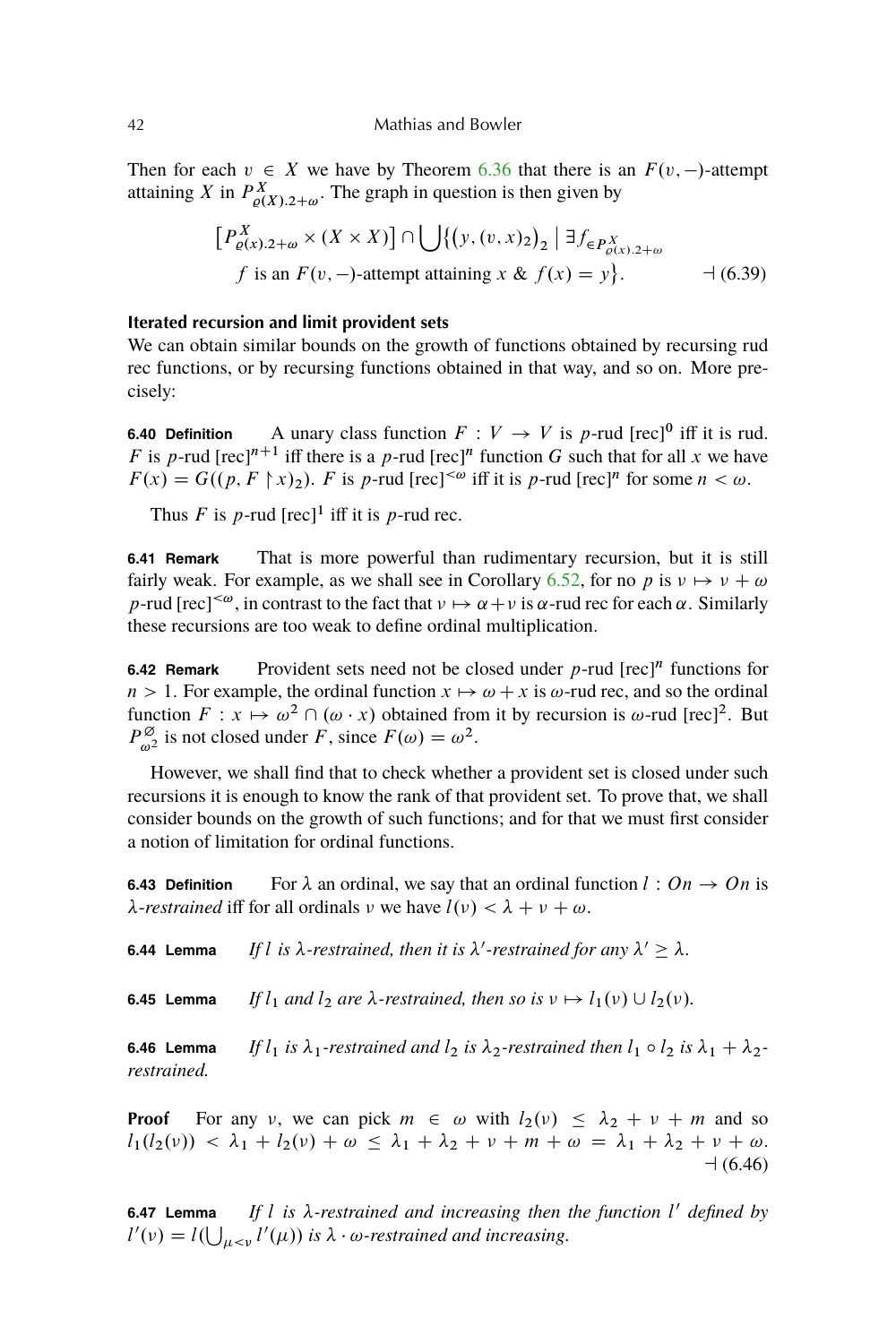Then for each $v \in X$ we have by Theorem 6.36 that there is an $F(v,-)$-attempt attaining $X$ in $P^X_{\varrho(X).2+\omega}$. The graph in question is then given by

$$\left[P^X_{\varrho(x).2+\omega} \times (X \times X)\right] \cap \bigcup \left\{ \left(y, (v, x)_2\right)_2 \;\middle|\; \exists f_{\in P^X_{\varrho(x).2+\omega}} \right.$$
$$\left. f \text{ is an } F(v,-)\text{-attempt attaining } x \;\&\; f(x) = y \right\}. \qquad \dashv (6.39)$$

**Iterated recursion and limit provident sets**

We can obtain similar bounds on the growth of functions obtained by recursing rud rec functions, or by recursing functions obtained in that way, and so on. More precisely:

**6.40 Definition** A unary class function $F : V \to V$ is $p$-rud [rec]$^0$ iff it is rud. $F$ is $p$-rud [rec]$^{n+1}$ iff there is a $p$-rud [rec]$^n$ function $G$ such that for all $x$ we have $F(x) = G((p, F \restriction x)_2)$. $F$ is $p$-rud [rec]$^{<\omega}$ iff it is $p$-rud [rec]$^n$ for some $n < \omega$.

Thus $F$ is $p$-rud [rec]$^1$ iff it is $p$-rud rec.

**6.41 Remark** That is more powerful than rudimentary recursion, but it is still fairly weak. For example, as we shall see in Corollary 6.52, for no $p$ is $\nu \mapsto \nu + \omega$ $p$-rud [rec]$^{<\omega}$, in contrast to the fact that $\nu \mapsto \alpha + \nu$ is $\alpha$-rud rec for each $\alpha$. Similarly these recursions are too weak to define ordinal multiplication.

**6.42 Remark** Provident sets need not be closed under $p$-rud [rec]$^n$ functions for $n > 1$. For example, the ordinal function $x \mapsto \omega + x$ is $\omega$-rud rec, and so the ordinal function $F : x \mapsto \omega^2 \cap (\omega \cdot x)$ obtained from it by recursion is $\omega$-rud [rec]$^2$. But $P^{\varnothing}_{\omega^2}$ is not closed under $F$, since $F(\omega) = \omega^2$.

However, we shall find that to check whether a provident set is closed under such recursions it is enough to know the rank of that provident set. To prove that, we shall consider bounds on the growth of such functions; and for that we must first consider a notion of limitation for ordinal functions.

**6.43 Definition** For $\lambda$ an ordinal, we say that an ordinal function $l : On \to On$ is *$\lambda$-restrained* iff for all ordinals $\nu$ we have $l(\nu) < \lambda + \nu + \omega$.

**6.44 Lemma** *If $l$ is $\lambda$-restrained, then it is $\lambda'$-restrained for any $\lambda' \geq \lambda$.*

**6.45 Lemma** *If $l_1$ and $l_2$ are $\lambda$-restrained, then so is $\nu \mapsto l_1(\nu) \cup l_2(\nu)$.*

**6.46 Lemma** *If $l_1$ is $\lambda_1$-restrained and $l_2$ is $\lambda_2$-restrained then $l_1 \circ l_2$ is $\lambda_1 + \lambda_2$-restrained.*

**Proof** For any $\nu$, we can pick $m \in \omega$ with $l_2(\nu) \leq \lambda_2 + \nu + m$ and so $l_1(l_2(\nu)) < \lambda_1 + l_2(\nu) + \omega \leq \lambda_1 + \lambda_2 + \nu + m + \omega = \lambda_1 + \lambda_2 + \nu + \omega$. $\dashv$ (6.46)

**6.47 Lemma** *If $l$ is $\lambda$-restrained and increasing then the function $l'$ defined by $l'(\nu) = l(\bigcup_{\mu<\nu} l'(\mu))$ is $\lambda \cdot \omega$-restrained and increasing.*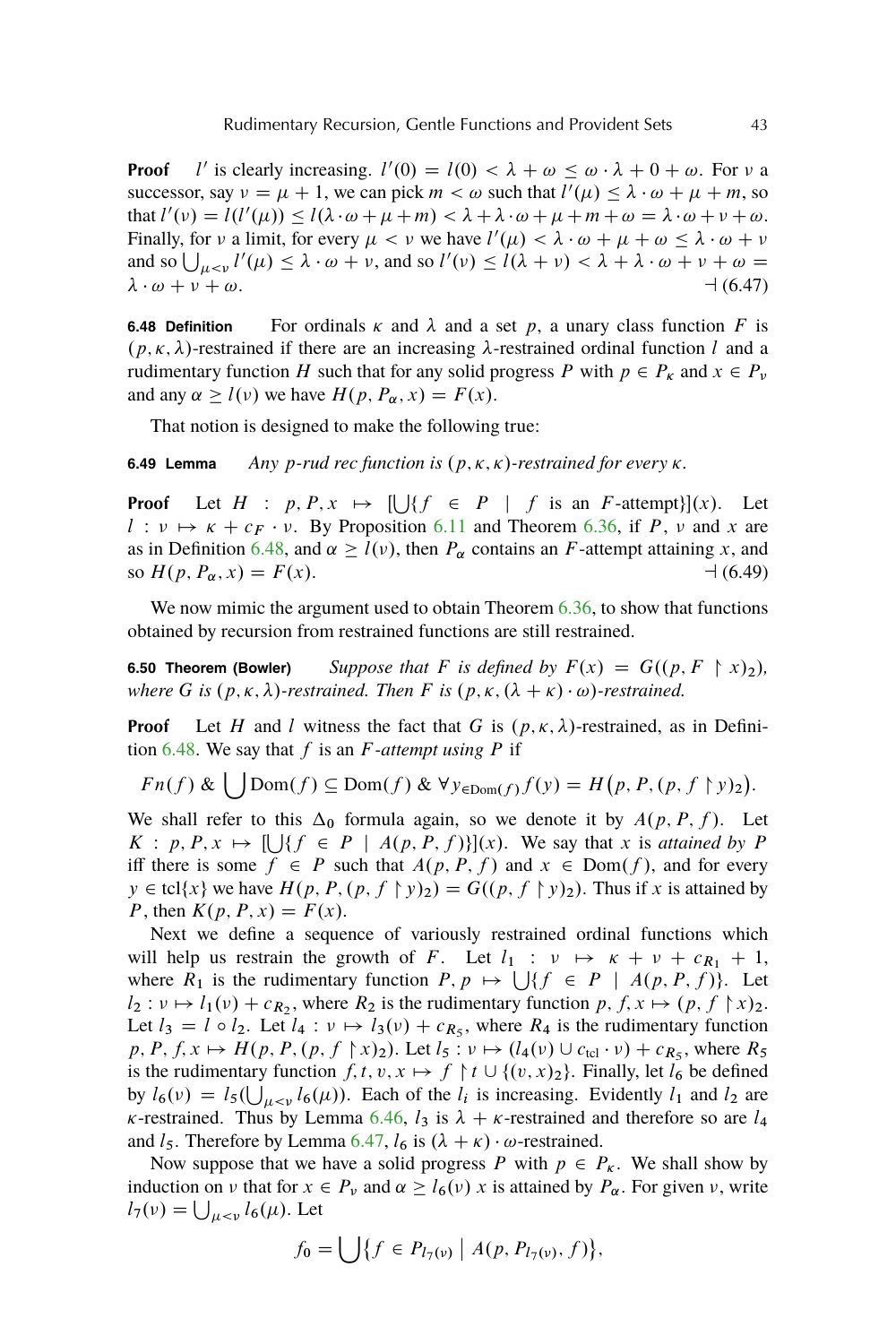**Proof** $l'$ is clearly increasing. $l'(0) = l(0) < \lambda + \omega \leq \omega \cdot \lambda + 0 + \omega$. For $\nu$ a successor, say $\nu = \mu + 1$, we can pick $m < \omega$ such that $l'(\mu) \leq \lambda \cdot \omega + \mu + m$, so that $l'(\nu) = l(l'(\mu)) \leq l(\lambda \cdot \omega + \mu + m) < \lambda + \lambda \cdot \omega + \mu + m + \omega = \lambda \cdot \omega + \nu + \omega$. Finally, for $\nu$ a limit, for every $\mu < \nu$ we have $l'(\mu) < \lambda \cdot \omega + \mu + \omega \leq \lambda \cdot \omega + \nu$ and so $\bigcup_{\mu < \nu} l'(\mu) \leq \lambda \cdot \omega + \nu$, and so $l'(\nu) \leq l(\lambda + \nu) < \lambda + \lambda \cdot \omega + \nu + \omega = \lambda \cdot \omega + \nu + \omega$. ⊣ (6.47)

**6.48 Definition** For ordinals $\kappa$ and $\lambda$ and a set $p$, a unary class function $F$ is $(p, \kappa, \lambda)$-restrained if there are an increasing $\lambda$-restrained ordinal function $l$ and a rudimentary function $H$ such that for any solid progress $P$ with $p \in P_\kappa$ and $x \in P_\nu$ and any $\alpha \geq l(\nu)$ we have $H(p, P_\alpha, x) = F(x)$.

That notion is designed to make the following true:

**6.49 Lemma** *Any $p$-rud rec function is $(p, \kappa, \kappa)$-restrained for every $\kappa$.*

**Proof** Let $H : p, P, x \mapsto [\bigcup\{f \in P \mid f \text{ is an } F\text{-attempt}\}](x)$. Let $l : \nu \mapsto \kappa + c_F \cdot \nu$. By Proposition 6.11 and Theorem 6.36, if $P$, $\nu$ and $x$ are as in Definition 6.48, and $\alpha \geq l(\nu)$, then $P_\alpha$ contains an $F$-attempt attaining $x$, and so $H(p, P_\alpha, x) = F(x)$. ⊣ (6.49)

We now mimic the argument used to obtain Theorem 6.36, to show that functions obtained by recursion from restrained functions are still restrained.

**6.50 Theorem (Bowler)** *Suppose that $F$ is defined by $F(x) = G((p, F \restriction x)_2)$, where $G$ is $(p, \kappa, \lambda)$-restrained. Then $F$ is $(p, \kappa, (\lambda + \kappa) \cdot \omega)$-restrained.*

**Proof** Let $H$ and $l$ witness the fact that $G$ is $(p, \kappa, \lambda)$-restrained, as in Definition 6.48. We say that $f$ is an *$F$-attempt using $P$* if

$$Fn(f) \;\&\; \bigcup \mathrm{Dom}(f) \subseteq \mathrm{Dom}(f) \;\&\; \forall y_{\in \mathrm{Dom}(f)} f(y) = H\big(p, P, (p, f \restriction y)_2\big).$$

We shall refer to this $\Delta_0$ formula again, so we denote it by $A(p, P, f)$. Let $K : p, P, x \mapsto [\bigcup\{f \in P \mid A(p, P, f)\}](x)$. We say that $x$ is *attained by $P$* iff there is some $f \in P$ such that $A(p, P, f)$ and $x \in \mathrm{Dom}(f)$, and for every $y \in \mathrm{tcl}\{x\}$ we have $H(p, P, (p, f \restriction y)_2) = G((p, f \restriction y)_2)$. Thus if $x$ is attained by $P$, then $K(p, P, x) = F(x)$.

Next we define a sequence of variously restrained ordinal functions which will help us restrain the growth of $F$. Let $l_1 : \nu \mapsto \kappa + \nu + c_{R_1} + 1$, where $R_1$ is the rudimentary function $P, p \mapsto \bigcup\{f \in P \mid A(p, P, f)\}$. Let $l_2 : \nu \mapsto l_1(\nu) + c_{R_2}$, where $R_2$ is the rudimentary function $p, f, x \mapsto (p, f \restriction x)_2$. Let $l_3 = l \circ l_2$. Let $l_4 : \nu \mapsto l_3(\nu) + c_{R_5}$, where $R_4$ is the rudimentary function $p, P, f, x \mapsto H(p, P, (p, f \restriction x)_2)$. Let $l_5 : \nu \mapsto (l_4(\nu) \cup c_{\mathrm{tcl}} \cdot \nu) + c_{R_5}$, where $R_5$ is the rudimentary function $f, t, v, x \mapsto f \restriction t \cup \{(v, x)_2\}$. Finally, let $l_6$ be defined by $l_6(\nu) = l_5(\bigcup_{\mu < \nu} l_6(\mu))$. Each of the $l_i$ is increasing. Evidently $l_1$ and $l_2$ are $\kappa$-restrained. Thus by Lemma 6.46, $l_3$ is $\lambda + \kappa$-restrained and therefore so are $l_4$ and $l_5$. Therefore by Lemma 6.47, $l_6$ is $(\lambda + \kappa) \cdot \omega$-restrained.

Now suppose that we have a solid progress $P$ with $p \in P_\kappa$. We shall show by induction on $\nu$ that for $x \in P_\nu$ and $\alpha \geq l_6(\nu)$ $x$ is attained by $P_\alpha$. For given $\nu$, write $l_7(\nu) = \bigcup_{\mu < \nu} l_6(\mu)$. Let

$$f_0 = \bigcup\{f \in P_{l_7(\nu)} \mid A(p, P_{l_7(\nu)}, f)\},$$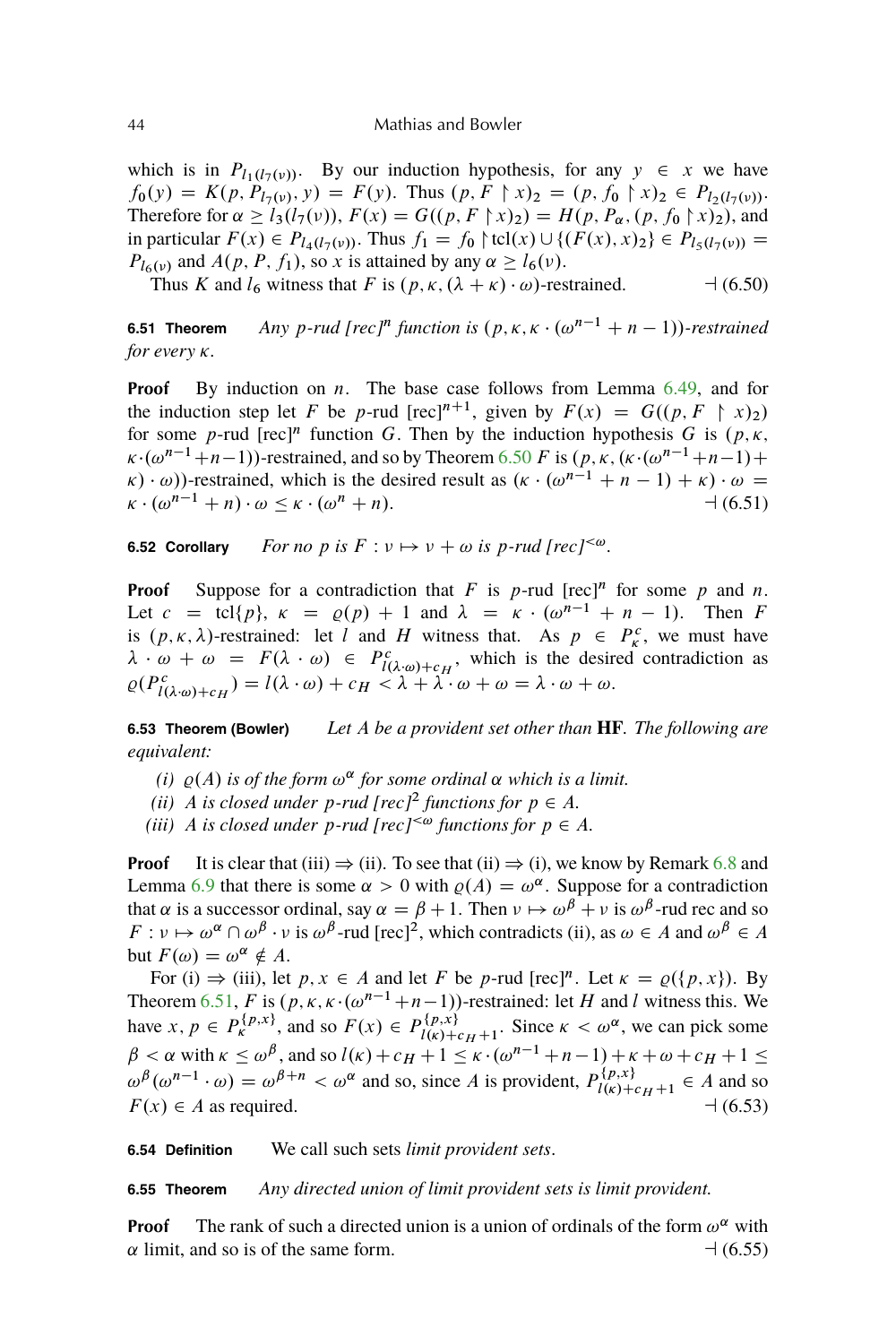which is in $P_{l_1(l_7(\nu))}$. By our induction hypothesis, for any $y \in x$ we have $f_0(y) = K(p, P_{l_7(\nu)}, y) = F(y)$. Thus $(p, F \restriction x)_2 = (p, f_0 \restriction x)_2 \in P_{l_2(l_7(\nu))}$. Therefore for $\alpha \geq l_3(l_7(\nu))$, $F(x) = G((p, F \restriction x)_2) = H(p, P_\alpha, (p, f_0 \restriction x)_2)$, and in particular $F(x) \in P_{l_4(l_7(\nu))}$. Thus $f_1 = f_0 \restriction \mathrm{tcl}(x) \cup \{(F(x), x)_2\} \in P_{l_5(l_7(\nu))} = P_{l_6(\nu)}$ and $A(p, P, f_1)$, so $x$ is attained by any $\alpha \geq l_6(\nu)$.

Thus $K$ and $l_6$ witness that $F$ is $(p, \kappa, (\lambda + \kappa) \cdot \omega)$-restrained. ⊣ (6.50)

**6.51 Theorem** *Any $p$-rud [rec]$^n$ function is $(p, \kappa, \kappa \cdot (\omega^{n-1} + n - 1))$-restrained for every $\kappa$.*

**Proof** By induction on $n$. The base case follows from Lemma 6.49, and for the induction step let $F$ be $p$-rud [rec]$^{n+1}$, given by $F(x) = G((p, F \restriction x)_2)$ for some $p$-rud [rec]$^n$ function $G$. Then by the induction hypothesis $G$ is $(p, \kappa, \kappa \cdot (\omega^{n-1} + n - 1))$-restrained, and so by Theorem 6.50 $F$ is $(p, \kappa, (\kappa \cdot (\omega^{n-1} + n - 1) + \kappa) \cdot \omega))$-restrained, which is the desired result as $(\kappa \cdot (\omega^{n-1} + n - 1) + \kappa) \cdot \omega = \kappa \cdot (\omega^{n-1} + n) \cdot \omega \leq \kappa \cdot (\omega^n + n)$. ⊣ (6.51)

**6.52 Corollary** *For no $p$ is $F : \nu \mapsto \nu + \omega$ is $p$-rud [rec]$^{<\omega}$.*

**Proof** Suppose for a contradiction that $F$ is $p$-rud [rec]$^n$ for some $p$ and $n$. Let $c = \mathrm{tcl}\{p\}$, $\kappa = \varrho(p) + 1$ and $\lambda = \kappa \cdot (\omega^{n-1} + n - 1)$. Then $F$ is $(p, \kappa, \lambda)$-restrained: let $l$ and $H$ witness that. As $p \in P^c_\kappa$, we must have $\lambda \cdot \omega + \omega = F(\lambda \cdot \omega) \in P^c_{l(\lambda \cdot \omega) + c_H}$, which is the desired contradiction as $\varrho(P^c_{l(\lambda \cdot \omega) + c_H}) = l(\lambda \cdot \omega) + c_H < \lambda + \lambda \cdot \omega + \omega = \lambda \cdot \omega + \omega$.

**6.53 Theorem (Bowler)** *Let $A$ be a provident set other than* **HF**. *The following are equivalent:*

*(i) $\varrho(A)$ is of the form $\omega^\alpha$ for some ordinal $\alpha$ which is a limit.*

*(ii) $A$ is closed under $p$-rud [rec]$^2$ functions for $p \in A$.*

*(iii) $A$ is closed under $p$-rud [rec]$^{<\omega}$ functions for $p \in A$.*

**Proof** It is clear that (iii) ⇒ (ii). To see that (ii) ⇒ (i), we know by Remark 6.8 and Lemma 6.9 that there is some $\alpha > 0$ with $\varrho(A) = \omega^\alpha$. Suppose for a contradiction that $\alpha$ is a successor ordinal, say $\alpha = \beta + 1$. Then $\nu \mapsto \omega^\beta + \nu$ is $\omega^\beta$-rud rec and so $F : \nu \mapsto \omega^\alpha \cap \omega^\beta \cdot \nu$ is $\omega^\beta$-rud [rec]$^2$, which contradicts (ii), as $\omega \in A$ and $\omega^\beta \in A$ but $F(\omega) = \omega^\alpha \notin A$.

For (i) ⇒ (iii), let $p, x \in A$ and let $F$ be $p$-rud [rec]$^n$. Let $\kappa = \varrho(\{p, x\})$. By Theorem 6.51, $F$ is $(p, \kappa, \kappa \cdot (\omega^{n-1} + n - 1))$-restrained: let $H$ and $l$ witness this. We have $x, p \in P^{\{p,x\}}_\kappa$, and so $F(x) \in P^{\{p,x\}}_{l(\kappa) + c_H + 1}$. Since $\kappa < \omega^\alpha$, we can pick some $\beta < \alpha$ with $\kappa \leq \omega^\beta$, and so $l(\kappa) + c_H + 1 \leq \kappa \cdot (\omega^{n-1} + n - 1) + \kappa + \omega + c_H + 1 \leq \omega^\beta(\omega^{n-1} \cdot \omega) = \omega^{\beta + n} < \omega^\alpha$ and so, since $A$ is provident, $P^{\{p,x\}}_{l(\kappa) + c_H + 1} \in A$ and so $F(x) \in A$ as required. ⊣ (6.53)

**6.54 Definition** We call such sets *limit provident sets*.

**6.55 Theorem** *Any directed union of limit provident sets is limit provident.*

**Proof** The rank of such a directed union is a union of ordinals of the form $\omega^\alpha$ with $\alpha$ limit, and so is of the same form. ⊣ (6.55)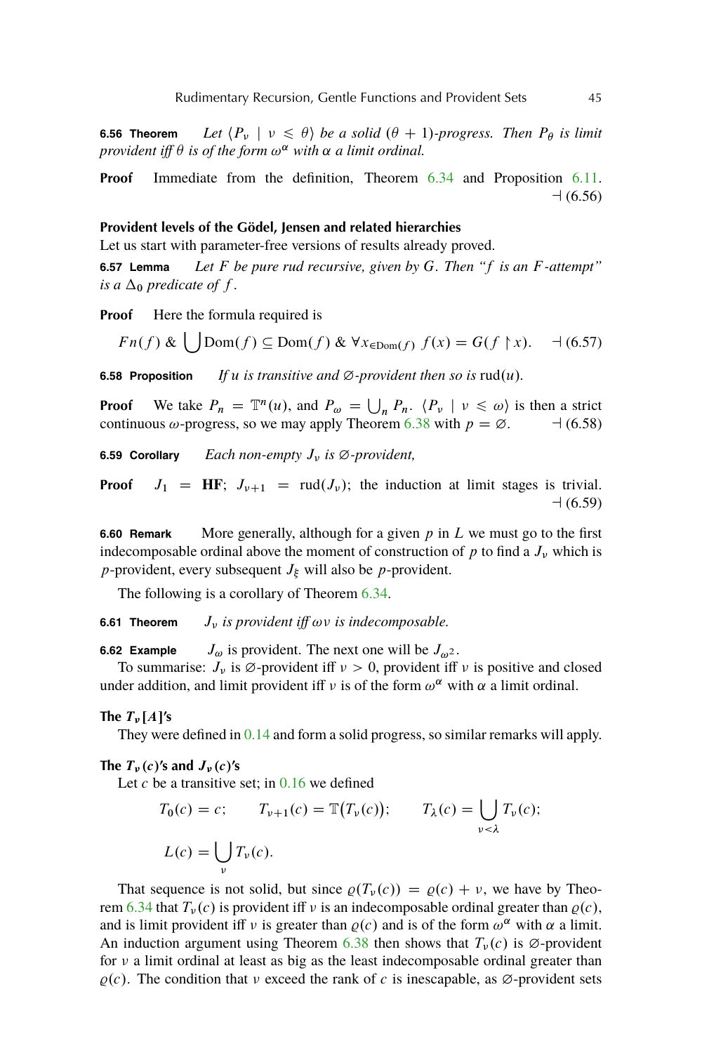**6.56 Theorem** *Let $\langle P_\nu \mid \nu \leqslant \theta \rangle$ be a solid $(\theta+1)$-progress. Then $P_\theta$ is limit provident iff $\theta$ is of the form $\omega^\alpha$ with $\alpha$ a limit ordinal.*

**Proof** Immediate from the definition, Theorem 6.34 and Proposition 6.11. ⊣ (6.56)

### Provident levels of the Gödel, Jensen and related hierarchies

Let us start with parameter-free versions of results already proved.

**6.57 Lemma** *Let $F$ be pure rud recursive, given by $G$. Then "$f$ is an $F$-attempt" is a $\Delta_0$ predicate of $f$.*

**Proof** Here the formula required is

$$Fn(f) \ \& \ \bigcup \mathrm{Dom}(f) \subseteq \mathrm{Dom}(f) \ \& \ \forall_{x \in \mathrm{Dom}(f)} \ f(x) = G(f \upharpoonright x). \quad \dashv (6.57)$$

**6.58 Proposition** *If $u$ is transitive and $\varnothing$-provident then so is* $\mathrm{rud}(u)$.

**Proof** We take $P_n = \mathbb{T}^n(u)$, and $P_\omega = \bigcup_n P_n$. $\langle P_\nu \mid \nu \leqslant \omega \rangle$ is then a strict continuous $\omega$-progress, so we may apply Theorem 6.38 with $p = \varnothing$. ⊣ (6.58)

**6.59 Corollary** *Each non-empty $J_\nu$ is $\varnothing$-provident,*

**Proof** $J_1 = \mathbf{HF}$; $J_{\nu+1} = \mathrm{rud}(J_\nu)$; the induction at limit stages is trivial. ⊣ (6.59)

**6.60 Remark** More generally, although for a given $p$ in $L$ we must go to the first indecomposable ordinal above the moment of construction of $p$ to find a $J_\nu$ which is $p$-provident, every subsequent $J_\xi$ will also be $p$-provident.

The following is a corollary of Theorem 6.34.

**6.61 Theorem** *$J_\nu$ is provident iff $\omega\nu$ is indecomposable.*

**6.62 Example** $J_\omega$ is provident. The next one will be $J_{\omega^2}$.

To summarise: $J_\nu$ is $\varnothing$-provident iff $\nu > 0$, provident iff $\nu$ is positive and closed under addition, and limit provident iff $\nu$ is of the form $\omega^\alpha$ with $\alpha$ a limit ordinal.

### The $T_\nu[A]$'s

They were defined in 0.14 and form a solid progress, so similar remarks will apply.

### The $T_\nu(c)$'s and $J_\nu(c)$'s

Let $c$ be a transitive set; in 0.16 we defined

$$T_0(c) = c; \qquad T_{\nu+1}(c) = \mathbb{T}\big(T_\nu(c)\big); \qquad T_\lambda(c) = \bigcup_{\nu<\lambda} T_\nu(c);$$

$$L(c) = \bigcup_\nu T_\nu(c).$$

That sequence is not solid, but since $\varrho(T_\nu(c)) = \varrho(c) + \nu$, we have by Theorem 6.34 that $T_\nu(c)$ is provident iff $\nu$ is an indecomposable ordinal greater than $\varrho(c)$, and is limit provident iff $\nu$ is greater than $\varrho(c)$ and is of the form $\omega^\alpha$ with $\alpha$ a limit. An induction argument using Theorem 6.38 then shows that $T_\nu(c)$ is $\varnothing$-provident for $\nu$ a limit ordinal at least as big as the least indecomposable ordinal greater than $\varrho(c)$. The condition that $\nu$ exceed the rank of $c$ is inescapable, as $\varnothing$-provident sets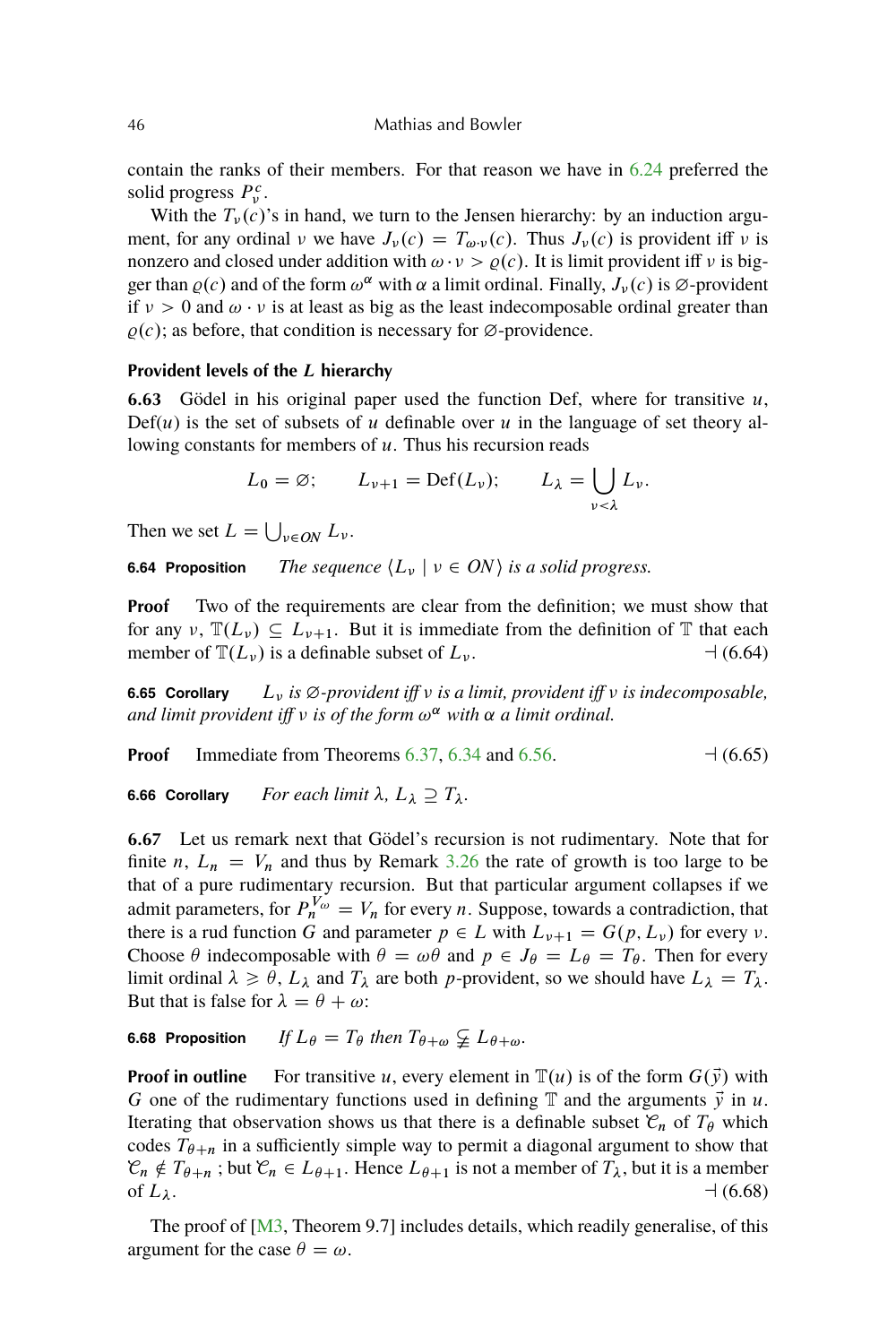contain the ranks of their members. For that reason we have in 6.24 preferred the solid progress $P^c_\nu$.

With the $T_\nu(c)$'s in hand, we turn to the Jensen hierarchy: by an induction argument, for any ordinal $\nu$ we have $J_\nu(c) = T_{\omega\cdot\nu}(c)$. Thus $J_\nu(c)$ is provident iff $\nu$ is nonzero and closed under addition with $\omega\cdot\nu > \varrho(c)$. It is limit provident iff $\nu$ is bigger than $\varrho(c)$ and of the form $\omega^\alpha$ with $\alpha$ a limit ordinal. Finally, $J_\nu(c)$ is $\varnothing$-provident if $\nu > 0$ and $\omega\cdot\nu$ is at least as big as the least indecomposable ordinal greater than $\varrho(c)$; as before, that condition is necessary for $\varnothing$-providence.

### Provident levels of the $L$ hierarchy

**6.63** Gödel in his original paper used the function Def, where for transitive $u$, $\mathrm{Def}(u)$ is the set of subsets of $u$ definable over $u$ in the language of set theory allowing constants for members of $u$. Thus his recursion reads

$$L_0 = \varnothing; \qquad L_{\nu+1} = \mathrm{Def}(L_\nu); \qquad L_\lambda = \bigcup_{\nu<\lambda} L_\nu.$$

Then we set $L = \bigcup_{\nu\in ON} L_\nu$.

**6.64 Proposition** *The sequence $\langle L_\nu \mid \nu \in ON\rangle$ is a solid progress.*

**Proof** Two of the requirements are clear from the definition; we must show that for any $\nu$, $\mathbb{T}(L_\nu) \subseteq L_{\nu+1}$. But it is immediate from the definition of $\mathbb{T}$ that each member of $\mathbb{T}(L_\nu)$ is a definable subset of $L_\nu$. ⊣ (6.64)

**6.65 Corollary** *$L_\nu$ is $\varnothing$-provident iff $\nu$ is a limit, provident iff $\nu$ is indecomposable, and limit provident iff $\nu$ is of the form $\omega^\alpha$ with $\alpha$ a limit ordinal.*

**Proof** Immediate from Theorems 6.37, 6.34 and 6.56. ⊣ (6.65)

**6.66 Corollary** *For each limit $\lambda$, $L_\lambda \supseteq T_\lambda$.*

**6.67** Let us remark next that Gödel's recursion is not rudimentary. Note that for finite $n$, $L_n = V_n$ and thus by Remark 3.26 the rate of growth is too large to be that of a pure rudimentary recursion. But that particular argument collapses if we admit parameters, for $P^{V_\omega}_n = V_n$ for every $n$. Suppose, towards a contradiction, that there is a rud function $G$ and parameter $p \in L$ with $L_{\nu+1} = G(p, L_\nu)$ for every $\nu$. Choose $\theta$ indecomposable with $\theta = \omega\theta$ and $p \in J_\theta = L_\theta = T_\theta$. Then for every limit ordinal $\lambda \geqslant \theta$, $L_\lambda$ and $T_\lambda$ are both $p$-provident, so we should have $L_\lambda = T_\lambda$. But that is false for $\lambda = \theta + \omega$:

**6.68 Proposition** *If $L_\theta = T_\theta$ then $T_{\theta+\omega} \subsetneqq L_{\theta+\omega}$.*

**Proof in outline** For transitive $u$, every element in $\mathbb{T}(u)$ is of the form $G(\vec{y})$ with $G$ one of the rudimentary functions used in defining $\mathbb{T}$ and the arguments $\vec{y}$ in $u$. Iterating that observation shows us that there is a definable subset $\mathcal{C}_n$ of $T_\theta$ which codes $T_{\theta+n}$ in a sufficiently simple way to permit a diagonal argument to show that $\mathcal{C}_n \notin T_{\theta+n}$ ; but $\mathcal{C}_n \in L_{\theta+1}$. Hence $L_{\theta+1}$ is not a member of $T_\lambda$, but it is a member of $L_\lambda$. ⊣ (6.68)

The proof of [M3, Theorem 9.7] includes details, which readily generalise, of this argument for the case $\theta = \omega$.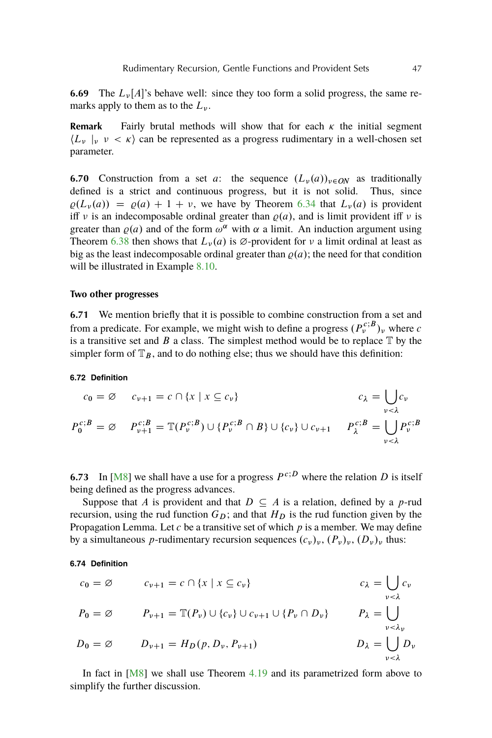**6.69** The $L_\nu[A]$'s behave well: since they too form a solid progress, the same remarks apply to them as to the $L_\nu$.

**Remark** Fairly brutal methods will show that for each $\kappa$ the initial segment $\langle L_\nu \mid_\nu \nu < \kappa \rangle$ can be represented as a progress rudimentary in a well-chosen set parameter.

**6.70** Construction from a set $a$: the sequence $(L_\nu(a))_{\nu \in ON}$ as traditionally defined is a strict and continuous progress, but it is not solid. Thus, since $\varrho(L_\nu(a)) = \varrho(a) + 1 + \nu$, we have by Theorem 6.34 that $L_\nu(a)$ is provident iff $\nu$ is an indecomposable ordinal greater than $\varrho(a)$, and is limit provident iff $\nu$ is greater than $\varrho(a)$ and of the form $\omega^\alpha$ with $\alpha$ a limit. An induction argument using Theorem 6.38 then shows that $L_\nu(a)$ is $\varnothing$-provident for $\nu$ a limit ordinal at least as big as the least indecomposable ordinal greater than $\varrho(a)$; the need for that condition will be illustrated in Example 8.10.

### Two other progresses

**6.71** We mention briefly that it is possible to combine construction from a set and from a predicate. For example, we might wish to define a progress $(P_\nu^{c;B})_\nu$ where $c$ is a transitive set and $B$ a class. The simplest method would be to replace $\mathbb{T}$ by the simpler form of $\mathbb{T}_B$, and to do nothing else; thus we should have this definition:

**6.72 Definition**

$$c_0 = \varnothing \qquad c_{\nu+1} = c \cap \{x \mid x \subseteq c_\nu\} \qquad c_\lambda = \bigcup_{\nu<\lambda} c_\nu$$

$$P_0^{c;B} = \varnothing \qquad P_{\nu+1}^{c;B} = \mathbb{T}(P_\nu^{c;B}) \cup \{P_\nu^{c;B} \cap B\} \cup \{c_\nu\} \cup c_{\nu+1} \qquad P_\lambda^{c;B} = \bigcup_{\nu<\lambda} P_\nu^{c;B}$$

**6.73** In [M8] we shall have a use for a progress $P^{c;D}$ where the relation $D$ is itself being defined as the progress advances.

Suppose that $A$ is provident and that $D \subseteq A$ is a relation, defined by a $p$-rud recursion, using the rud function $G_D$; and that $H_D$ is the rud function given by the Propagation Lemma. Let $c$ be a transitive set of which $p$ is a member. We may define by a simultaneous $p$-rudimentary recursion sequences $(c_\nu)_\nu$, $(P_\nu)_\nu$, $(D_\nu)_\nu$ thus:

**6.74 Definition**

$$c_0 = \varnothing \qquad c_{\nu+1} = c \cap \{x \mid x \subseteq c_\nu\} \qquad c_\lambda = \bigcup_{\nu<\lambda} c_\nu$$

$$P_0 = \varnothing \qquad P_{\nu+1} = \mathbb{T}(P_\nu) \cup \{c_\nu\} \cup c_{\nu+1} \cup \{P_\nu \cap D_\nu\} \qquad P_\lambda = \bigcup_{\nu<\lambda_\nu}$$

$$D_0 = \varnothing \qquad D_{\nu+1} = H_D(p, D_\nu, P_{\nu+1}) \qquad D_\lambda = \bigcup_{\nu<\lambda} D_\nu$$

In fact in [M8] we shall use Theorem 4.19 and its parametrized form above to simplify the further discussion.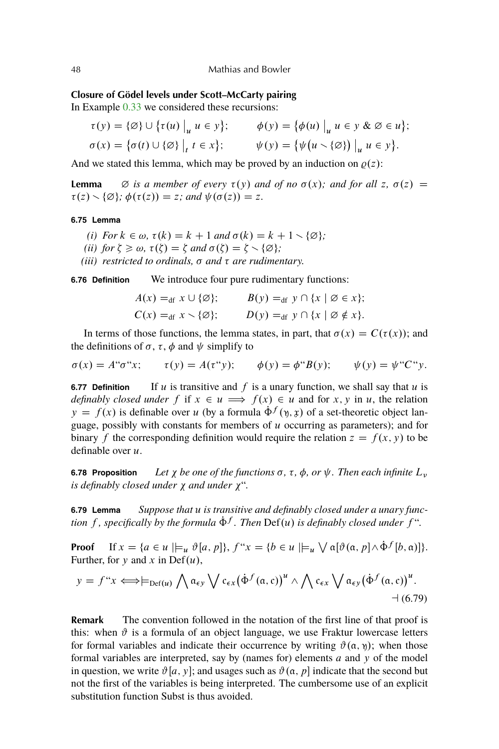**Closure of Gödel levels under Scott–McCarty pairing**

In Example 0.33 we considered these recursions:

$$\tau(y) = \{\varnothing\} \cup \{\tau(u) \mid_u u \in y\}; \qquad \phi(y) = \{\phi(u) \mid_u u \in y \;\&\; \varnothing \in u\};$$

$$\sigma(x) = \{\sigma(t) \cup \{\varnothing\} \mid_t t \in x\}; \qquad \psi(y) = \{\psi(u \smallsetminus \{\varnothing\}) \mid_u u \in y\}.$$

And we stated this lemma, which may be proved by an induction on $\varrho(z)$:

**Lemma** *$\varnothing$ is a member of every $\tau(y)$ and of no $\sigma(x)$; and for all $z$, $\sigma(z) = \tau(z) \smallsetminus \{\varnothing\}$; $\phi(\tau(z)) = z$; and $\psi(\sigma(z)) = z$.*

**6.75 Lemma**

*(i) For $k \in \omega$, $\tau(k) = k + 1$ and $\sigma(k) = k + 1 \smallsetminus \{\varnothing\}$;*

*(ii) for $\zeta \geqslant \omega$, $\tau(\zeta) = \zeta$ and $\sigma(\zeta) = \zeta \smallsetminus \{\varnothing\}$;*

*(iii) restricted to ordinals, $\sigma$ and $\tau$ are rudimentary.*

**6.76 Definition** We introduce four pure rudimentary functions:

$$A(x) =_{\text{df}} x \cup \{\varnothing\}; \qquad B(y) =_{\text{df}} y \cap \{x \mid \varnothing \in x\};$$

$$C(x) =_{\text{df}} x \smallsetminus \{\varnothing\}; \qquad D(y) =_{\text{df}} y \cap \{x \mid \varnothing \notin x\}.$$

In terms of those functions, the lemma states, in part, that $\sigma(x) = C(\tau(x))$; and the definitions of $\sigma$, $\tau$, $\phi$ and $\psi$ simplify to

$$\sigma(x) = A``\sigma``x; \qquad \tau(y) = A(\tau``y); \qquad \phi(y) = \phi``B(y); \qquad \psi(y) = \psi``C``y.$$

**6.77 Definition** If $u$ is transitive and $f$ is a unary function, we shall say that $u$ is *definably closed under* $f$ if $x \in u \implies f(x) \in u$ and for $x, y$ in $u$, the relation $y = f(x)$ is definable over $u$ (by a formula $\dot{\Phi}^f(\mathfrak{y}, \mathfrak{x})$ of a set-theoretic object language, possibly with constants for members of $u$ occurring as parameters); and for binary $f$ the corresponding definition would require the relation $z = f(x, y)$ to be definable over $u$.

**6.78 Proposition** *Let $\chi$ be one of the functions $\sigma$, $\tau$, $\phi$, or $\psi$. Then each infinite $L_\nu$ is definably closed under $\chi$ and under $\chi``$.*

**6.79 Lemma** *Suppose that $u$ is transitive and definably closed under a unary function $f$, specifically by the formula $\dot{\Phi}^f$. Then $\text{Def}(u)$ is definably closed under $f``$.*

**Proof** If $x = \{a \in u \mid\models_u \vartheta[a, p]\}$, $f``x = \{b \in u \mid\models_u \bigvee \mathfrak{a}[\vartheta(\mathfrak{a}, p] \wedge \dot{\Phi}^f[b, \mathfrak{a})]\}$. Further, for $y$ and $x$ in $\text{Def}(u)$,

$$y = f``x \iff \models_{\text{Def}(u)} \bigwedge \mathfrak{a}_{\epsilon y} \bigvee \mathfrak{c}_{\epsilon x} \big(\dot{\Phi}^f(\mathfrak{a}, \mathfrak{c})\big)^u \wedge \bigwedge \mathfrak{c}_{\epsilon x} \bigvee \mathfrak{a}_{\epsilon y} \big(\dot{\Phi}^f(\mathfrak{a}, \mathfrak{c})\big)^u.$$

$\dashv$ (6.79)

**Remark** The convention followed in the notation of the first line of that proof is this: when $\vartheta$ is a formula of an object language, we use Fraktur lowercase letters for formal variables and indicate their occurrence by writing $\vartheta(\mathfrak{a}, \mathfrak{y})$; when those formal variables are interpreted, say by (names for) elements $a$ and $y$ of the model in question, we write $\vartheta[a, y]$; and usages such as $\vartheta(\mathfrak{a}, p]$ indicate that the second but not the first of the variables is being interpreted. The cumbersome use of an explicit substitution function Subst is thus avoided.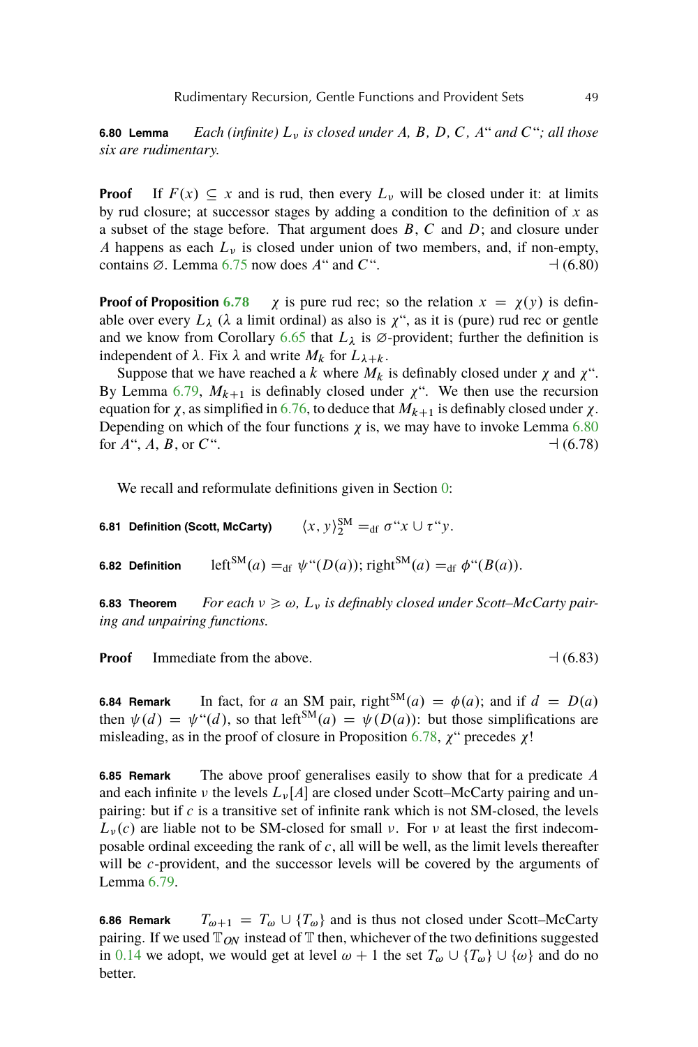**6.80 Lemma** *Each (infinite) $L_\nu$ is closed under $A$, $B$, $D$, $C$, $A$“ and $C$“; all those six are rudimentary.*

**Proof** If $F(x) \subseteq x$ and is rud, then every $L_\nu$ will be closed under it: at limits by rud closure; at successor stages by adding a condition to the definition of $x$ as a subset of the stage before. That argument does $B$, $C$ and $D$; and closure under $A$ happens as each $L_\nu$ is closed under union of two members, and, if non-empty, contains $\varnothing$. Lemma 6.75 now does $A$“ and $C$“. ⊣ (6.80)

**Proof of Proposition 6.78** $\chi$ is pure rud rec; so the relation $x = \chi(y)$ is definable over every $L_\lambda$ ($\lambda$ a limit ordinal) as also is $\chi$“, as it is (pure) rud rec or gentle and we know from Corollary 6.65 that $L_\lambda$ is $\varnothing$-provident; further the definition is independent of $\lambda$. Fix $\lambda$ and write $M_k$ for $L_{\lambda+k}$.

Suppose that we have reached a $k$ where $M_k$ is definably closed under $\chi$ and $\chi$“. By Lemma 6.79, $M_{k+1}$ is definably closed under $\chi$“. We then use the recursion equation for $\chi$, as simplified in 6.76, to deduce that $M_{k+1}$ is definably closed under $\chi$. Depending on which of the four functions $\chi$ is, we may have to invoke Lemma 6.80 for $A$“, $A$, $B$, or $C$“. ⊣ (6.78)

We recall and reformulate definitions given in Section 0:

**6.81 Definition (Scott, McCarty)** $\langle x, y\rangle_2^{\mathrm{SM}} =_{\mathrm{df}} \sigma“x \cup \tau“y.$

**6.82 Definition** $\mathrm{left}^{\mathrm{SM}}(a) =_{\mathrm{df}} \psi“(D(a))$; $\mathrm{right}^{\mathrm{SM}}(a) =_{\mathrm{df}} \phi“(B(a)).$

**6.83 Theorem** *For each $\nu \geqslant \omega$, $L_\nu$ is definably closed under Scott–McCarty pairing and unpairing functions.*

**Proof** Immediate from the above. ⊣ (6.83)

**6.84 Remark** In fact, for $a$ an SM pair, $\mathrm{right}^{\mathrm{SM}}(a) = \phi(a)$; and if $d = D(a)$ then $\psi(d) = \psi“(d)$, so that $\mathrm{left}^{\mathrm{SM}}(a) = \psi(D(a))$: but those simplifications are misleading, as in the proof of closure in Proposition 6.78, $\chi$“ precedes $\chi$!

**6.85 Remark** The above proof generalises easily to show that for a predicate $A$ and each infinite $\nu$ the levels $L_\nu[A]$ are closed under Scott–McCarty pairing and unpairing: but if $c$ is a transitive set of infinite rank which is not SM-closed, the levels $L_\nu(c)$ are liable not to be SM-closed for small $\nu$. For $\nu$ at least the first indecomposable ordinal exceeding the rank of $c$, all will be well, as the limit levels thereafter will be $c$-provident, and the successor levels will be covered by the arguments of Lemma 6.79.

**6.86 Remark** $T_{\omega+1} = T_\omega \cup \{T_\omega\}$ and is thus not closed under Scott–McCarty pairing. If we used $\mathbb{T}_{ON}$ instead of $\mathbb{T}$ then, whichever of the two definitions suggested in 0.14 we adopt, we would get at level $\omega + 1$ the set $T_\omega \cup \{T_\omega\} \cup \{\omega\}$ and do no better.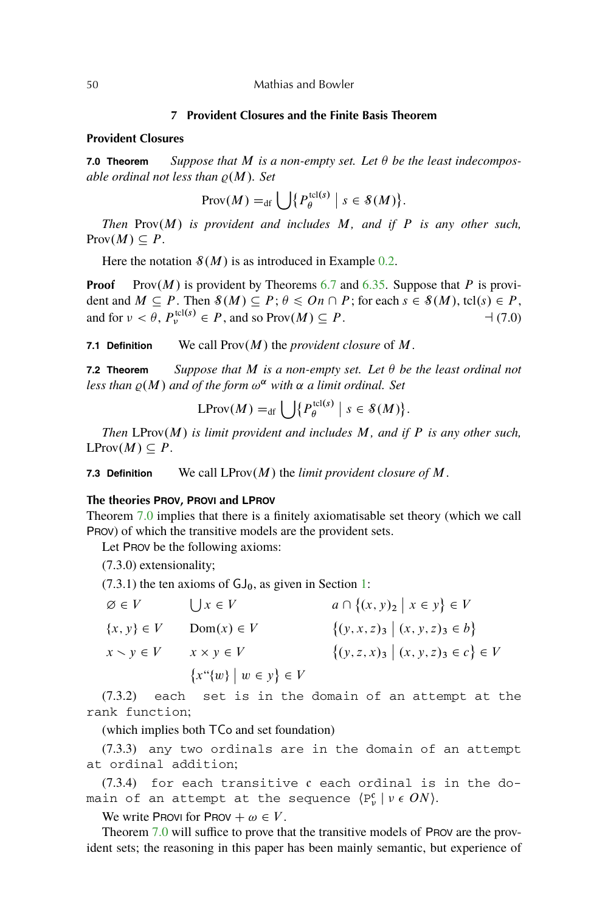## 7 Provident Closures and the Finite Basis Theorem

### Provident Closures

**7.0 Theorem** *Suppose that $M$ is a non-empty set. Let $\theta$ be the least indecomposable ordinal not less than $\varrho(M)$. Set*

$$\mathrm{Prov}(M) =_{\mathrm{df}} \bigcup\{P_\theta^{\mathrm{tcl}(s)} \mid s \in \mathcal{S}(M)\}.$$

*Then* $\mathrm{Prov}(M)$ *is provident and includes* $M$*, and if* $P$ *is any other such,* $\mathrm{Prov}(M) \subseteq P$.

Here the notation $\mathcal{S}(M)$ is as introduced in Example 0.2.

**Proof** $\mathrm{Prov}(M)$ is provident by Theorems 6.7 and 6.35. Suppose that $P$ is provident and $M \subseteq P$. Then $\mathcal{S}(M) \subseteq P$; $\theta \leqslant On \cap P$; for each $s \in \mathcal{S}(M)$, $\mathrm{tcl}(s) \in P$, and for $\nu < \theta$, $P_\nu^{\mathrm{tcl}(s)} \in P$, and so $\mathrm{Prov}(M) \subseteq P$. ⊣ (7.0)

**7.1 Definition** We call $\mathrm{Prov}(M)$ the *provident closure* of $M$.

**7.2 Theorem** *Suppose that $M$ is a non-empty set. Let $\theta$ be the least ordinal not less than $\varrho(M)$ and of the form $\omega^\alpha$ with $\alpha$ a limit ordinal. Set*

$$\mathrm{LProv}(M) =_{\mathrm{df}} \bigcup\{P_\theta^{\mathrm{tcl}(s)} \mid s \in \mathcal{S}(M)\}.$$

*Then* $\mathrm{LProv}(M)$ *is limit provident and includes* $M$*, and if* $P$ *is any other such,* $\mathrm{LProv}(M) \subseteq P$.

**7.3 Definition** We call $\mathrm{LProv}(M)$ the *limit provident closure of* $M$.

### The theories PROV, PROVI and LPROV

Theorem 7.0 implies that there is a finitely axiomatisable set theory (which we call PROV) of which the transitive models are the provident sets.

Let PROV be the following axioms:

(7.3.0) extensionality;

(7.3.1) the ten axioms of $\mathsf{GJ}_0$, as given in Section 1:

| | | |
|---|---|---|
| $\varnothing \in V$ | $\bigcup x \in V$ | $a \cap \{(x, y)_2 \mid x \in y\} \in V$ |
| $\{x, y\} \in V$ | $\mathrm{Dom}(x) \in V$ | $\{(y, x, z)_3 \mid (x, y, z)_3 \in b\}$ |
| $x \smallsetminus y \in V$ | $x \times y \in V$ | $\{(y, z, x)_3 \mid (x, y, z)_3 \in c\} \in V$ |
| | $\{x``\{w\} \mid w \in y\} \in V$ | |

(7.3.2) each set is in the domain of an attempt at the rank function;

(which implies both TCo and set foundation)

(7.3.3) any two ordinals are in the domain of an attempt at ordinal addition;

(7.3.4) for each transitive $\mathfrak{c}$ each ordinal is in the domain of an attempt at the sequence $\langle \mathrm{P}_\nu^{\mathfrak{c}} \mid \nu \in ON \rangle$.

We write PROVI for PROV $+ \omega \in V$.

Theorem 7.0 will suffice to prove that the transitive models of PROV are the provident sets; the reasoning in this paper has been mainly semantic, but experience of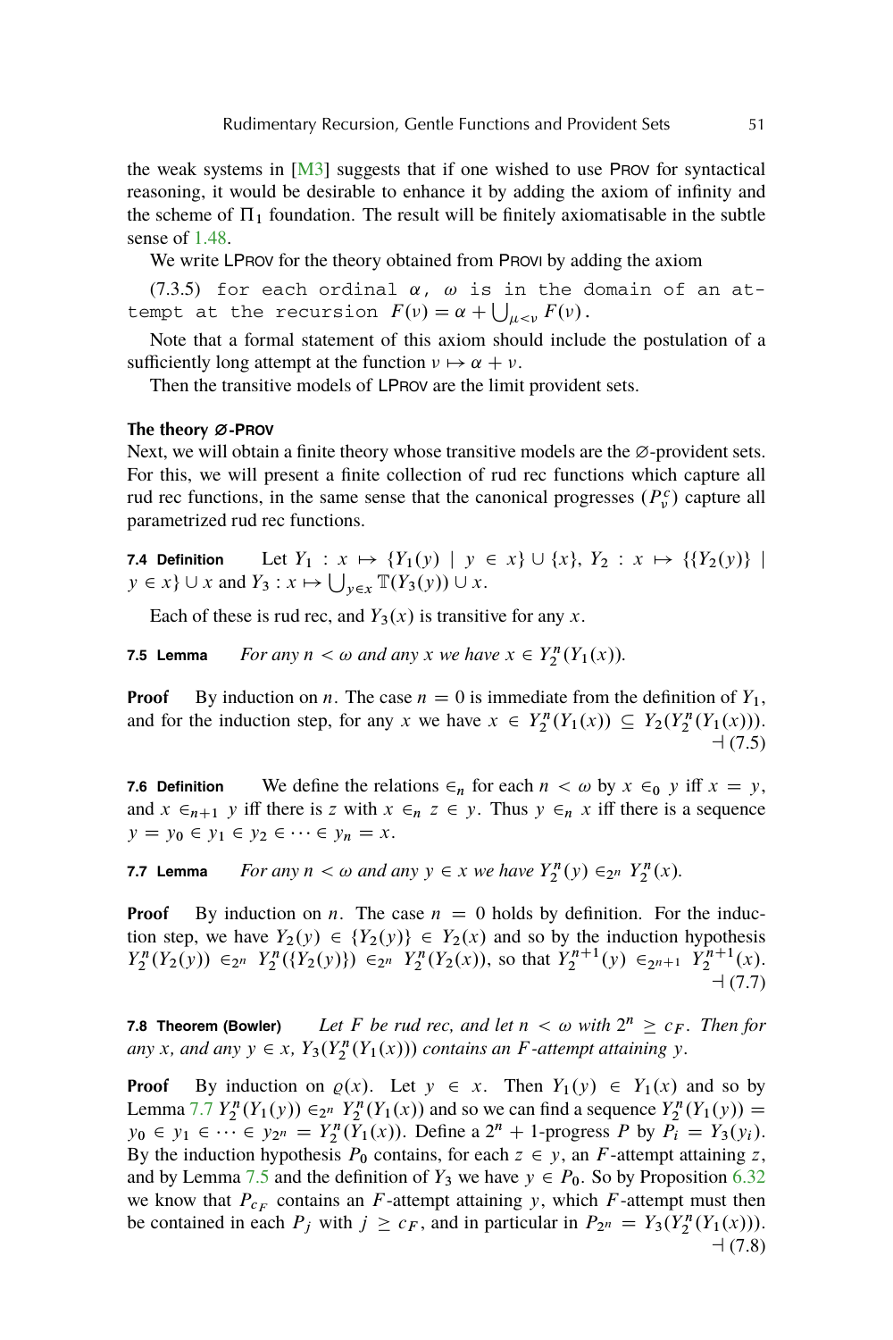the weak systems in [M3] suggests that if one wished to use PROV for syntactical reasoning, it would be desirable to enhance it by adding the axiom of infinity and the scheme of $\Pi_1$ foundation. The result will be finitely axiomatisable in the subtle sense of 1.48.

We write LPROV for the theory obtained from PROVI by adding the axiom

(7.3.5) `for each ordinal` $\alpha$, $\omega$ `is in the domain of an attempt at the recursion` $F(\nu) = \alpha + \bigcup_{\mu<\nu} F(\nu)$.

Note that a formal statement of this axiom should include the postulation of a sufficiently long attempt at the function $\nu \mapsto \alpha + \nu$.

Then the transitive models of LPROV are the limit provident sets.

### The theory ∅-PROV

Next, we will obtain a finite theory whose transitive models are the ∅-provident sets. For this, we will present a finite collection of rud rec functions which capture all rud rec functions, in the same sense that the canonical progresses $(P^c_\nu)$ capture all parametrized rud rec functions.

**7.4 Definition** Let $Y_1 : x \mapsto \{Y_1(y) \mid y \in x\} \cup \{x\}$, $Y_2 : x \mapsto \{\{Y_2(y)\} \mid y \in x\} \cup x$ and $Y_3 : x \mapsto \bigcup_{y \in x} \mathbb{T}(Y_3(y)) \cup x$.

Each of these is rud rec, and $Y_3(x)$ is transitive for any $x$.

**7.5 Lemma** *For any $n < \omega$ and any $x$ we have $x \in Y_2^n(Y_1(x))$.*

**Proof** By induction on $n$. The case $n = 0$ is immediate from the definition of $Y_1$, and for the induction step, for any $x$ we have $x \in Y_2^n(Y_1(x)) \subseteq Y_2(Y_2^n(Y_1(x)))$. ⊣ (7.5)

**7.6 Definition** We define the relations $\in_n$ for each $n < \omega$ by $x \in_0 y$ iff $x = y$, and $x \in_{n+1} y$ iff there is $z$ with $x \in_n z \in y$. Thus $y \in_n x$ iff there is a sequence $y = y_0 \in y_1 \in y_2 \in \cdots \in y_n = x$.

**7.7 Lemma** *For any $n < \omega$ and any $y \in x$ we have $Y_2^n(y) \in_{2^n} Y_2^n(x)$.*

**Proof** By induction on $n$. The case $n = 0$ holds by definition. For the induction step, we have $Y_2(y) \in \{Y_2(y)\} \in Y_2(x)$ and so by the induction hypothesis $Y_2^n(Y_2(y)) \in_{2^n} Y_2^n(\{Y_2(y)\}) \in_{2^n} Y_2^n(Y_2(x))$, so that $Y_2^{n+1}(y) \in_{2^{n+1}} Y_2^{n+1}(x)$. ⊣ (7.7)

**7.8 Theorem (Bowler)** *Let $F$ be rud rec, and let $n < \omega$ with $2^n \geq c_F$. Then for any $x$, and any $y \in x$, $Y_3(Y_2^n(Y_1(x)))$ contains an $F$-attempt attaining $y$.*

**Proof** By induction on $\varrho(x)$. Let $y \in x$. Then $Y_1(y) \in Y_1(x)$ and so by Lemma 7.7 $Y_2^n(Y_1(y)) \in_{2^n} Y_2^n(Y_1(x))$ and so we can find a sequence $Y_2^n(Y_1(y)) = y_0 \in y_1 \in \cdots \in y_{2^n} = Y_2^n(Y_1(x))$. Define a $2^n + 1$-progress $P$ by $P_i = Y_3(y_i)$. By the induction hypothesis $P_0$ contains, for each $z \in y$, an $F$-attempt attaining $z$, and by Lemma 7.5 and the definition of $Y_3$ we have $y \in P_0$. So by Proposition 6.32 we know that $P_{c_F}$ contains an $F$-attempt attaining $y$, which $F$-attempt must then be contained in each $P_j$ with $j \geq c_F$, and in particular in $P_{2^n} = Y_3(Y_2^n(Y_1(x)))$. ⊣ (7.8)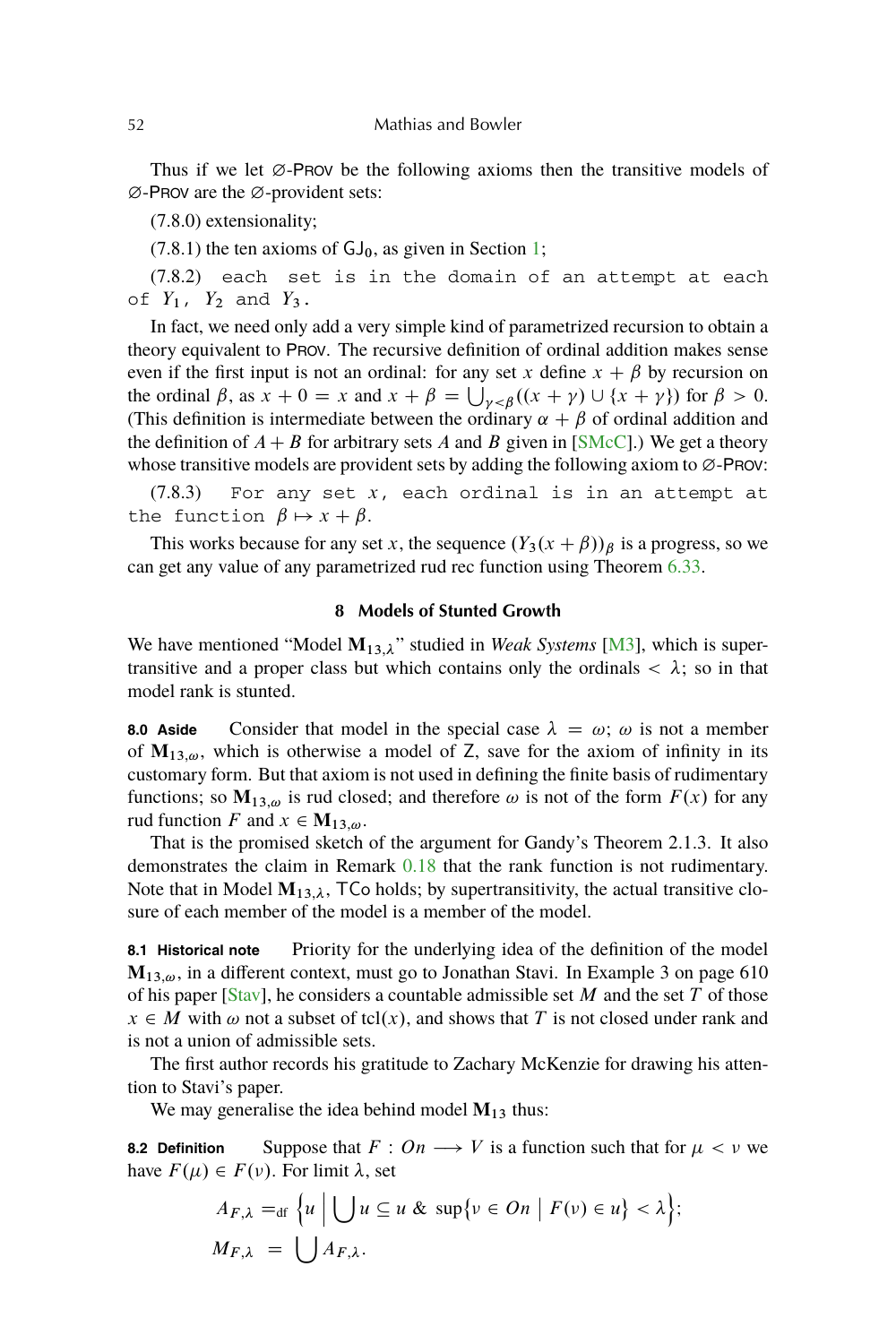Thus if we let $\varnothing$-PROV be the following axioms then the transitive models of $\varnothing$-PROV are the $\varnothing$-provident sets:

(7.8.0) extensionality;

(7.8.1) the ten axioms of $\mathsf{GJ}_0$, as given in Section 1;

(7.8.2) `each set is in the domain of an attempt at each of` $Y_1$, $Y_2$ `and` $Y_3$.

In fact, we need only add a very simple kind of parametrized recursion to obtain a theory equivalent to PROV. The recursive definition of ordinal addition makes sense even if the first input is not an ordinal: for any set $x$ define $x + \beta$ by recursion on the ordinal $\beta$, as $x + 0 = x$ and $x + \beta = \bigcup_{\gamma<\beta}((x + \gamma) \cup \{x + \gamma\})$ for $\beta > 0$. (This definition is intermediate between the ordinary $\alpha + \beta$ of ordinal addition and the definition of $A + B$ for arbitrary sets $A$ and $B$ given in [SMcC].) We get a theory whose transitive models are provident sets by adding the following axiom to $\varnothing$-PROV:

(7.8.3) `For any set` $x$, `each ordinal is in an attempt at the function` $\beta \mapsto x + \beta$.

This works because for any set $x$, the sequence $(Y_3(x + \beta))_\beta$ is a progress, so we can get any value of any parametrized rud rec function using Theorem 6.33.

## 8 Models of Stunted Growth

We have mentioned "Model $\mathbf{M}_{13,\lambda}$" studied in *Weak Systems* [M3], which is supertransitive and a proper class but which contains only the ordinals $< \lambda$; so in that model rank is stunted.

**8.0 Aside** Consider that model in the special case $\lambda = \omega$; $\omega$ is not a member of $\mathbf{M}_{13,\omega}$, which is otherwise a model of $\mathsf{Z}$, save for the axiom of infinity in its customary form. But that axiom is not used in defining the finite basis of rudimentary functions; so $\mathbf{M}_{13,\omega}$ is rud closed; and therefore $\omega$ is not of the form $F(x)$ for any rud function $F$ and $x \in \mathbf{M}_{13,\omega}$.

That is the promised sketch of the argument for Gandy's Theorem 2.1.3. It also demonstrates the claim in Remark 0.18 that the rank function is not rudimentary. Note that in Model $\mathbf{M}_{13,\lambda}$, $\mathsf{TCo}$ holds; by supertransitivity, the actual transitive closure of each member of the model is a member of the model.

**8.1 Historical note** Priority for the underlying idea of the definition of the model $\mathbf{M}_{13,\omega}$, in a different context, must go to Jonathan Stavi. In Example 3 on page 610 of his paper [Stav], he considers a countable admissible set $M$ and the set $T$ of those $x \in M$ with $\omega$ not a subset of $\operatorname{tcl}(x)$, and shows that $T$ is not closed under rank and is not a union of admissible sets.

The first author records his gratitude to Zachary McKenzie for drawing his attention to Stavi's paper.

We may generalise the idea behind model $\mathbf{M}_{13}$ thus:

**8.2 Definition** Suppose that $F : On \longrightarrow V$ is a function such that for $\mu < \nu$ we have $F(\mu) \in F(\nu)$. For limit $\lambda$, set

$$A_{F,\lambda} =_{\text{df}} \left\{ u \;\middle|\; \bigcup u \subseteq u \;\&\; \sup\{\nu \in On \mid F(\nu) \in u\} < \lambda \right\};$$

$$M_{F,\lambda} = \bigcup A_{F,\lambda}.$$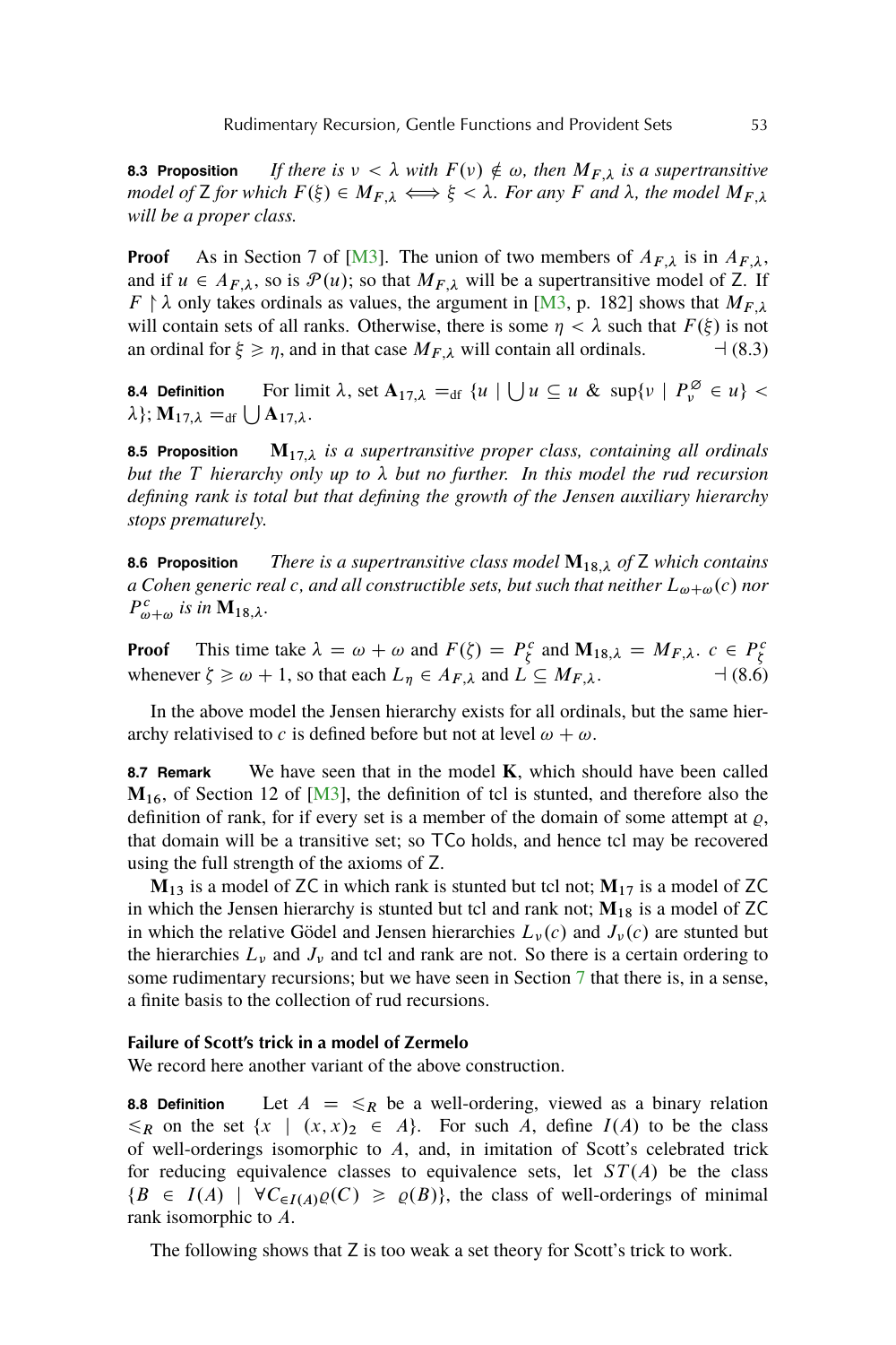**8.3 Proposition** *If there is $\nu < \lambda$ with $F(\nu) \notin \omega$, then $M_{F,\lambda}$ is a supertransitive model of* Z *for which $F(\xi) \in M_{F,\lambda} \iff \xi < \lambda$. For any $F$ and $\lambda$, the model $M_{F,\lambda}$ will be a proper class.*

**Proof** As in Section 7 of [M3]. The union of two members of $A_{F,\lambda}$ is in $A_{F,\lambda}$, and if $u \in A_{F,\lambda}$, so is $\mathcal{P}(u)$; so that $M_{F,\lambda}$ will be a supertransitive model of Z. If $F \restriction \lambda$ only takes ordinals as values, the argument in [M3, p. 182] shows that $M_{F,\lambda}$ will contain sets of all ranks. Otherwise, there is some $\eta < \lambda$ such that $F(\xi)$ is not an ordinal for $\xi \geqslant \eta$, and in that case $M_{F,\lambda}$ will contain all ordinals. ⊣ (8.3)

**8.4 Definition** For limit $\lambda$, set $\mathbf{A}_{17,\lambda} =_{\text{df}} \{u \mid \bigcup u \subseteq u \ \& \ \sup\{\nu \mid P^{\varnothing}_{\nu} \in u\} < \lambda\}$; $\mathbf{M}_{17,\lambda} =_{\text{df}} \bigcup \mathbf{A}_{17,\lambda}$.

**8.5 Proposition** *$\mathbf{M}_{17,\lambda}$ is a supertransitive proper class, containing all ordinals but the $T$ hierarchy only up to $\lambda$ but no further. In this model the rud recursion defining rank is total but that defining the growth of the Jensen auxiliary hierarchy stops prematurely.*

**8.6 Proposition** *There is a supertransitive class model $\mathbf{M}_{18,\lambda}$ of* Z *which contains a Cohen generic real $c$, and all constructible sets, but such that neither $L_{\omega+\omega}(c)$ nor $P^{c}_{\omega+\omega}$ is in $\mathbf{M}_{18,\lambda}$.*

**Proof** This time take $\lambda = \omega + \omega$ and $F(\zeta) = P^{c}_{\zeta}$ and $\mathbf{M}_{18,\lambda} = M_{F,\lambda}$. $c \in P^{c}_{\zeta}$ whenever $\zeta \geqslant \omega + 1$, so that each $L_{\eta} \in A_{F,\lambda}$ and $L \subseteq M_{F,\lambda}$. ⊣ (8.6)

In the above model the Jensen hierarchy exists for all ordinals, but the same hierarchy relativised to $c$ is defined before but not at level $\omega + \omega$.

**8.7 Remark** We have seen that in the model $\mathbf{K}$, which should have been called $\mathbf{M}_{16}$, of Section 12 of [M3], the definition of tcl is stunted, and therefore also the definition of rank, for if every set is a member of the domain of some attempt at $\varrho$, that domain will be a transitive set; so TCo holds, and hence tcl may be recovered using the full strength of the axioms of Z.

$\mathbf{M}_{13}$ is a model of ZC in which rank is stunted but tcl not; $\mathbf{M}_{17}$ is a model of ZC in which the Jensen hierarchy is stunted but tcl and rank not; $\mathbf{M}_{18}$ is a model of ZC in which the relative Gödel and Jensen hierarchies $L_{\nu}(c)$ and $J_{\nu}(c)$ are stunted but the hierarchies $L_{\nu}$ and $J_{\nu}$ and tcl and rank are not. So there is a certain ordering to some rudimentary recursions; but we have seen in Section 7 that there is, in a sense, a finite basis to the collection of rud recursions.

### Failure of Scott's trick in a model of Zermelo

We record here another variant of the above construction.

**8.8 Definition** Let $A = \leqslant_R$ be a well-ordering, viewed as a binary relation $\leqslant_R$ on the set $\{x \mid (x,x)_2 \in A\}$. For such $A$, define $I(A)$ to be the class of well-orderings isomorphic to $A$, and, in imitation of Scott's celebrated trick for reducing equivalence classes to equivalence sets, let $ST(A)$ be the class $\{B \in I(A) \mid \forall C_{\in I(A)} \varrho(C) \geqslant \varrho(B)\}$, the class of well-orderings of minimal rank isomorphic to $A$.

The following shows that Z is too weak a set theory for Scott's trick to work.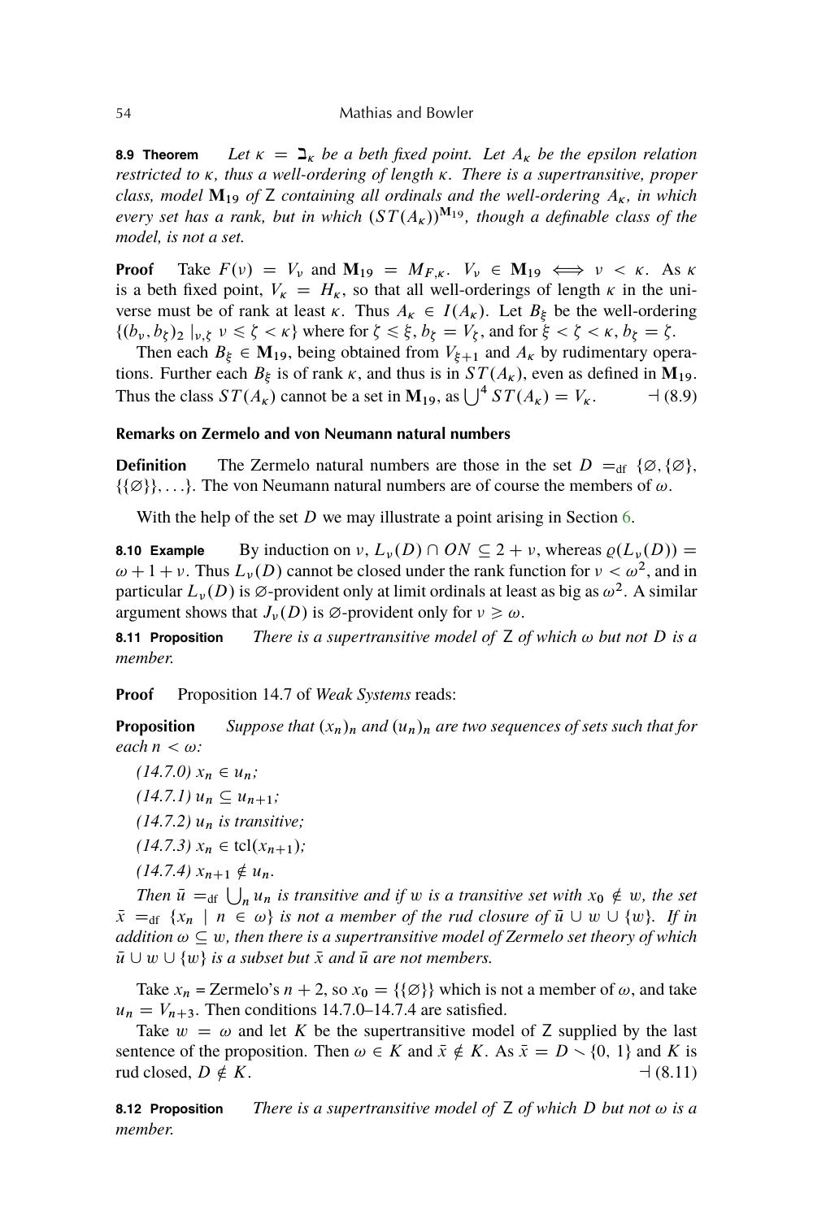**8.9 Theorem** *Let $\kappa = \beth_\kappa$ be a beth fixed point. Let $A_\kappa$ be the epsilon relation restricted to $\kappa$, thus a well-ordering of length $\kappa$. There is a supertransitive, proper class, model $\mathbf{M}_{19}$ of $\mathsf{Z}$ containing all ordinals and the well-ordering $A_\kappa$, in which every set has a rank, but in which $(ST(A_\kappa))^{\mathbf{M}_{19}}$, though a definable class of the model, is not a set.*

**Proof** Take $F(\nu) = V_\nu$ and $\mathbf{M}_{19} = M_{F,\kappa}$. $V_\nu \in \mathbf{M}_{19} \iff \nu < \kappa$. As $\kappa$ is a beth fixed point, $V_\kappa = H_\kappa$, so that all well-orderings of length $\kappa$ in the universe must be of rank at least $\kappa$. Thus $A_\kappa \in I(A_\kappa)$. Let $B_\xi$ be the well-ordering $\{(b_\nu, b_\zeta)_2 \mid_{\nu,\zeta} \nu \leqslant \zeta < \kappa\}$ where for $\zeta \leqslant \xi$, $b_\zeta = V_\zeta$, and for $\xi < \zeta < \kappa$, $b_\zeta = \zeta$.

Then each $B_\xi \in \mathbf{M}_{19}$, being obtained from $V_{\xi+1}$ and $A_\kappa$ by rudimentary operations. Further each $B_\xi$ is of rank $\kappa$, and thus is in $ST(A_\kappa)$, even as defined in $\mathbf{M}_{19}$. Thus the class $ST(A_\kappa)$ cannot be a set in $\mathbf{M}_{19}$, as $\bigcup^4 ST(A_\kappa) = V_\kappa$. ⊣ (8.9)

### Remarks on Zermelo and von Neumann natural numbers

**Definition** The Zermelo natural numbers are those in the set $D =_{\text{df}} \{\varnothing, \{\varnothing\}, \{\{\varnothing\}\}, \ldots\}$. The von Neumann natural numbers are of course the members of $\omega$.

With the help of the set $D$ we may illustrate a point arising in Section 6.

**8.10 Example** By induction on $\nu$, $L_\nu(D) \cap ON \subseteq 2 + \nu$, whereas $\varrho(L_\nu(D)) = \omega + 1 + \nu$. Thus $L_\nu(D)$ cannot be closed under the rank function for $\nu < \omega^2$, and in particular $L_\nu(D)$ is $\varnothing$-provident only at limit ordinals at least as big as $\omega^2$. A similar argument shows that $J_\nu(D)$ is $\varnothing$-provident only for $\nu \geqslant \omega$.

**8.11 Proposition** *There is a supertransitive model of $\mathsf{Z}$ of which $\omega$ but not $D$ is a member.*

**Proof** Proposition 14.7 of *Weak Systems* reads:

**Proposition** *Suppose that $(x_n)_n$ and $(u_n)_n$ are two sequences of sets such that for each $n < \omega$:*

*(14.7.0) $x_n \in u_n$;*

*(14.7.1) $u_n \subseteq u_{n+1}$;*

*(14.7.2) $u_n$ is transitive;*

*(14.7.3) $x_n \in \mathrm{tcl}(x_{n+1})$;*

*(14.7.4) $x_{n+1} \notin u_n$.*

*Then $\bar{u} =_{\text{df}} \bigcup_n u_n$ is transitive and if $w$ is a transitive set with $x_0 \notin w$, the set $\bar{x} =_{\text{df}} \{x_n \mid n \in \omega\}$ is not a member of the rud closure of $\bar{u} \cup w \cup \{w\}$. If in addition $\omega \subseteq w$, then there is a supertransitive model of Zermelo set theory of which $\bar{u} \cup w \cup \{w\}$ is a subset but $\bar{x}$ and $\bar{u}$ are not members.*

Take $x_n$ = Zermelo's $n + 2$, so $x_0 = \{\{\varnothing\}\}$ which is not a member of $\omega$, and take $u_n = V_{n+3}$. Then conditions 14.7.0–14.7.4 are satisfied.

Take $w = \omega$ and let $K$ be the supertransitive model of $\mathsf{Z}$ supplied by the last sentence of the proposition. Then $\omega \in K$ and $\bar{x} \notin K$. As $\bar{x} = D \setminus \{0, 1\}$ and $K$ is rud closed, $D \notin K$. ⊣ (8.11)

**8.12 Proposition** *There is a supertransitive model of $\mathsf{Z}$ of which $D$ but not $\omega$ is a member.*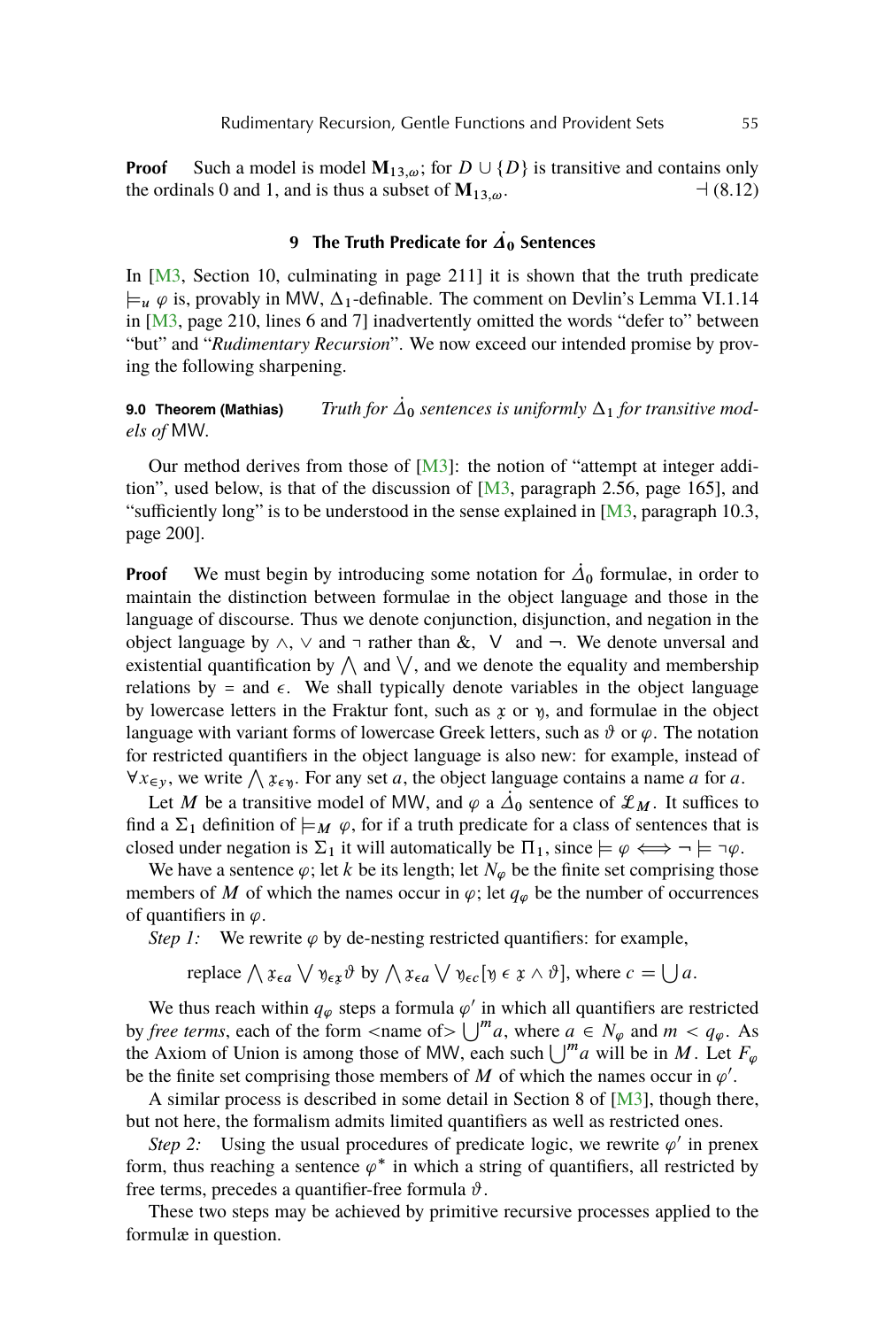**Proof** Such a model is model $\mathbf{M}_{13,\omega}$; for $D \cup \{D\}$ is transitive and contains only the ordinals 0 and 1, and is thus a subset of $\mathbf{M}_{13,\omega}$. $\dashv$ (8.12)

## 9 The Truth Predicate for $\dot{\Delta}_0$ Sentences

In [M3, Section 10, culminating in page 211] it is shown that the truth predicate $\models_u \varphi$ is, provably in MW, $\Delta_1$-definable. The comment on Devlin's Lemma VI.1.14 in [M3, page 210, lines 6 and 7] inadvertently omitted the words "defer to" between "but" and "*Rudimentary Recursion*". We now exceed our intended promise by proving the following sharpening.

**9.0 Theorem (Mathias)** *Truth for $\dot{\Delta}_0$ sentences is uniformly $\Delta_1$ for transitive models of* MW.

Our method derives from those of [M3]: the notion of "attempt at integer addition", used below, is that of the discussion of [M3, paragraph 2.56, page 165], and "sufficiently long" is to be understood in the sense explained in [M3, paragraph 10.3, page 200].

**Proof** We must begin by introducing some notation for $\dot{\Delta}_0$ formulae, in order to maintain the distinction between formulae in the object language and those in the language of discourse. Thus we denote conjunction, disjunction, and negation in the object language by $\wedge$, $\vee$ and $\neg$ rather than &, $\bigvee$ and $\neg$. We denote unversal and existential quantification by $\bigwedge$ and $\bigvee$, and we denote the equality and membership relations by $=$ and $\epsilon$. We shall typically denote variables in the object language by lowercase letters in the Fraktur font, such as $\mathfrak{x}$ or $\mathfrak{y}$, and formulae in the object language with variant forms of lowercase Greek letters, such as $\vartheta$ or $\varphi$. The notation for restricted quantifiers in the object language is also new: for example, instead of $\forall x_{\in y}$, we write $\bigwedge \mathfrak{x}_{\epsilon \mathfrak{y}}$. For any set $a$, the object language contains a name $a$ for $a$.

Let $M$ be a transitive model of MW, and $\varphi$ a $\dot{\Delta}_0$ sentence of $\mathcal{L}_M$. It suffices to find a $\Sigma_1$ definition of $\models_M \varphi$, for if a truth predicate for a class of sentences that is closed under negation is $\Sigma_1$ it will automatically be $\Pi_1$, since $\models \varphi \iff \neg \models \neg\varphi$.

We have a sentence $\varphi$; let $k$ be its length; let $N_\varphi$ be the finite set comprising those members of $M$ of which the names occur in $\varphi$; let $q_\varphi$ be the number of occurrences of quantifiers in $\varphi$.

*Step 1:* We rewrite $\varphi$ by de-nesting restricted quantifiers: for example,

$$\text{replace } \bigwedge \mathfrak{x}_{\epsilon a} \bigvee \mathfrak{y}_{\epsilon \mathfrak{x}} \vartheta \text{ by } \bigwedge \mathfrak{x}_{\epsilon a} \bigvee \mathfrak{y}_{\epsilon c}[\mathfrak{y} \in \mathfrak{x} \wedge \vartheta], \text{ where } c = \bigcup a.$$

We thus reach within $q_\varphi$ steps a formula $\varphi'$ in which all quantifiers are restricted by *free terms*, each of the form <name of> $\bigcup^m a$, where $a \in N_\varphi$ and $m < q_\varphi$. As the Axiom of Union is among those of MW, each such $\bigcup^m a$ will be in $M$. Let $F_\varphi$ be the finite set comprising those members of $M$ of which the names occur in $\varphi'$.

A similar process is described in some detail in Section 8 of [M3], though there, but not here, the formalism admits limited quantifiers as well as restricted ones.

*Step 2:* Using the usual procedures of predicate logic, we rewrite $\varphi'$ in prenex form, thus reaching a sentence $\varphi^*$ in which a string of quantifiers, all restricted by free terms, precedes a quantifier-free formula $\vartheta$.

These two steps may be achieved by primitive recursive processes applied to the formulæ in question.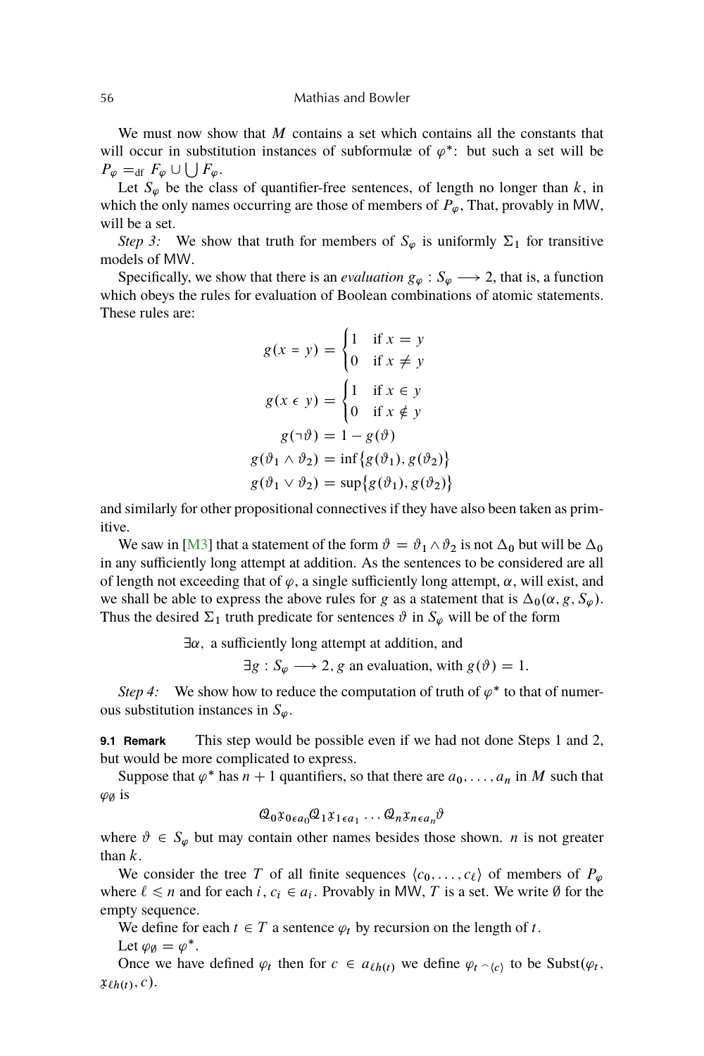We must now show that $M$ contains a set which contains all the constants that will occur in substitution instances of subformulæ of $\varphi^*$: but such a set will be $P_\varphi =_{\mathrm{df}} F_\varphi \cup \bigcup F_\varphi$.

Let $S_\varphi$ be the class of quantifier-free sentences, of length no longer than $k$, in which the only names occurring are those of members of $P_\varphi$, That, provably in MW, will be a set.

*Step 3:* We show that truth for members of $S_\varphi$ is uniformly $\Sigma_1$ for transitive models of MW.

Specifically, we show that there is an *evaluation* $g_\varphi : S_\varphi \longrightarrow 2$, that is, a function which obeys the rules for evaluation of Boolean combinations of atomic statements. These rules are:

$$g(x = y) = \begin{cases} 1 & \text{if } x = y \\ 0 & \text{if } x \neq y \end{cases}$$

$$g(x \mathrel{\epsilon} y) = \begin{cases} 1 & \text{if } x \in y \\ 0 & \text{if } x \notin y \end{cases}$$

$$g(\neg\vartheta) = 1 - g(\vartheta)$$

$$g(\vartheta_1 \wedge \vartheta_2) = \inf\{g(\vartheta_1), g(\vartheta_2)\}$$

$$g(\vartheta_1 \vee \vartheta_2) = \sup\{g(\vartheta_1), g(\vartheta_2)\}$$

and similarly for other propositional connectives if they have also been taken as primitive.

We saw in [M3] that a statement of the form $\vartheta = \vartheta_1 \wedge \vartheta_2$ is not $\Delta_0$ but will be $\Delta_0$ in any sufficiently long attempt at addition. As the sentences to be considered are all of length not exceeding that of $\varphi$, a single sufficiently long attempt, $\alpha$, will exist, and we shall be able to express the above rules for $g$ as a statement that is $\Delta_0(\alpha, g, S_\varphi)$. Thus the desired $\Sigma_1$ truth predicate for sentences $\vartheta$ in $S_\varphi$ will be of the form

$$\exists\alpha,\ \text{a sufficiently long attempt at addition, and}$$
$$\exists g : S_\varphi \longrightarrow 2, g \text{ an evaluation, with } g(\vartheta) = 1.$$

*Step 4:* We show how to reduce the computation of truth of $\varphi^*$ to that of numerous substitution instances in $S_\varphi$.

**9.1 Remark** This step would be possible even if we had not done Steps 1 and 2, but would be more complicated to express.

Suppose that $\varphi^*$ has $n+1$ quantifiers, so that there are $a_0, \ldots, a_n$ in $M$ such that $\varphi_\emptyset$ is

$$\mathcal{Q}_0 \mathfrak{x}_{0 \epsilon a_0} \mathcal{Q}_1 \mathfrak{x}_{1 \epsilon a_1} \ldots \mathcal{Q}_n \mathfrak{x}_{n \epsilon a_n} \vartheta$$

where $\vartheta \in S_\varphi$ but may contain other names besides those shown. $n$ is not greater than $k$.

We consider the tree $T$ of all finite sequences $\langle c_0, \ldots, c_\ell\rangle$ of members of $P_\varphi$ where $\ell \leqslant n$ and for each $i$, $c_i \in a_i$. Provably in MW, $T$ is a set. We write $\emptyset$ for the empty sequence.

We define for each $t \in T$ a sentence $\varphi_t$ by recursion on the length of $t$.

Let $\varphi_\emptyset = \varphi^*$.

Once we have defined $\varphi_t$ then for $c \in a_{\ell h(t)}$ we define $\varphi_{t \frown \langle c\rangle}$ to be $\mathrm{Subst}(\varphi_t, \mathfrak{x}_{\ell h(t)}, c)$.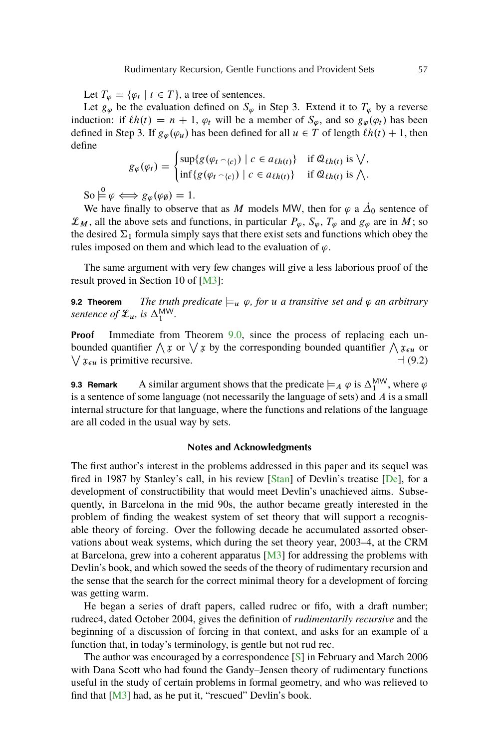Let $T_\varphi = \{\varphi_t \mid t \in T\}$, a tree of sentences.

Let $g_\varphi$ be the evaluation defined on $S_\varphi$ in Step 3. Extend it to $T_\varphi$ by a reverse induction: if $\ell h(t) = n+1$, $\varphi_t$ will be a member of $S_\varphi$, and so $g_\varphi(\varphi_t)$ has been defined in Step 3. If $g_\varphi(\varphi_u)$ has been defined for all $u \in T$ of length $\ell h(t)+1$, then define

$$g_\varphi(\varphi_t) = \begin{cases} \sup\{g(\varphi_{t \frown \langle c \rangle}) \mid c \in a_{\ell h(t)}\} & \text{if } \mathcal{Q}_{\ell h(t)} \text{ is } \bigvee, \\ \inf\{g(\varphi_{t \frown \langle c \rangle}) \mid c \in a_{\ell h(t)}\} & \text{if } \mathcal{Q}_{\ell h(t)} \text{ is } \bigwedge. \end{cases}$$

So $\overset{0}{\models} \varphi \iff g_\varphi(\varphi_\emptyset) = 1$.

We have finally to observe that as $M$ models MW, then for $\varphi$ a $\dot{\Delta}_0$ sentence of $\mathcal{L}_M$, all the above sets and functions, in particular $P_\varphi$, $S_\varphi$, $T_\varphi$ and $g_\varphi$ are in $M$; so the desired $\Sigma_1$ formula simply says that there exist sets and functions which obey the rules imposed on them and which lead to the evaluation of $\varphi$.

The same argument with very few changes will give a less laborious proof of the result proved in Section 10 of [M3]:

**9.2 Theorem** *The truth predicate $\models_u \varphi$, for $u$ a transitive set and $\varphi$ an arbitrary sentence of $\mathcal{L}_u$, is $\Delta_1^{\mathsf{MW}}$.*

**Proof** Immediate from Theorem 9.0, since the process of replacing each unbounded quantifier $\bigwedge \mathfrak{x}$ or $\bigvee \mathfrak{x}$ by the corresponding bounded quantifier $\bigwedge \mathfrak{x}_{\epsilon u}$ or $\bigvee \mathfrak{x}_{\epsilon u}$ is primitive recursive. $\dashv$ (9.2)

**9.3 Remark** A similar argument shows that the predicate $\models_A \varphi$ is $\Delta_1^{\mathsf{MW}}$, where $\varphi$ is a sentence of some language (not necessarily the language of sets) and $A$ is a small internal structure for that language, where the functions and relations of the language are all coded in the usual way by sets.

### Notes and Acknowledgments

The first author's interest in the problems addressed in this paper and its sequel was fired in 1987 by Stanley's call, in his review [Stan] of Devlin's treatise [De], for a development of constructibility that would meet Devlin's unachieved aims. Subsequently, in Barcelona in the mid 90s, the author became greatly interested in the problem of finding the weakest system of set theory that will support a recognisable theory of forcing. Over the following decade he accumulated assorted observations about weak systems, which during the set theory year, 2003–4, at the CRM at Barcelona, grew into a coherent apparatus [M3] for addressing the problems with Devlin's book, and which sowed the seeds of the theory of rudimentary recursion and the sense that the search for the correct minimal theory for a development of forcing was getting warm.

He began a series of draft papers, called rudrec or fifo, with a draft number; rudrec4, dated October 2004, gives the definition of *rudimentarily recursive* and the beginning of a discussion of forcing in that context, and asks for an example of a function that, in today's terminology, is gentle but not rud rec.

The author was encouraged by a correspondence [S] in February and March 2006 with Dana Scott who had found the Gandy–Jensen theory of rudimentary functions useful in the study of certain problems in formal geometry, and who was relieved to find that [M3] had, as he put it, "rescued" Devlin's book.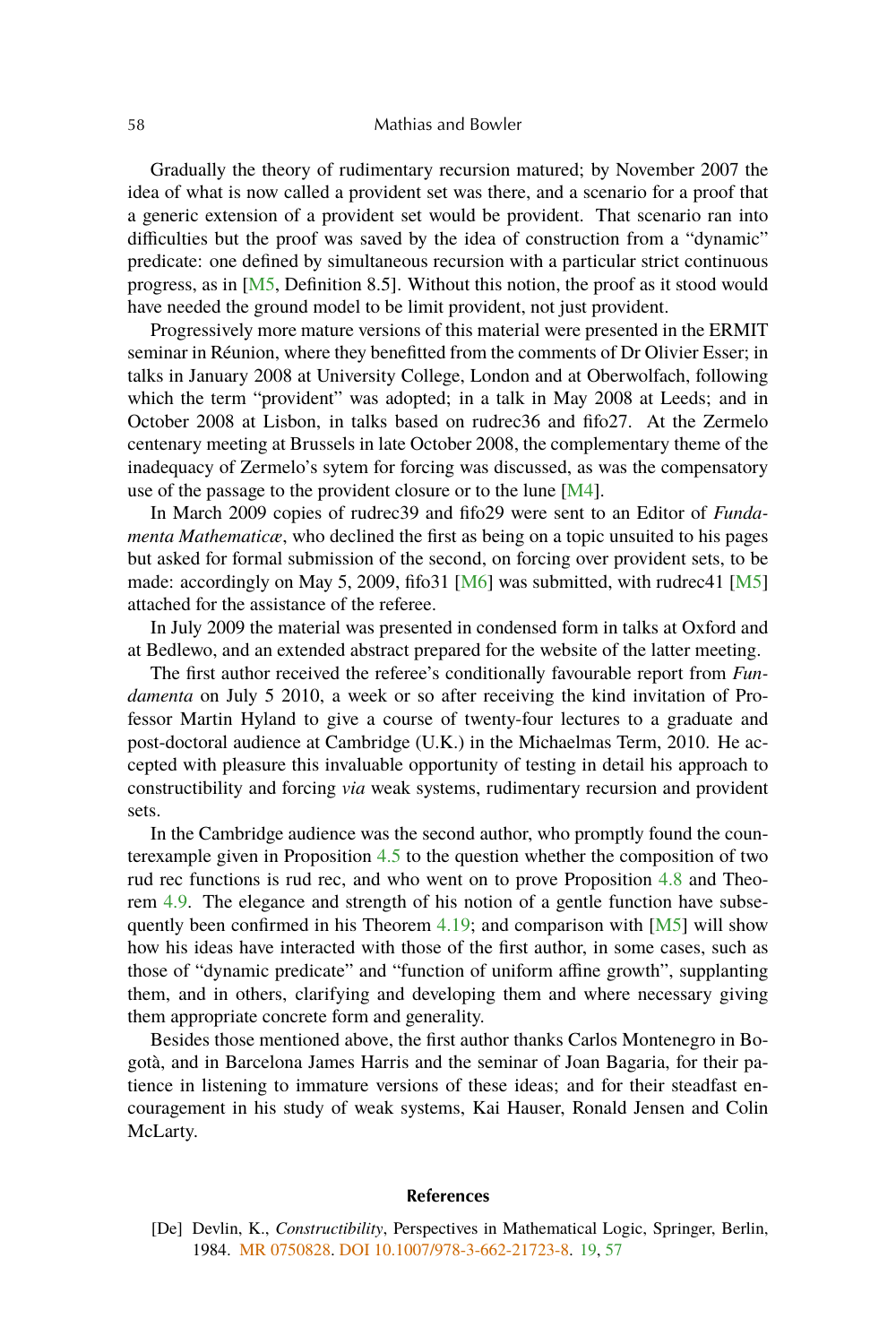Gradually the theory of rudimentary recursion matured; by November 2007 the idea of what is now called a provident set was there, and a scenario for a proof that a generic extension of a provident set would be provident. That scenario ran into difficulties but the proof was saved by the idea of construction from a "dynamic" predicate: one defined by simultaneous recursion with a particular strict continuous progress, as in [M5, Definition 8.5]. Without this notion, the proof as it stood would have needed the ground model to be limit provident, not just provident.

Progressively more mature versions of this material were presented in the ERMIT seminar in Réunion, where they benefitted from the comments of Dr Olivier Esser; in talks in January 2008 at University College, London and at Oberwolfach, following which the term "provident" was adopted; in a talk in May 2008 at Leeds; and in October 2008 at Lisbon, in talks based on rudrec36 and fifo27. At the Zermelo centenary meeting at Brussels in late October 2008, the complementary theme of the inadequacy of Zermelo's sytem for forcing was discussed, as was the compensatory use of the passage to the provident closure or to the lune [M4].

In March 2009 copies of rudrec39 and fifo29 were sent to an Editor of *Fundamenta Mathematicæ*, who declined the first as being on a topic unsuited to his pages but asked for formal submission of the second, on forcing over provident sets, to be made: accordingly on May 5, 2009, fifo31 [M6] was submitted, with rudrec41 [M5] attached for the assistance of the referee.

In July 2009 the material was presented in condensed form in talks at Oxford and at Bedlewo, and an extended abstract prepared for the website of the latter meeting.

The first author received the referee's conditionally favourable report from *Fundamenta* on July 5 2010, a week or so after receiving the kind invitation of Professor Martin Hyland to give a course of twenty-four lectures to a graduate and post-doctoral audience at Cambridge (U.K.) in the Michaelmas Term, 2010. He accepted with pleasure this invaluable opportunity of testing in detail his approach to constructibility and forcing *via* weak systems, rudimentary recursion and provident sets.

In the Cambridge audience was the second author, who promptly found the counterexample given in Proposition 4.5 to the question whether the composition of two rud rec functions is rud rec, and who went on to prove Proposition 4.8 and Theorem 4.9. The elegance and strength of his notion of a gentle function have subsequently been confirmed in his Theorem 4.19; and comparison with [M5] will show how his ideas have interacted with those of the first author, in some cases, such as those of "dynamic predicate" and "function of uniform affine growth", supplanting them, and in others, clarifying and developing them and where necessary giving them appropriate concrete form and generality.

Besides those mentioned above, the first author thanks Carlos Montenegro in Bogotà, and in Barcelona James Harris and the seminar of Joan Bagaria, for their patience in listening to immature versions of these ideas; and for their steadfast encouragement in his study of weak systems, Kai Hauser, Ronald Jensen and Colin McLarty.

## References

[De] Devlin, K., *Constructibility*, Perspectives in Mathematical Logic, Springer, Berlin, 1984. MR 0750828. DOI 10.1007/978-3-662-21723-8. 19, 57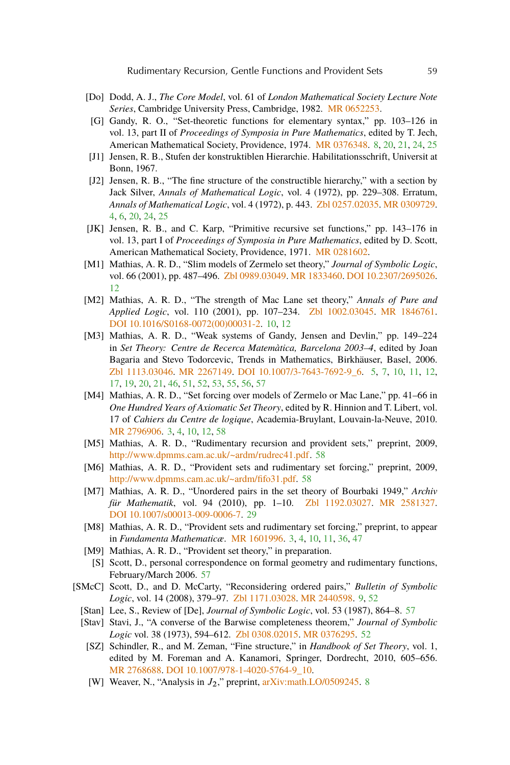[Do] Dodd, A. J., *The Core Model*, vol. 61 of *London Mathematical Society Lecture Note Series*, Cambridge University Press, Cambridge, 1982. MR 0652253.

[G] Gandy, R. O., "Set-theoretic functions for elementary syntax," pp. 103–126 in vol. 13, part II of *Proceedings of Symposia in Pure Mathematics*, edited by T. Jech, American Mathematical Society, Providence, 1974. MR 0376348. 8, 20, 21, 24, 25

[J1] Jensen, R. B., Stufen der konstruktiblen Hierarchie. Habilitationsschrift, Universit at Bonn, 1967.

[J2] Jensen, R. B., "The fine structure of the constructible hierarchy," with a section by Jack Silver, *Annals of Mathematical Logic*, vol. 4 (1972), pp. 229–308. Erratum, *Annals of Mathematical Logic*, vol. 4 (1972), p. 443. Zbl 0257.02035. MR 0309729. 4, 6, 20, 24, 25

[JK] Jensen, R. B., and C. Karp, "Primitive recursive set functions," pp. 143–176 in vol. 13, part I of *Proceedings of Symposia in Pure Mathematics*, edited by D. Scott, American Mathematical Society, Providence, 1971. MR 0281602.

[M1] Mathias, A. R. D., "Slim models of Zermelo set theory," *Journal of Symbolic Logic*, vol. 66 (2001), pp. 487–496. Zbl 0989.03049. MR 1833460. DOI 10.2307/2695026. 12

[M2] Mathias, A. R. D., "The strength of Mac Lane set theory," *Annals of Pure and Applied Logic*, vol. 110 (2001), pp. 107–234. Zbl 1002.03045. MR 1846761. DOI 10.1016/S0168-0072(00)00031-2. 10, 12

[M3] Mathias, A. R. D., "Weak systems of Gandy, Jensen and Devlin," pp. 149–224 in *Set Theory: Centre de Recerca Matemàtica, Barcelona 2003–4*, edited by Joan Bagaria and Stevo Todorcevic, Trends in Mathematics, Birkhäuser, Basel, 2006. Zbl 1113.03046. MR 2267149. DOI 10.1007/3-7643-7692-9_6. 5, 7, 10, 11, 12, 17, 19, 20, 21, 46, 51, 52, 53, 55, 56, 57

[M4] Mathias, A. R. D., "Set forcing over models of Zermelo or Mac Lane," pp. 41–66 in *One Hundred Years of Axiomatic Set Theory*, edited by R. Hinnion and T. Libert, vol. 17 of *Cahiers du Centre de logique*, Academia-Bruylant, Louvain-la-Neuve, 2010. MR 2796906. 3, 4, 10, 12, 58

[M5] Mathias, A. R. D., "Rudimentary recursion and provident sets," preprint, 2009, http://www.dpmms.cam.ac.uk/~ardm/rudrec41.pdf. 58

[M6] Mathias, A. R. D., "Provident sets and rudimentary set forcing," preprint, 2009, http://www.dpmms.cam.ac.uk/~ardm/fifo31.pdf. 58

[M7] Mathias, A. R. D., "Unordered pairs in the set theory of Bourbaki 1949," *Archiv für Mathematik*, vol. 94 (2010), pp. 1–10. Zbl 1192.03027. MR 2581327. DOI 10.1007/s00013-009-0006-7. 29

[M8] Mathias, A. R. D., "Provident sets and rudimentary set forcing," preprint, to appear in *Fundamenta Mathematicæ*. MR 1601996. 3, 4, 10, 11, 36, 47

[M9] Mathias, A. R. D., "Provident set theory," in preparation.

[S] Scott, D., personal correspondence on formal geometry and rudimentary functions, February/March 2006. 57

[SMcC] Scott, D., and D. McCarty, "Reconsidering ordered pairs," *Bulletin of Symbolic Logic*, vol. 14 (2008), 379–97. Zbl 1171.03028. MR 2440598. 9, 52

[Stan] Lee, S., Review of [De], *Journal of Symbolic Logic*, vol. 53 (1987), 864–8. 57

[Stav] Stavi, J., "A converse of the Barwise completeness theorem," *Journal of Symbolic Logic* vol. 38 (1973), 594–612. Zbl 0308.02015. MR 0376295. 52

[SZ] Schindler, R., and M. Zeman, "Fine structure," in *Handbook of Set Theory*, vol. 1, edited by M. Foreman and A. Kanamori, Springer, Dordrecht, 2010, 605–656. MR 2768688. DOI 10.1007/978-1-4020-5764-9_10.

[W] Weaver, N., "Analysis in $J_2$," preprint, arXiv:math.LO/0509245. 8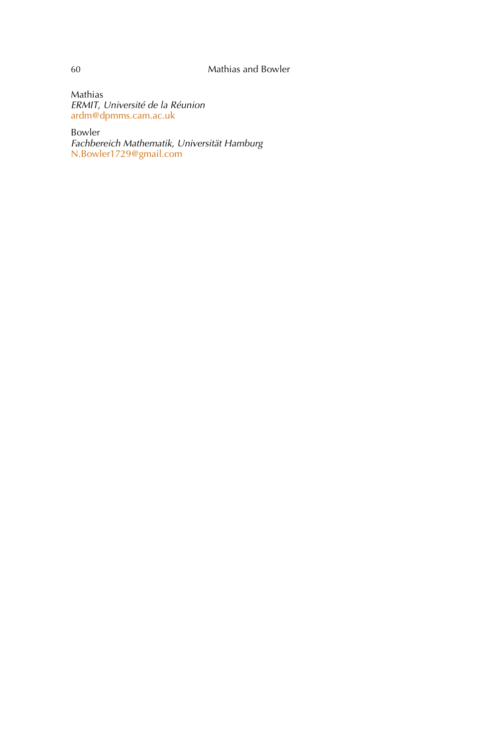Mathias
*ERMIT, Université de la Réunion*
ardm@dpmms.cam.ac.uk

Bowler
*Fachbereich Mathematik, Universität Hamburg*
N.Bowler1729@gmail.com